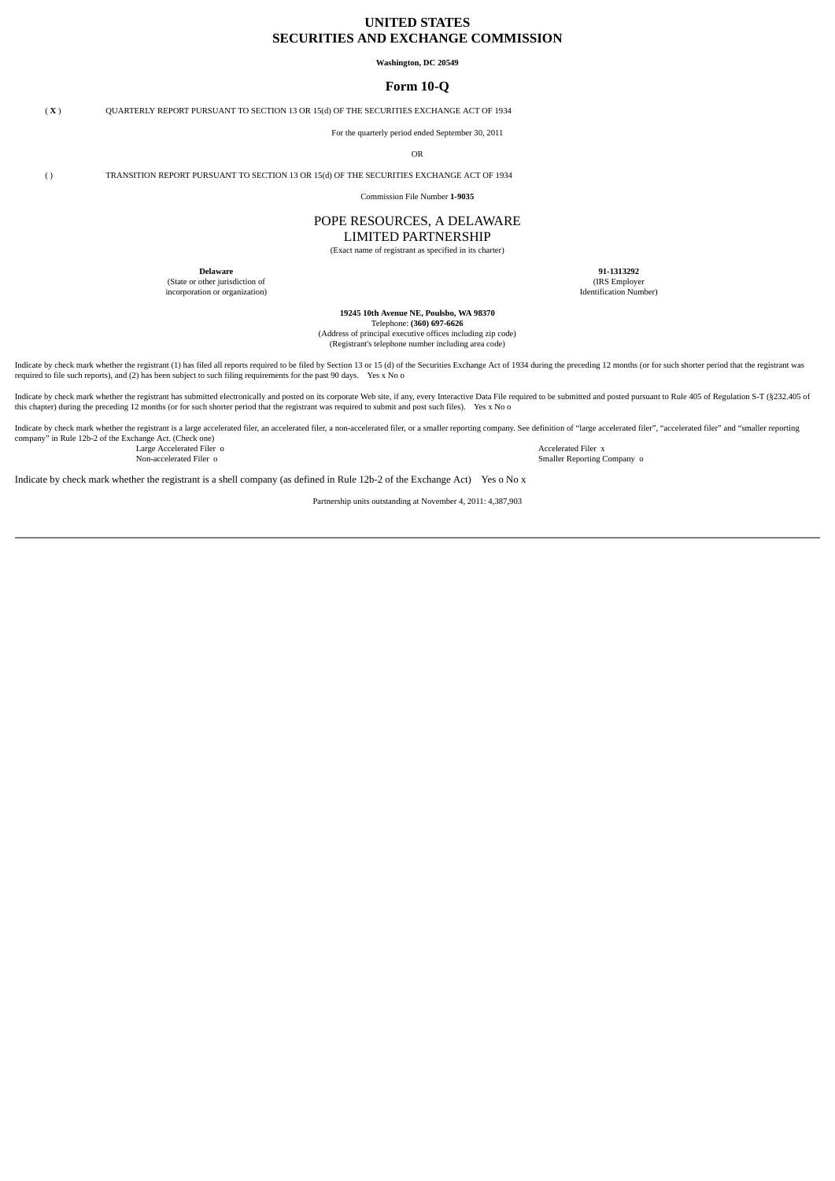# UNITED STATES
# SECURITIES AND EXCHANGE COMMISSION

**Washington, DC 20549**

## Form 10-Q

( **X** ) QUARTERLY REPORT PURSUANT TO SECTION 13 OR 15(d) OF THE SECURITIES EXCHANGE ACT OF 1934

For the quarterly period ended September 30, 2011

OR

( ) TRANSITION REPORT PURSUANT TO SECTION 13 OR 15(d) OF THE SECURITIES EXCHANGE ACT OF 1934

Commission File Number **1-9035**

POPE RESOURCES, A DELAWARE
LIMITED PARTNERSHIP
(Exact name of registrant as specified in its charter)

| | |
|---|---|
| **Delaware** | **91-1313292** |
| (State or other jurisdiction of incorporation or organization) | (IRS Employer Identification Number) |

**19245 10th Avenue NE, Poulsbo, WA 98370**
Telephone: **(360) 697-6626**
(Address of principal executive offices including zip code)
(Registrant's telephone number including area code)

Indicate by check mark whether the registrant (1) has filed all reports required to be filed by Section 13 or 15 (d) of the Securities Exchange Act of 1934 during the preceding 12 months (or for such shorter period that the registrant was required to file such reports), and (2) has been subject to such filing requirements for the past 90 days. Yes x No o

Indicate by check mark whether the registrant has submitted electronically and posted on its corporate Web site, if any, every Interactive Data File required to be submitted and posted pursuant to Rule 405 of Regulation S-T (§232.405 of this chapter) during the preceding 12 months (or for such shorter period that the registrant was required to submit and post such files). Yes x No o

Indicate by check mark whether the registrant is a large accelerated filer, an accelerated filer, a non-accelerated filer, or a smaller reporting company. See definition of "large accelerated filer", "accelerated filer" and "smaller reporting company" in Rule 12b-2 of the Exchange Act. (Check one)

| | |
|---|---|
| Large Accelerated Filer o | Accelerated Filer x |
| Non-accelerated Filer o | Smaller Reporting Company o |

Indicate by check mark whether the registrant is a shell company (as defined in Rule 12b-2 of the Exchange Act) Yes o No x

Partnership units outstanding at November 4, 2011: 4,387,903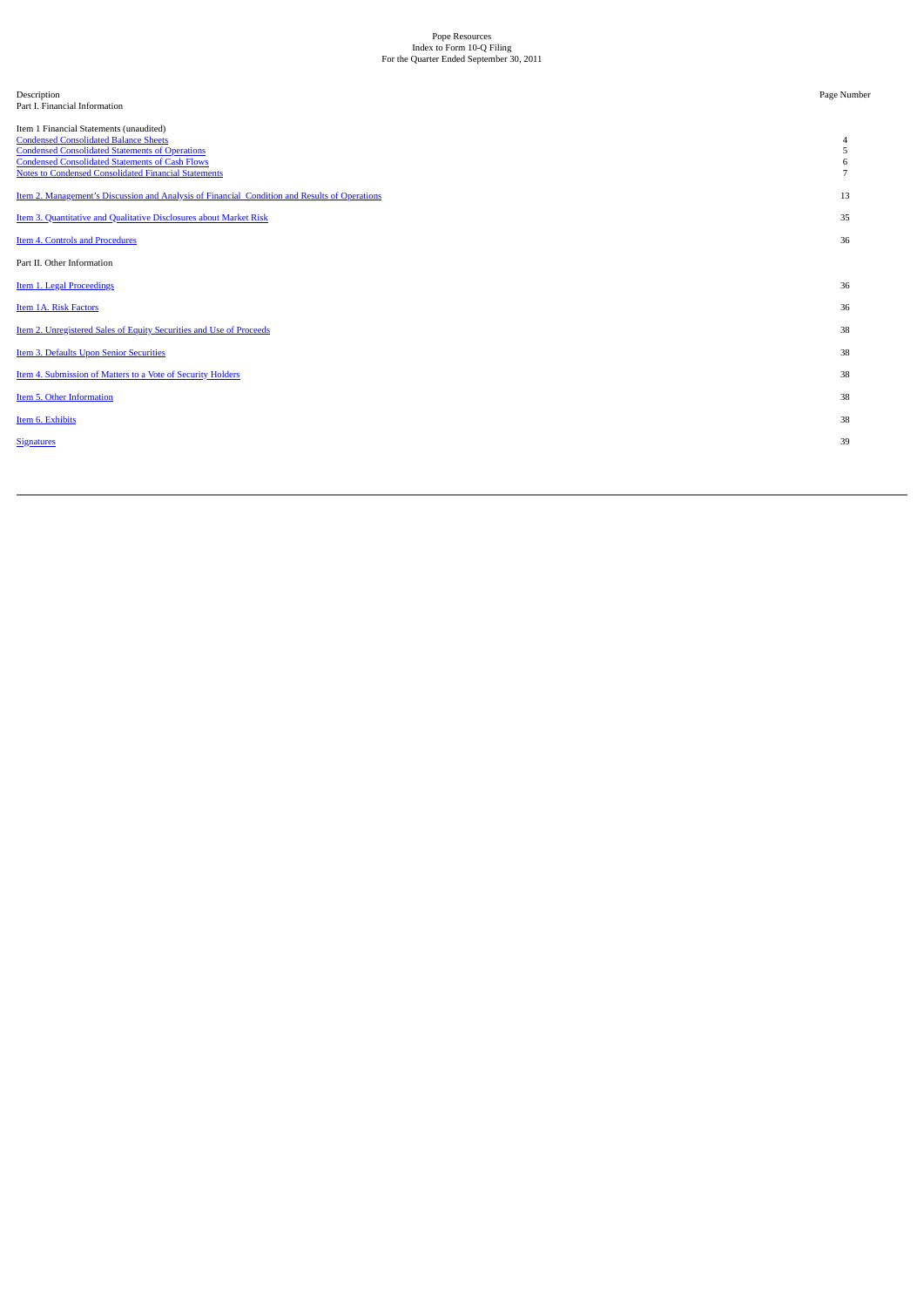Pope Resources
Index to Form 10-Q Filing
For the Quarter Ended September 30, 2011

| Description | Page Number |
| --- | --- |
| Part I. Financial Information | |
| Item 1 Financial Statements (unaudited) | |
| Condensed Consolidated Balance Sheets | 4 |
| Condensed Consolidated Statements of Operations | 5 |
| Condensed Consolidated Statements of Cash Flows | 6 |
| Notes to Condensed Consolidated Financial Statements | 7 |
| Item 2. Management's Discussion and Analysis of Financial Condition and Results of Operations | 13 |
| Item 3. Quantitative and Qualitative Disclosures about Market Risk | 35 |
| Item 4. Controls and Procedures | 36 |
| Part II. Other Information | |
| Item 1. Legal Proceedings | 36 |
| Item 1A. Risk Factors | 36 |
| Item 2. Unregistered Sales of Equity Securities and Use of Proceeds | 38 |
| Item 3. Defaults Upon Senior Securities | 38 |
| Item 4. Submission of Matters to a Vote of Security Holders | 38 |
| Item 5. Other Information | 38 |
| Item 6. Exhibits | 38 |
| Signatures | 39 |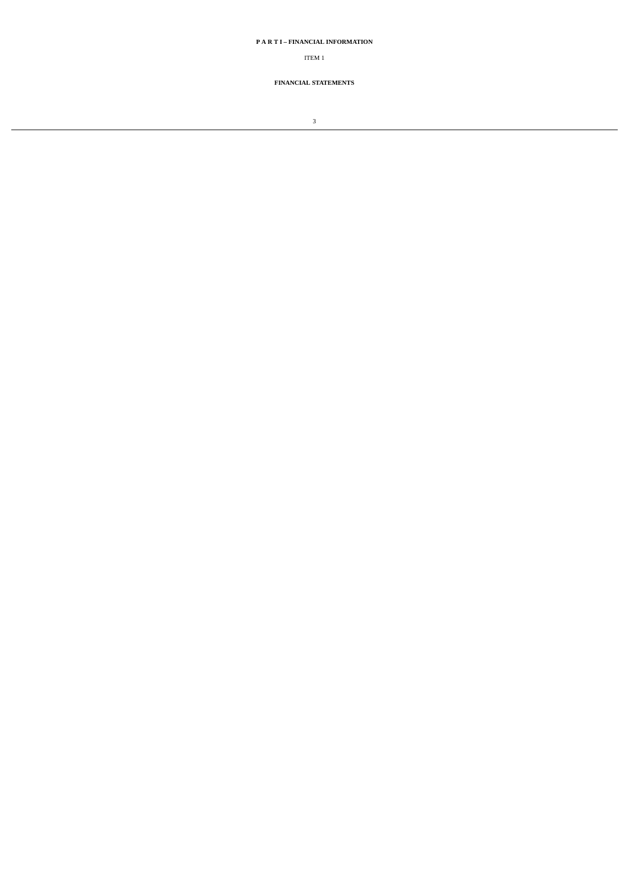# PART I – FINANCIAL INFORMATION

ITEM 1

**FINANCIAL STATEMENTS**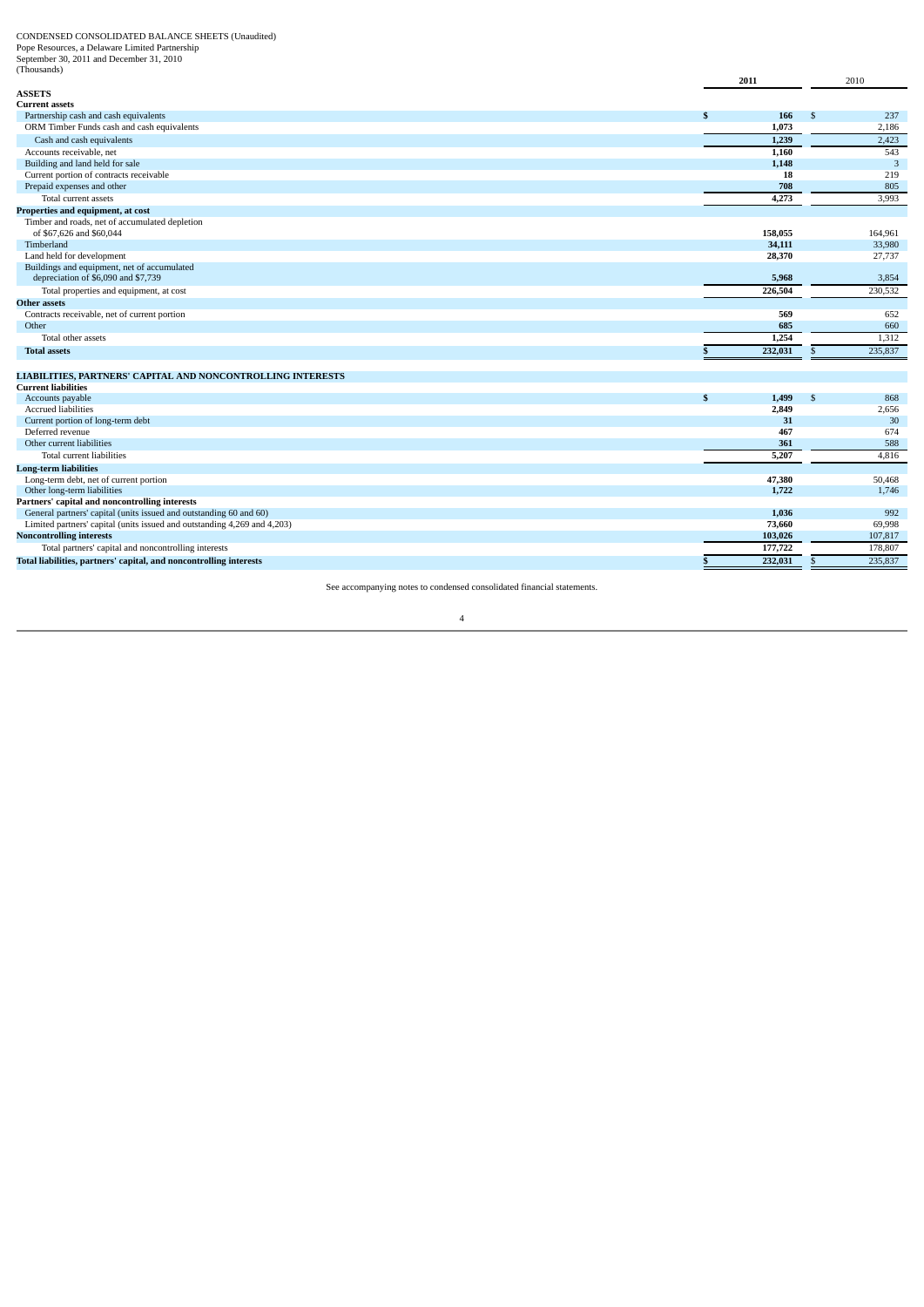CONDENSED CONSOLIDATED BALANCE SHEETS (Unaudited)
Pope Resources, a Delaware Limited Partnership
September 30, 2011 and December 31, 2010
(Thousands)

| | 2011 | 2010 |
|---|---|---|
| **ASSETS** | | |
| **Current assets** | | |
| Partnership cash and cash equivalents | $ 166 | $ 237 |
| ORM Timber Funds cash and cash equivalents | 1,073 | 2,186 |
| Cash and cash equivalents | 1,239 | 2,423 |
| Accounts receivable, net | 1,160 | 543 |
| Building and land held for sale | 1,148 | 3 |
| Current portion of contracts receivable | 18 | 219 |
| Prepaid expenses and other | 708 | 805 |
| Total current assets | 4,273 | 3,993 |
| **Properties and equipment, at cost** | | |
| Timber and roads, net of accumulated depletion of $67,626 and $60,044 | 158,055 | 164,961 |
| Timberland | 34,111 | 33,980 |
| Land held for development | 28,370 | 27,737 |
| Buildings and equipment, net of accumulated depreciation of $6,090 and $7,739 | 5,968 | 3,854 |
| Total properties and equipment, at cost | 226,504 | 230,532 |
| **Other assets** | | |
| Contracts receivable, net of current portion | 569 | 652 |
| Other | 685 | 660 |
| Total other assets | 1,254 | 1,312 |
| **Total assets** | $ 232,031 | $ 235,837 |
| | | |
| **LIABILITIES, PARTNERS' CAPITAL AND NONCONTROLLING INTERESTS** | | |
| **Current liabilities** | | |
| Accounts payable | $ 1,499 | $ 868 |
| Accrued liabilities | 2,849 | 2,656 |
| Current portion of long-term debt | 31 | 30 |
| Deferred revenue | 467 | 674 |
| Other current liabilities | 361 | 588 |
| Total current liabilities | 5,207 | 4,816 |
| **Long-term liabilities** | | |
| Long-term debt, net of current portion | 47,380 | 50,468 |
| Other long-term liabilities | 1,722 | 1,746 |
| **Partners' capital and noncontrolling interests** | | |
| General partners' capital (units issued and outstanding 60 and 60) | 1,036 | 992 |
| Limited partners' capital (units issued and outstanding 4,269 and 4,203) | 73,660 | 69,998 |
| **Noncontrolling interests** | 103,026 | 107,817 |
| Total partners' capital and noncontrolling interests | 177,722 | 178,807 |
| **Total liabilities, partners' capital, and noncontrolling interests** | $ 232,031 | $ 235,837 |

See accompanying notes to condensed consolidated financial statements.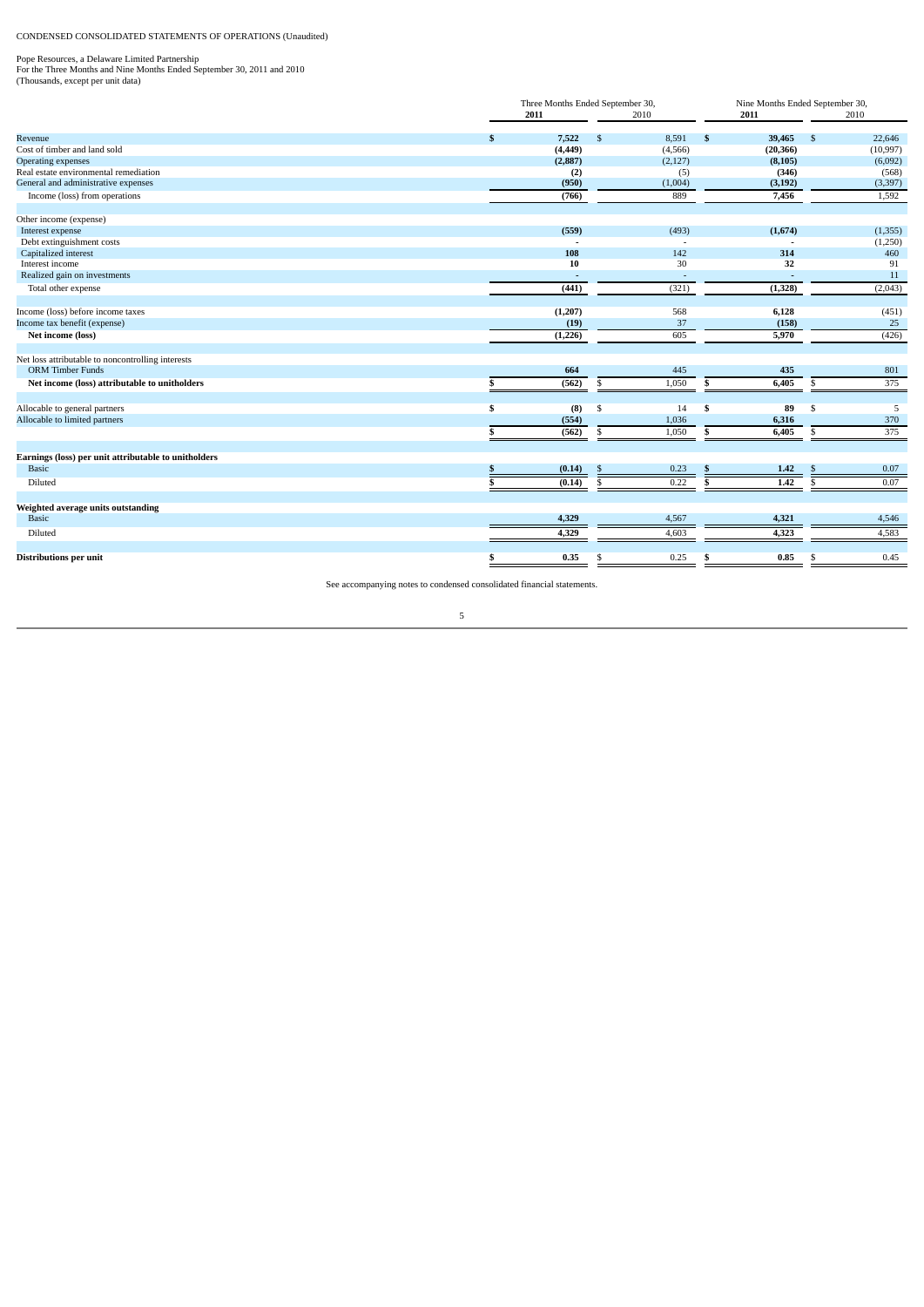CONDENSED CONSOLIDATED STATEMENTS OF OPERATIONS (Unaudited)

Pope Resources, a Delaware Limited Partnership
For the Three Months and Nine Months Ended September 30, 2011 and 2010
(Thousands, except per unit data)

| | Three Months Ended September 30, | | Nine Months Ended September 30, | |
|---|---|---|---|---|
| | **2011** | 2010 | **2011** | 2010 |
| Revenue | **$ 7,522** | $ 8,591 | **$ 39,465** | $ 22,646 |
| Cost of timber and land sold | **(4,449)** | (4,566) | **(20,366)** | (10,997) |
| Operating expenses | **(2,887)** | (2,127) | **(8,105)** | (6,092) |
| Real estate environmental remediation | **(2)** | (5) | **(346)** | (568) |
| General and administrative expenses | **(950)** | (1,004) | **(3,192)** | (3,397) |
| Income (loss) from operations | **(766)** | 889 | **7,456** | 1,592 |
| Other income (expense) | | | | |
| Interest expense | **(559)** | (493) | **(1,674)** | (1,355) |
| Debt extinguishment costs | **-** | - | **-** | (1,250) |
| Capitalized interest | **108** | 142 | **314** | 460 |
| Interest income | **10** | 30 | **32** | 91 |
| Realized gain on investments | **-** | - | **-** | 11 |
| Total other expense | **(441)** | (321) | **(1,328)** | (2,043) |
| Income (loss) before income taxes | **(1,207)** | 568 | **6,128** | (451) |
| Income tax benefit (expense) | **(19)** | 37 | **(158)** | 25 |
| **Net income (loss)** | **(1,226)** | 605 | **5,970** | (426) |
| Net loss attributable to noncontrolling interests | | | | |
| ORM Timber Funds | **664** | 445 | **435** | 801 |
| **Net income (loss) attributable to unitholders** | **$ (562)** | $ 1,050 | **$ 6,405** | $ 375 |
| Allocable to general partners | **$ (8)** | $ 14 | **$ 89** | $ 5 |
| Allocable to limited partners | **(554)** | 1,036 | **6,316** | 370 |
| | **$ (562)** | $ 1,050 | **$ 6,405** | $ 375 |
| **Earnings (loss) per unit attributable to unitholders** | | | | |
| Basic | **$ (0.14)** | $ 0.23 | **$ 1.42** | $ 0.07 |
| Diluted | **$ (0.14)** | $ 0.22 | **$ 1.42** | $ 0.07 |
| **Weighted average units outstanding** | | | | |
| Basic | **4,329** | 4,567 | **4,321** | 4,546 |
| Diluted | **4,329** | 4,603 | **4,323** | 4,583 |
| **Distributions per unit** | **$ 0.35** | $ 0.25 | **$ 0.85** | $ 0.45 |

See accompanying notes to condensed consolidated financial statements.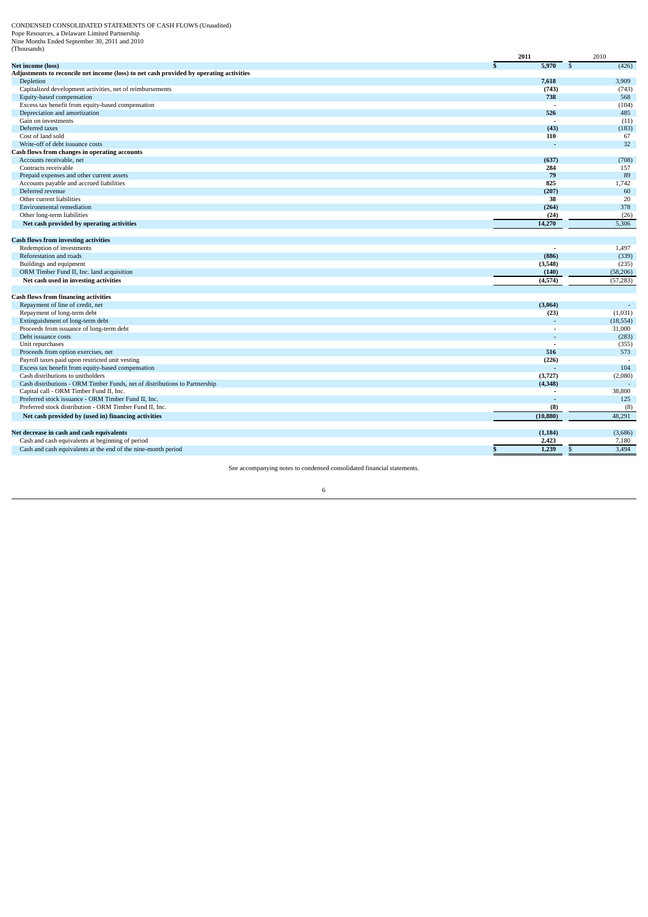CONDENSED CONSOLIDATED STATEMENTS OF CASH FLOWS (Unaudited)
Pope Resources, a Delaware Limited Partnership
Nine Months Ended September 30, 2011 and 2010
(Thousands)

| | 2011 | 2010 |
|---|---|---|
| **Net income (loss)** | **$ 5,970** | $ (426) |
| **Adjustments to reconcile net income (loss) to net cash provided by operating activities** | | |
| Depletion | **7,618** | 3,909 |
| Capitalized development activities, net of reimbursements | **(743)** | (743) |
| Equity-based compensation | **738** | 568 |
| Excess tax benefit from equity-based compensation | **-** | (104) |
| Depreciation and amortization | **526** | 485 |
| Gain on investments | **-** | (11) |
| Deferred taxes | **(43)** | (183) |
| Cost of land sold | **110** | 67 |
| Write-off of debt issuance costs | **-** | 32 |
| **Cash flows from changes in operating accounts** | | |
| Accounts receivable, net | **(637)** | (708) |
| Contracts receivable | **284** | 157 |
| Prepaid expenses and other current assets | **79** | 89 |
| Accounts payable and accrued liabilities | **825** | 1,742 |
| Deferred revenue | **(207)** | 60 |
| Other current liabilities | **38** | 20 |
| Environmental remediation | **(264)** | 378 |
| Other long-term liabilities | **(24)** | (26) |
| **Net cash provided by operating activities** | **14,270** | 5,306 |
| | | |
| **Cash flows from investing activities** | | |
| Redemption of investments | **-** | 1,497 |
| Reforestation and roads | **(886)** | (339) |
| Buildings and equipment | **(3,548)** | (235) |
| ORM Timber Fund II, Inc. land acquisition | **(140)** | (58,206) |
| **Net cash used in investing activities** | **(4,574)** | (57,283) |
| | | |
| **Cash flows from financing activities** | | |
| Repayment of line of credit, net | **(3,064)** | - |
| Repayment of long-term debt | **(23)** | (1,031) |
| Extinguishment of long-term debt | **-** | (18,554) |
| Proceeds from issuance of long-term debt | **-** | 31,000 |
| Debt issuance costs | **-** | (283) |
| Unit repurchases | **-** | (355) |
| Proceeds from option exercises, net | **516** | 573 |
| Payroll taxes paid upon restricted unit vesting | **(226)** | - |
| Excess tax benefit from equity-based compensation | **-** | 104 |
| Cash distributions to unitholders | **(3,727)** | (2,080) |
| Cash distributions - ORM Timber Funds, net of distributions to Partnership | **(4,348)** | - |
| Capital call - ORM Timber Fund II, Inc. | **-** | 38,800 |
| Preferred stock issuance - ORM Timber Fund II, Inc. | **-** | 125 |
| Preferred stock distribution - ORM Timber Fund II, Inc. | **(8)** | (8) |
| **Net cash provided by (used in) financing activities** | **(10,880)** | 48,291 |
| | | |
| **Net decrease in cash and cash equivalents** | **(1,184)** | (3,686) |
| Cash and cash equivalents at beginning of period | **2,423** | 7,180 |
| Cash and cash equivalents at the end of the nine-month period | **$ 1,239** | $ 3,494 |

See accompanying notes to condensed consolidated financial statements.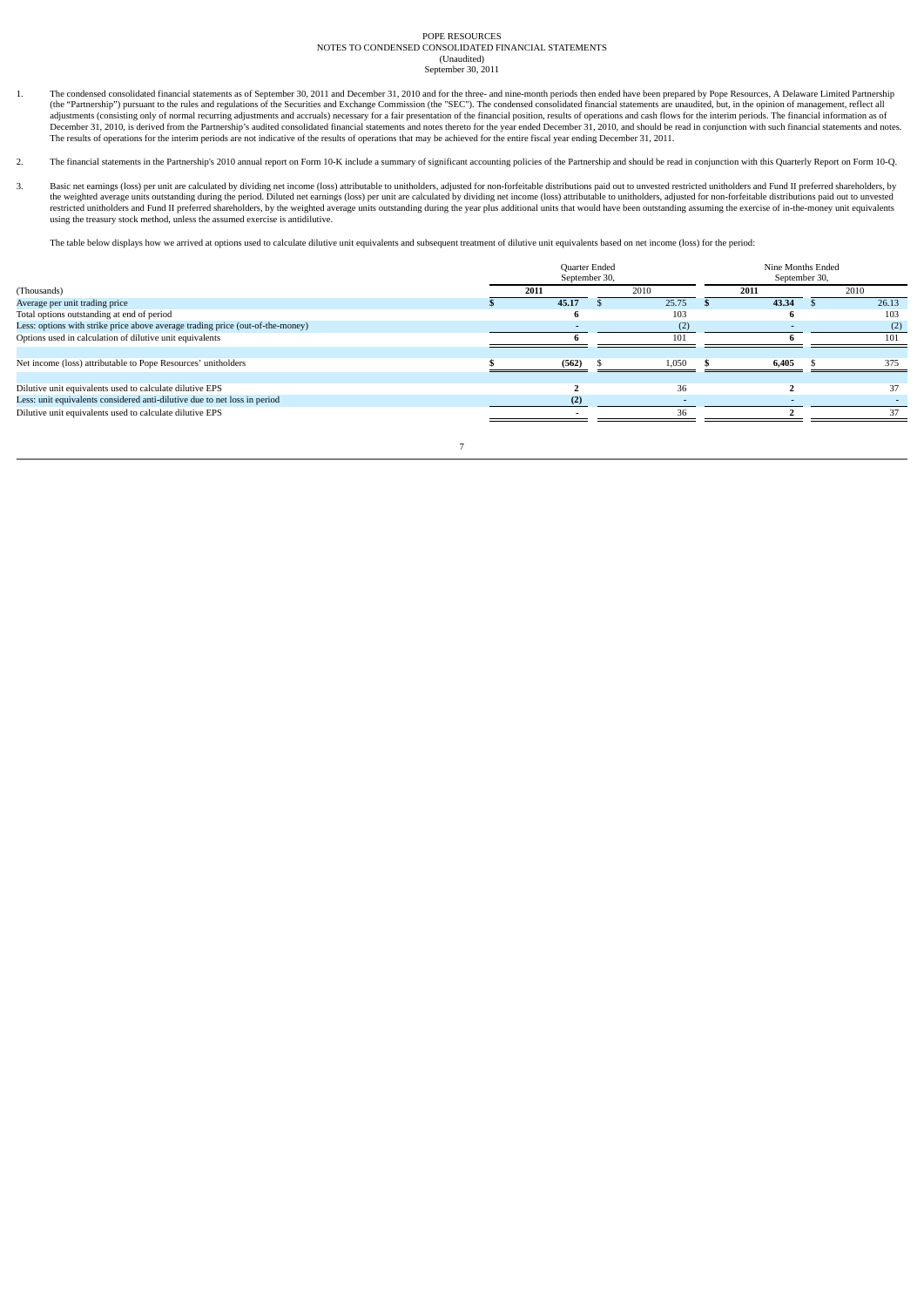POPE RESOURCES
NOTES TO CONDENSED CONSOLIDATED FINANCIAL STATEMENTS
(Unaudited)
September 30, 2011

1. The condensed consolidated financial statements as of September 30, 2011 and December 31, 2010 and for the three- and nine-month periods then ended have been prepared by Pope Resources, A Delaware Limited Partnership (the "Partnership") pursuant to the rules and regulations of the Securities and Exchange Commission (the "SEC"). The condensed consolidated financial statements are unaudited, but, in the opinion of management, reflect all adjustments (consisting only of normal recurring adjustments and accruals) necessary for a fair presentation of the financial position, results of operations and cash flows for the interim periods. The financial information as of December 31, 2010, is derived from the Partnership's audited consolidated financial statements and notes thereto for the year ended December 31, 2010, and should be read in conjunction with such financial statements and notes. The results of operations for the interim periods are not indicative of the results of operations that may be achieved for the entire fiscal year ending December 31, 2011.

2. The financial statements in the Partnership's 2010 annual report on Form 10-K include a summary of significant accounting policies of the Partnership and should be read in conjunction with this Quarterly Report on Form 10-Q.

3. Basic net earnings (loss) per unit are calculated by dividing net income (loss) attributable to unitholders, adjusted for non-forfeitable distributions paid out to unvested restricted unitholders and Fund II preferred shareholders, by the weighted average units outstanding during the period. Diluted net earnings (loss) per unit are calculated by dividing net income (loss) attributable to unitholders, adjusted for non-forfeitable distributions paid out to unvested restricted unitholders and Fund II preferred shareholders, by the weighted average units outstanding during the year plus additional units that would have been outstanding assuming the exercise of in-the-money unit equivalents using the treasury stock method, unless the assumed exercise is antidilutive.

   The table below displays how we arrived at options used to calculate dilutive unit equivalents and subsequent treatment of dilutive unit equivalents based on net income (loss) for the period:

| | Quarter Ended September 30, | | Nine Months Ended September 30, | |
|---|---|---|---|---|
| (Thousands) | 2011 | 2010 | 2011 | 2010 |
| Average per unit trading price | $ 45.17 | $ 25.75 | $ 43.34 | $ 26.13 |
| Total options outstanding at end of period | 6 | 103 | 6 | 103 |
| Less: options with strike price above average trading price (out-of-the-money) | - | (2) | - | (2) |
| Options used in calculation of dilutive unit equivalents | 6 | 101 | 6 | 101 |
| | | | | |
| Net income (loss) attributable to Pope Resources' unitholders | $ (562) | $ 1,050 | $ 6,405 | $ 375 |
| | | | | |
| Dilutive unit equivalents used to calculate dilutive EPS | 2 | 36 | 2 | 37 |
| Less: unit equivalents considered anti-dilutive due to net loss in period | (2) | - | - | - |
| Dilutive unit equivalents used to calculate dilutive EPS | - | 36 | 2 | 37 |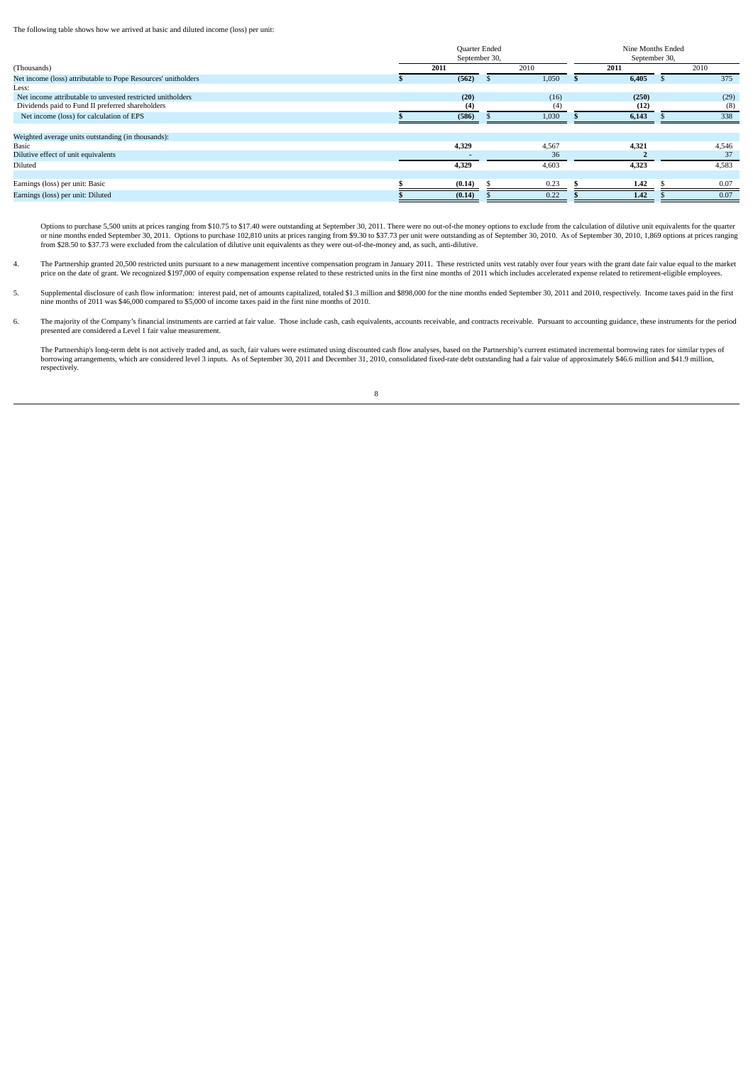The following table shows how we arrived at basic and diluted income (loss) per unit:

| (Thousands) | Quarter Ended September 30, 2011 | Quarter Ended September 30, 2010 | Nine Months Ended September 30, 2011 | Nine Months Ended September 30, 2010 |
|---|---|---|---|---|
| Net income (loss) attributable to Pope Resources' unitholders | $ (562) | $ 1,050 | $ 6,405 | $ 375 |
| Less: | | | | |
| Net income attributable to unvested restricted unitholders | (20) | (16) | (250) | (29) |
| Dividends paid to Fund II preferred shareholders | (4) | (4) | (12) | (8) |
| Net income (loss) for calculation of EPS | $ (586) | $ 1,030 | $ 6,143 | $ 338 |
| | | | | |
| Weighted average units outstanding (in thousands): | | | | |
| Basic | 4,329 | 4,567 | 4,321 | 4,546 |
| Dilutive effect of unit equivalents | - | 36 | 2 | 37 |
| Diluted | 4,329 | 4,603 | 4,323 | 4,583 |
| | | | | |
| Earnings (loss) per unit: Basic | $ (0.14) | $ 0.23 | $ 1.42 | $ 0.07 |
| Earnings (loss) per unit: Diluted | $ (0.14) | $ 0.22 | $ 1.42 | $ 0.07 |

Options to purchase 5,500 units at prices ranging from $10.75 to $17.40 were outstanding at September 30, 2011. There were no out-of-the money options to exclude from the calculation of dilutive unit equivalents for the quarter or nine months ended September 30, 2011. Options to purchase 102,810 units at prices ranging from $9.30 to $37.73 per unit were outstanding as of September 30, 2010. As of September 30, 2010, 1,869 options at prices ranging from $28.50 to $37.73 were excluded from the calculation of dilutive unit equivalents as they were out-of-the-money and, as such, anti-dilutive.

4. The Partnership granted 20,500 restricted units pursuant to a new management incentive compensation program in January 2011. These restricted units vest ratably over four years with the grant date fair value equal to the market price on the date of grant. We recognized $197,000 of equity compensation expense related to these restricted units in the first nine months of 2011 which includes accelerated expense related to retirement-eligible employees.

5. Supplemental disclosure of cash flow information: interest paid, net of amounts capitalized, totaled $1.3 million and $898,000 for the nine months ended September 30, 2011 and 2010, respectively. Income taxes paid in the first nine months of 2011 was $46,000 compared to $5,000 of income taxes paid in the first nine months of 2010.

6. The majority of the Company's financial instruments are carried at fair value. Those include cash, cash equivalents, accounts receivable, and contracts receivable. Pursuant to accounting guidance, these instruments for the period presented are considered a Level 1 fair value measurement.

   The Partnership's long-term debt is not actively traded and, as such, fair values were estimated using discounted cash flow analyses, based on the Partnership's current estimated incremental borrowing rates for similar types of borrowing arrangements, which are considered level 3 inputs. As of September 30, 2011 and December 31, 2010, consolidated fixed-rate debt outstanding had a fair value of approximately $46.6 million and $41.9 million, respectively.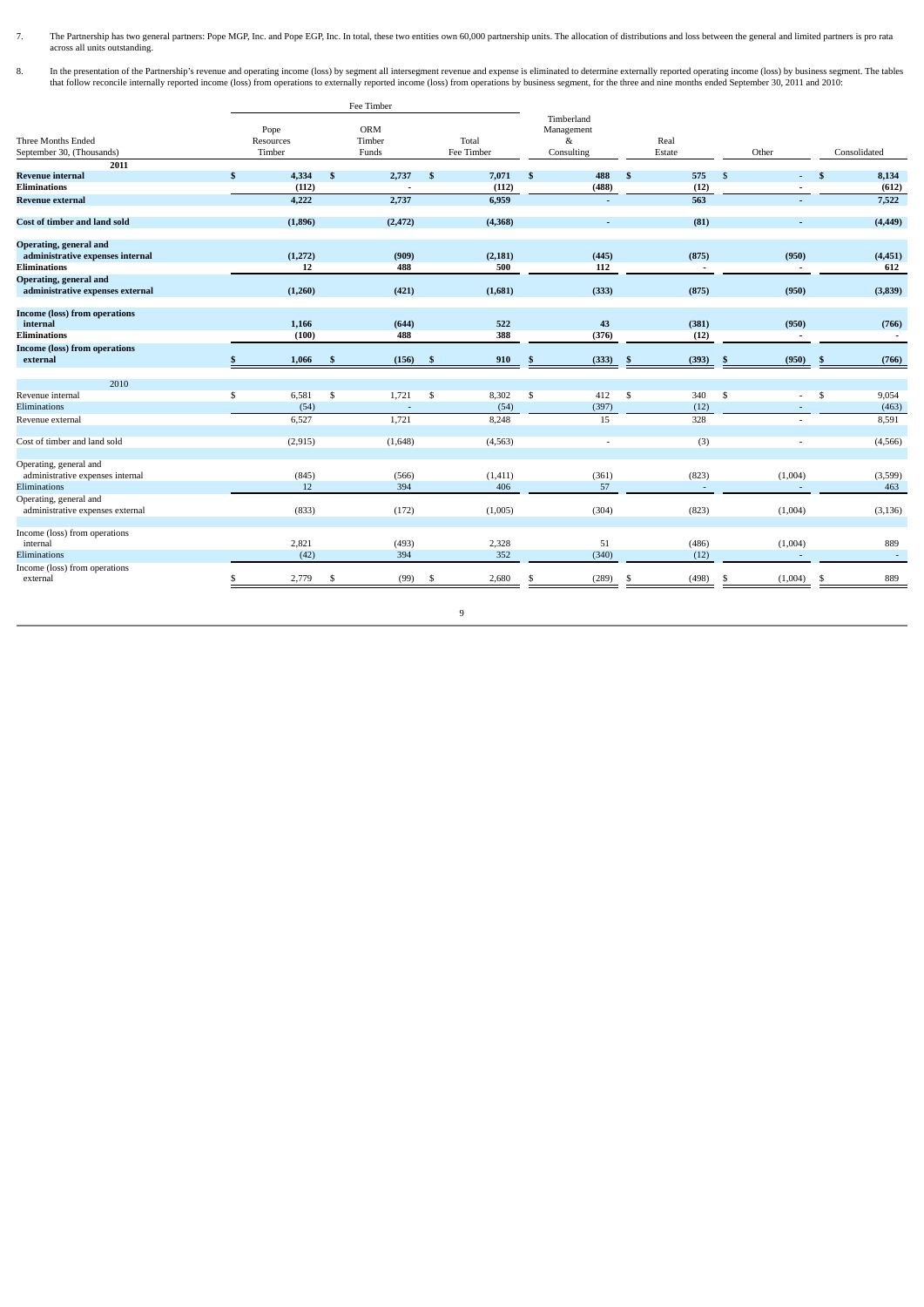7. The Partnership has two general partners: Pope MGP, Inc. and Pope EGP, Inc. In total, these two entities own 60,000 partnership units. The allocation of distributions and loss between the general and limited partners is pro rata across all units outstanding.

8. In the presentation of the Partnership's revenue and operating income (loss) by segment all intersegment revenue and expense is eliminated to determine externally reported operating income (loss) by business segment. The tables that follow reconcile internally reported income (loss) from operations to externally reported income (loss) from operations by business segment, for the three and nine months ended September 30, 2011 and 2010:

| | Fee Timber | | | | | | |
|---|---|---|---|---|---|---|---|
| Three Months Ended September 30, (Thousands) | Pope Resources Timber | ORM Timber Funds | Total Fee Timber | Timberland Management & Consulting | Real Estate | Other | Consolidated |
| **2011** | | | | | | | |
| **Revenue internal** | **$ 4,334** | **$ 2,737** | **$ 7,071** | **$ 488** | **$ 575** | **$ -** | **$ 8,134** |
| **Eliminations** | **(112)** | **-** | **(112)** | **(488)** | **(12)** | **-** | **(612)** |
| **Revenue external** | **4,222** | **2,737** | **6,959** | **-** | **563** | **-** | **7,522** |
| **Cost of timber and land sold** | **(1,896)** | **(2,472)** | **(4,368)** | **-** | **(81)** | **-** | **(4,449)** |
| **Operating, general and administrative expenses internal** | **(1,272)** | **(909)** | **(2,181)** | **(445)** | **(875)** | **(950)** | **(4,451)** |
| **Eliminations** | **12** | **488** | **500** | **112** | **-** | **-** | **612** |
| **Operating, general and administrative expenses external** | **(1,260)** | **(421)** | **(1,681)** | **(333)** | **(875)** | **(950)** | **(3,839)** |
| **Income (loss) from operations internal** | **1,166** | **(644)** | **522** | **43** | **(381)** | **(950)** | **(766)** |
| **Eliminations** | **(100)** | **488** | **388** | **(376)** | **(12)** | **-** | **-** |
| **Income (loss) from operations external** | **$ 1,066** | **$ (156)** | **$ 910** | **$ (333)** | **$ (393)** | **$ (950)** | **$ (766)** |
| 2010 | | | | | | | |
| Revenue internal | $ 6,581 | $ 1,721 | $ 8,302 | $ 412 | $ 340 | $ - | $ 9,054 |
| Eliminations | (54) | - | (54) | (397) | (12) | - | (463) |
| Revenue external | 6,527 | 1,721 | 8,248 | 15 | 328 | - | 8,591 |
| Cost of timber and land sold | (2,915) | (1,648) | (4,563) | - | (3) | - | (4,566) |
| Operating, general and administrative expenses internal | (845) | (566) | (1,411) | (361) | (823) | (1,004) | (3,599) |
| Eliminations | 12 | 394 | 406 | 57 | - | - | 463 |
| Operating, general and administrative expenses external | (833) | (172) | (1,005) | (304) | (823) | (1,004) | (3,136) |
| Income (loss) from operations internal | 2,821 | (493) | 2,328 | 51 | (486) | (1,004) | 889 |
| Eliminations | (42) | 394 | 352 | (340) | (12) | - | - |
| Income (loss) from operations external | $ 2,779 | $ (99) | $ 2,680 | $ (289) | $ (498) | $ (1,004) | $ 889 |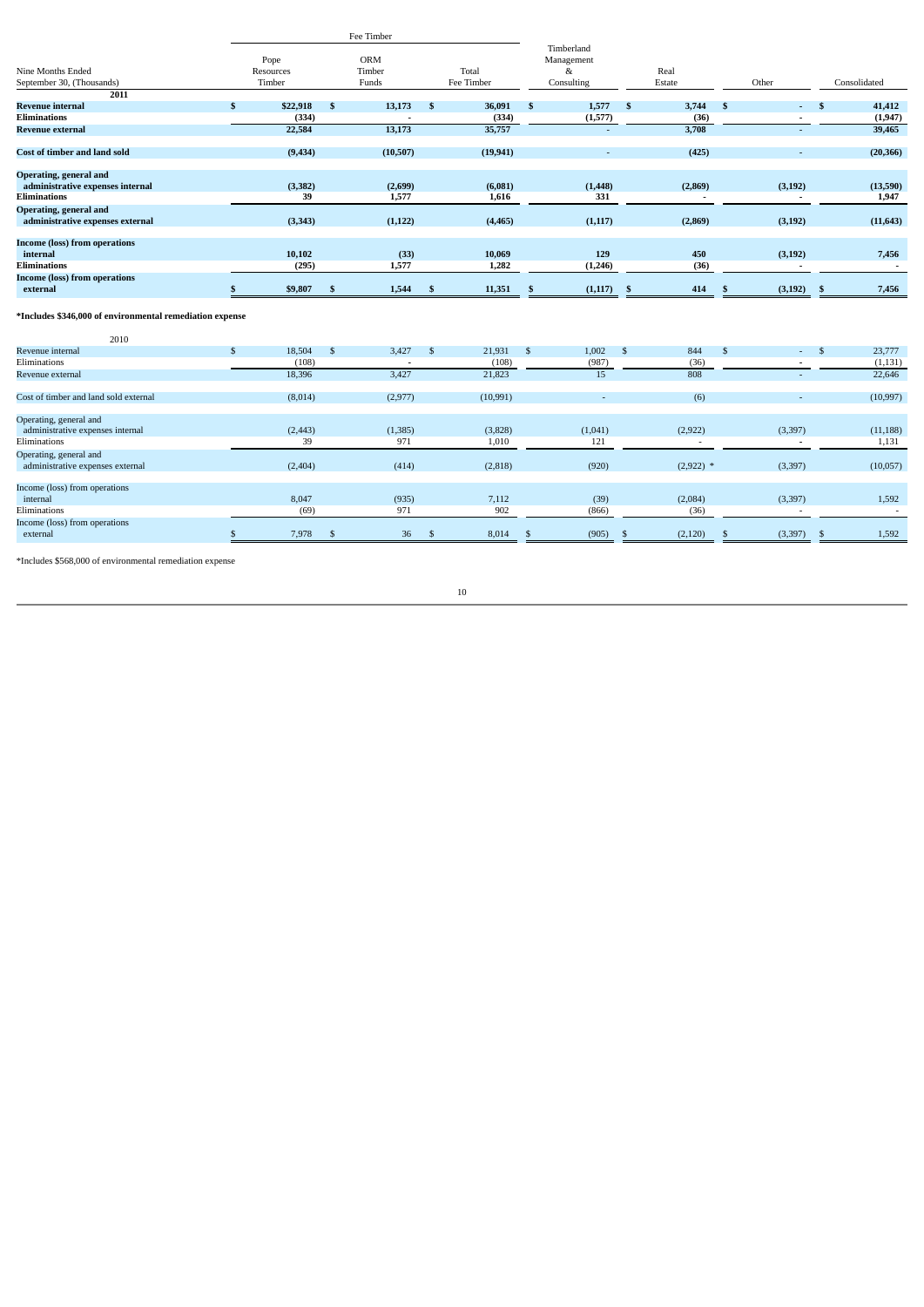| Nine Months Ended September 30, (Thousands) | Fee Timber: Pope Resources Timber | Fee Timber: ORM Timber Funds | Fee Timber: Total Fee Timber | Timberland Management & Consulting | Real Estate | Other | Consolidated |
|---|---|---|---|---|---|---|---|
| **2011** | | | | | | | |
| **Revenue internal** | **$ $22,918** | **$ 13,173** | **$ 36,091** | **$ 1,577** | **$ 3,744** | **$ -** | **$ 41,412** |
| **Eliminations** | **(334)** | **-** | **(334)** | **(1,577)** | **(36)** | **-** | **(1,947)** |
| **Revenue external** | **22,584** | **13,173** | **35,757** | **-** | **3,708** | **-** | **39,465** |
| **Cost of timber and land sold** | **(9,434)** | **(10,507)** | **(19,941)** | **-** | **(425)** | **-** | **(20,366)** |
| **Operating, general and administrative expenses internal** | **(3,382)** | **(2,699)** | **(6,081)** | **(1,448)** | **(2,869)** | **(3,192)** | **(13,590)** |
| **Eliminations** | **39** | **1,577** | **1,616** | **331** | **-** | **-** | **1,947** |
| **Operating, general and administrative expenses external** | **(3,343)** | **(1,122)** | **(4,465)** | **(1,117)** | **(2,869)** | **(3,192)** | **(11,643)** |
| **Income (loss) from operations internal** | **10,102** | **(33)** | **10,069** | **129** | **450** | **(3,192)** | **7,456** |
| **Eliminations** | **(295)** | **1,577** | **1,282** | **(1,246)** | **(36)** | **-** | **-** |
| **Income (loss) from operations external** | **$ $9,807** | **$ 1,544** | **$ 11,351** | **$ (1,117)** | **$ 414** | **$ (3,192)** | **$ 7,456** |

**\*Includes $346,000 of environmental remediation expense**

| | Pope Resources Timber | ORM Timber Funds | Total Fee Timber | Timberland Management & Consulting | Real Estate | Other | Consolidated |
|---|---|---|---|---|---|---|---|
| 2010 | | | | | | | |
| Revenue internal | $ 18,504 | $ 3,427 | $ 21,931 | $ 1,002 | $ 844 | $ - | $ 23,777 |
| Eliminations | (108) | - | (108) | (987) | (36) | - | (1,131) |
| Revenue external | 18,396 | 3,427 | 21,823 | 15 | 808 | - | 22,646 |
| Cost of timber and land sold external | (8,014) | (2,977) | (10,991) | - | (6) | - | (10,997) |
| Operating, general and administrative expenses internal | (2,443) | (1,385) | (3,828) | (1,041) | (2,922) | (3,397) | (11,188) |
| Eliminations | 39 | 971 | 1,010 | 121 | - | - | 1,131 |
| Operating, general and administrative expenses external | (2,404) | (414) | (2,818) | (920) | (2,922) * | (3,397) | (10,057) |
| Income (loss) from operations internal | 8,047 | (935) | 7,112 | (39) | (2,084) | (3,397) | 1,592 |
| Eliminations | (69) | 971 | 902 | (866) | (36) | - | - |
| Income (loss) from operations external | $ 7,978 | $ 36 | $ 8,014 | $ (905) | $ (2,120) | $ (3,397) | $ 1,592 |

*Includes $568,000 of environmental remediation expense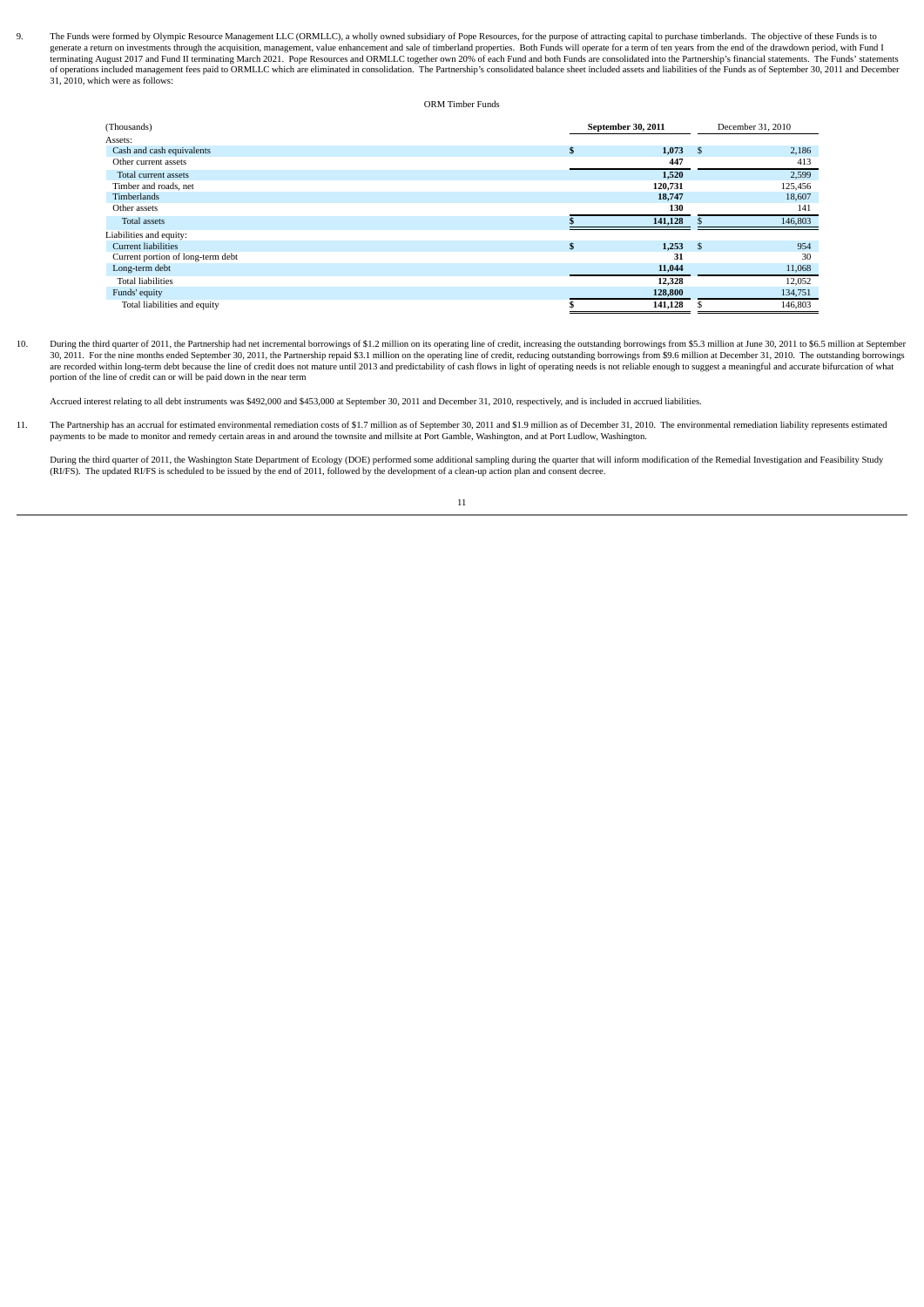9. The Funds were formed by Olympic Resource Management LLC (ORMLLC), a wholly owned subsidiary of Pope Resources, for the purpose of attracting capital to purchase timberlands. The objective of these Funds is to generate a return on investments through the acquisition, management, value enhancement and sale of timberland properties. Both Funds will operate for a term of ten years from the end of the drawdown period, with Fund I terminating August 2017 and Fund II terminating March 2021. Pope Resources and ORMLLC together own 20% of each Fund and both Funds are consolidated into the Partnership's financial statements. The Funds' statements of operations included management fees paid to ORMLLC which are eliminated in consolidation. The Partnership's consolidated balance sheet included assets and liabilities of the Funds as of September 30, 2011 and December 31, 2010, which were as follows:

ORM Timber Funds

| (Thousands) | September 30, 2011 | December 31, 2010 |
|---|---|---|
| Assets: | | |
| Cash and cash equivalents | $ 1,073 | $ 2,186 |
| Other current assets | 447 | 413 |
| Total current assets | 1,520 | 2,599 |
| Timber and roads, net | 120,731 | 125,456 |
| Timberlands | 18,747 | 18,607 |
| Other assets | 130 | 141 |
| Total assets | $ 141,128 | $ 146,803 |
| Liabilities and equity: | | |
| Current liabilities | $ 1,253 | $ 954 |
| Current portion of long-term debt | 31 | 30 |
| Long-term debt | 11,044 | 11,068 |
| Total liabilities | 12,328 | 12,052 |
| Funds' equity | 128,800 | 134,751 |
| Total liabilities and equity | $ 141,128 | $ 146,803 |

10. During the third quarter of 2011, the Partnership had net incremental borrowings of $1.2 million on its operating line of credit, increasing the outstanding borrowings from $5.3 million at June 30, 2011 to $6.5 million at September 30, 2011. For the nine months ended September 30, 2011, the Partnership repaid $3.1 million on the operating line of credit, reducing outstanding borrowings from $9.6 million at December 31, 2010. The outstanding borrowings are recorded within long-term debt because the line of credit does not mature until 2013 and predictability of cash flows in light of operating needs is not reliable enough to suggest a meaningful and accurate bifurcation of what portion of the line of credit can or will be paid down in the near term

Accrued interest relating to all debt instruments was $492,000 and $453,000 at September 30, 2011 and December 31, 2010, respectively, and is included in accrued liabilities.

11. The Partnership has an accrual for estimated environmental remediation costs of $1.7 million as of September 30, 2011 and $1.9 million as of December 31, 2010. The environmental remediation liability represents estimated payments to be made to monitor and remedy certain areas in and around the townsite and millsite at Port Gamble, Washington, and at Port Ludlow, Washington.

During the third quarter of 2011, the Washington State Department of Ecology (DOE) performed some additional sampling during the quarter that will inform modification of the Remedial Investigation and Feasibility Study (RI/FS). The updated RI/FS is scheduled to be issued by the end of 2011, followed by the development of a clean-up action plan and consent decree.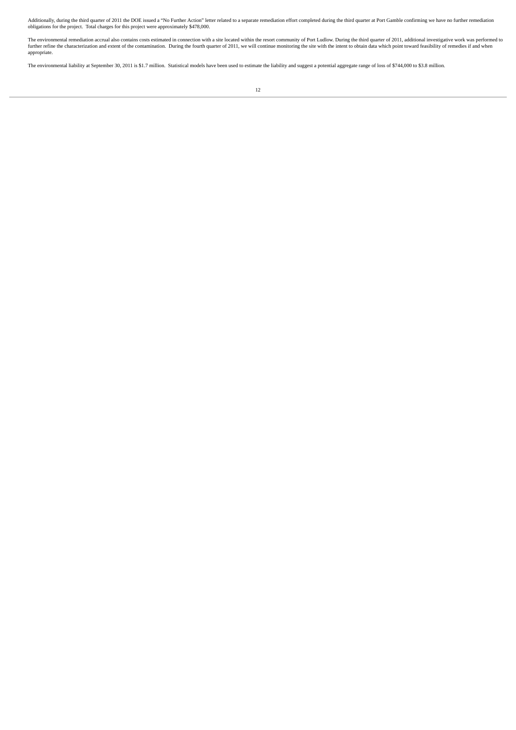Additionally, during the third quarter of 2011 the DOE issued a "No Further Action" letter related to a separate remediation effort completed during the third quarter at Port Gamble confirming we have no further remediation obligations for the project.  Total charges for this project were approximately $478,000.

The environmental remediation accrual also contains costs estimated in connection with a site located within the resort community of Port Ludlow. During the third quarter of 2011, additional investigative work was performed to further refine the characterization and extent of the contamination.  During the fourth quarter of 2011, we will continue monitoring the site with the intent to obtain data which point toward feasibility of remedies if and when appropriate.

The environmental liability at September 30, 2011 is $1.7 million.  Statistical models have been used to estimate the liability and suggest a potential aggregate range of loss of $744,000 to $3.8 million.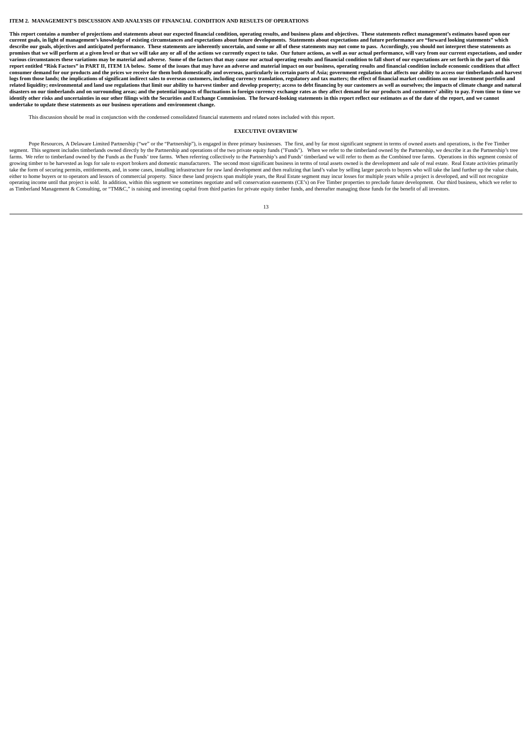## ITEM 2. MANAGEMENT'S DISCUSSION AND ANALYSIS OF FINANCIAL CONDITION AND RESULTS OF OPERATIONS

**This report contains a number of projections and statements about our expected financial condition, operating results, and business plans and objectives. These statements reflect management's estimates based upon our current goals, in light of management's knowledge of existing circumstances and expectations about future developments. Statements about expectations and future performance are "forward looking statements" which describe our goals, objectives and anticipated performance. These statements are inherently uncertain, and some or all of these statements may not come to pass. Accordingly, you should not interpret these statements as promises that we will perform at a given level or that we will take any or all of the actions we currently expect to take. Our future actions, as well as our actual performance, will vary from our current expectations, and under various circumstances these variations may be material and adverse. Some of the factors that may cause our actual operating results and financial condition to fall short of our expectations are set forth in the part of this report entitled "Risk Factors" in PART II, ITEM 1A below. Some of the issues that may have an adverse and material impact on our business, operating results and financial condition include economic conditions that affect consumer demand for our products and the prices we receive for them both domestically and overseas, particularly in certain parts of Asia; government regulation that affects our ability to access our timberlands and harvest logs from those lands; the implications of significant indirect sales to overseas customers, including currency translation, regulatory and tax matters; the effect of financial market conditions on our investment portfolio and related liquidity; environmental and land use regulations that limit our ability to harvest timber and develop property; access to debt financing by our customers as well as ourselves; the impacts of climate change and natural disasters on our timberlands and on surrounding areas; and the potential impacts of fluctuations in foreign currency exchange rates as they affect demand for our products and customers' ability to pay. From time to time we identify other risks and uncertainties in our other filings with the Securities and Exchange Commission. The forward-looking statements in this report reflect our estimates as of the date of the report, and we cannot undertake to update these statements as our business operations and environment change.**

This discussion should be read in conjunction with the condensed consolidated financial statements and related notes included with this report.

### EXECUTIVE OVERVIEW

Pope Resources, A Delaware Limited Partnership ("we" or the "Partnership"), is engaged in three primary businesses. The first, and by far most significant segment in terms of owned assets and operations, is the Fee Timber segment. This segment includes timberlands owned directly by the Partnership and operations of the two private equity funds ("Funds"). When we refer to the timberland owned by the Partnership, we describe it as the Partnership's tree farms. We refer to timberland owned by the Funds as the Funds' tree farms. When referring collectively to the Partnership's and Funds' timberland we will refer to them as the Combined tree farms. Operations in this segment consist of growing timber to be harvested as logs for sale to export brokers and domestic manufacturers. The second most significant business in terms of total assets owned is the development and sale of real estate. Real Estate activities primarily take the form of securing permits, entitlements, and, in some cases, installing infrastructure for raw land development and then realizing that land's value by selling larger parcels to buyers who will take the land further up the value chain, either to home buyers or to operators and lessors of commercial property. Since these land projects span multiple years, the Real Estate segment may incur losses for multiple years while a project is developed, and will not recognize operating income until that project is sold. In addition, within this segment we sometimes negotiate and sell conservation easements (CE's) on Fee Timber properties to preclude future development. Our third business, which we refer to as Timberland Management & Consulting, or "TM&C," is raising and investing capital from third parties for private equity timber funds, and thereafter managing those funds for the benefit of all investors.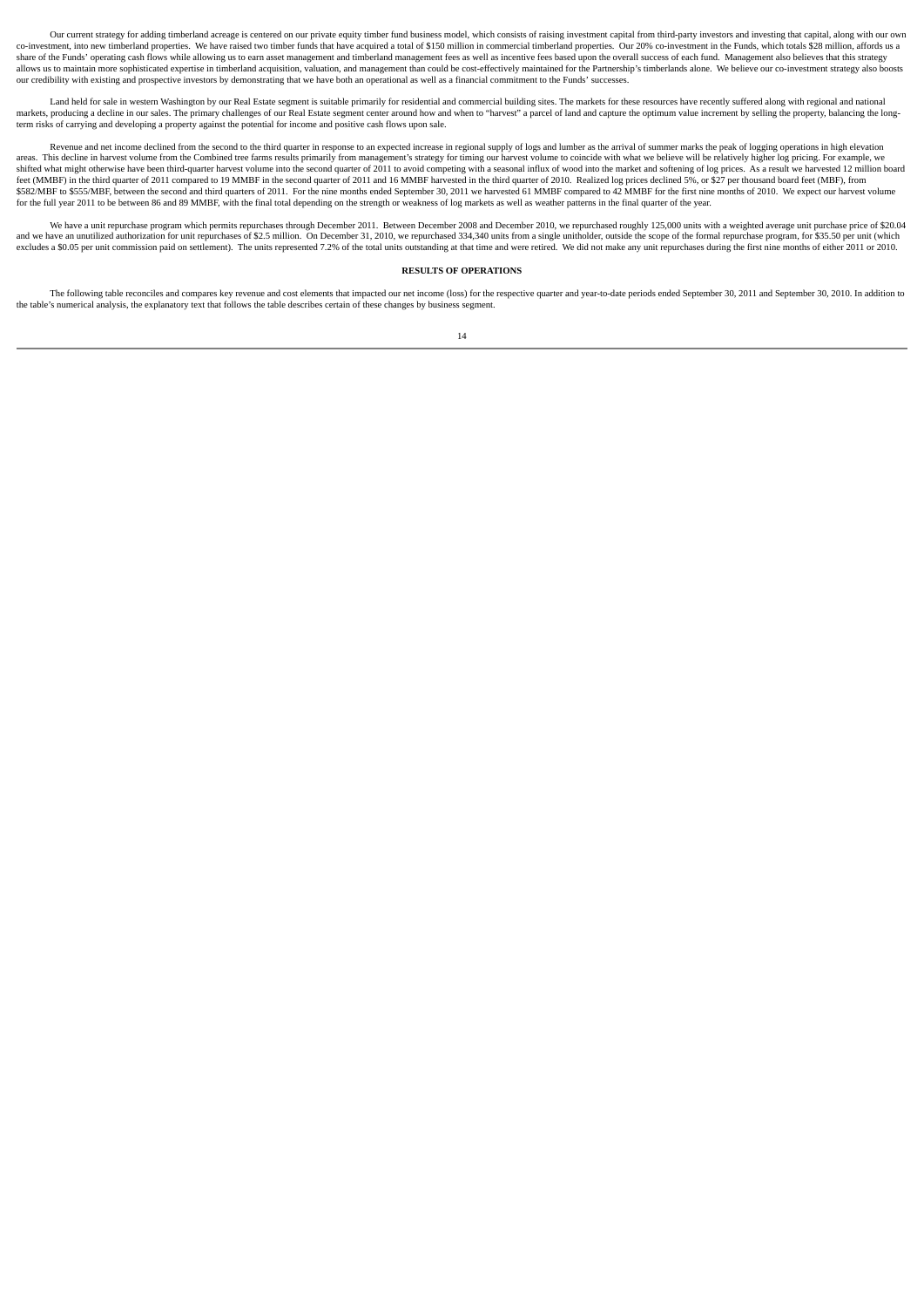Our current strategy for adding timberland acreage is centered on our private equity timber fund business model, which consists of raising investment capital from third-party investors and investing that capital, along with our own co-investment, into new timberland properties. We have raised two timber funds that have acquired a total of $150 million in commercial timberland properties. Our 20% co-investment in the Funds, which totals $28 million, affords us a share of the Funds' operating cash flows while allowing us to earn asset management and timberland management fees as well as incentive fees based upon the overall success of each fund. Management also believes that this strategy allows us to maintain more sophisticated expertise in timberland acquisition, valuation, and management than could be cost-effectively maintained for the Partnership's timberlands alone. We believe our co-investment strategy also boosts our credibility with existing and prospective investors by demonstrating that we have both an operational as well as a financial commitment to the Funds' successes.

Land held for sale in western Washington by our Real Estate segment is suitable primarily for residential and commercial building sites. The markets for these resources have recently suffered along with regional and national markets, producing a decline in our sales. The primary challenges of our Real Estate segment center around how and when to "harvest" a parcel of land and capture the optimum value increment by selling the property, balancing the long-term risks of carrying and developing a property against the potential for income and positive cash flows upon sale.

Revenue and net income declined from the second to the third quarter in response to an expected increase in regional supply of logs and lumber as the arrival of summer marks the peak of logging operations in high elevation areas. This decline in harvest volume from the Combined tree farms results primarily from management's strategy for timing our harvest volume to coincide with what we believe will be relatively higher log pricing. For example, we shifted what might otherwise have been third-quarter harvest volume into the second quarter of 2011 to avoid competing with a seasonal influx of wood into the market and softening of log prices. As a result we harvested 12 million board feet (MMBF) in the third quarter of 2011 compared to 19 MMBF in the second quarter of 2011 and 16 MMBF harvested in the third quarter of 2010. Realized log prices declined 5%, or $27 per thousand board feet (MBF), from $582/MBF to $555/MBF, between the second and third quarters of 2011. For the nine months ended September 30, 2011 we harvested 61 MMBF compared to 42 MMBF for the first nine months of 2010. We expect our harvest volume for the full year 2011 to be between 86 and 89 MMBF, with the final total depending on the strength or weakness of log markets as well as weather patterns in the final quarter of the year.

We have a unit repurchase program which permits repurchases through December 2011. Between December 2008 and December 2010, we repurchased roughly 125,000 units with a weighted average unit purchase price of $20.04 and we have an unutilized authorization for unit repurchases of $2.5 million. On December 31, 2010, we repurchased 334,340 units from a single unitholder, outside the scope of the formal repurchase program, for $35.50 per unit (which excludes a $0.05 per unit commission paid on settlement). The units represented 7.2% of the total units outstanding at that time and were retired. We did not make any unit repurchases during the first nine months of either 2011 or 2010.

**RESULTS OF OPERATIONS**

The following table reconciles and compares key revenue and cost elements that impacted our net income (loss) for the respective quarter and year-to-date periods ended September 30, 2011 and September 30, 2010. In addition to the table's numerical analysis, the explanatory text that follows the table describes certain of these changes by business segment.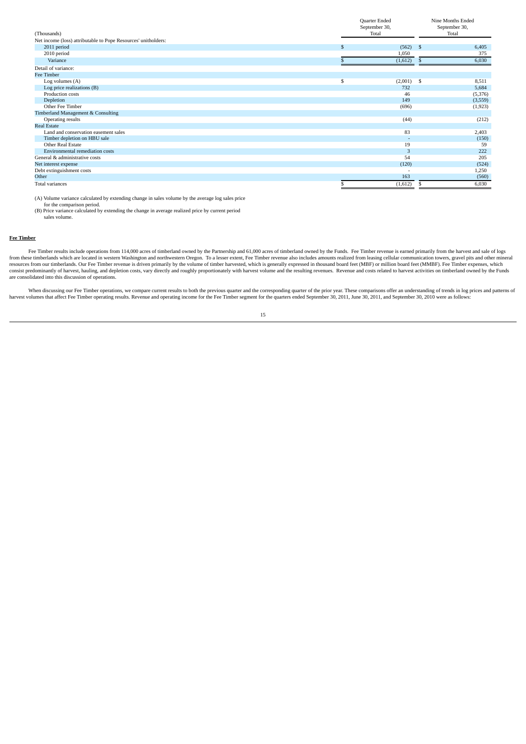| (Thousands) | Quarter Ended September 30, Total | Nine Months Ended September 30, Total |
|---|---|---|
| Net income (loss) attributable to Pope Resources' unitholders: | | |
| 2011 period | $ (562) | $ 6,405 |
| 2010 period | 1,050 | 375 |
| Variance | $ (1,612) | $ 6,030 |
| Detail of variance: | | |
| Fee Timber | | |
| Log volumes (A) | $ (2,001) | $ 8,511 |
| Log price realizations (B) | 732 | 5,684 |
| Production costs | 46 | (5,376) |
| Depletion | 149 | (3,559) |
| Other Fee Timber | (696) | (1,923) |
| Timberland Management & Consulting | | |
| Operating results | (44) | (212) |
| Real Estate | | |
| Land and conservation easement sales | 83 | 2,403 |
| Timber depletion on HBU sale | - | (150) |
| Other Real Estate | 19 | 59 |
| Environmental remediation costs | 3 | 222 |
| General & administrative costs | 54 | 205 |
| Net interest expense | (120) | (524) |
| Debt extinguishment costs | - | 1,250 |
| Other | 163 | (560) |
| Total variances | $ (1,612) | $ 6,030 |

(A) Volume variance calculated by extending change in sales volume by the average log sales price for the comparison period.

(B) Price variance calculated by extending the change in average realized price by current period sales volume.

**Fee Timber**

Fee Timber results include operations from 114,000 acres of timberland owned by the Partnership and 61,000 acres of timberland owned by the Funds. Fee Timber revenue is earned primarily from the harvest and sale of logs from these timberlands which are located in western Washington and northwestern Oregon. To a lesser extent, Fee Timber revenue also includes amounts realized from leasing cellular communication towers, gravel pits and other mineral resources from our timberlands. Our Fee Timber revenue is driven primarily by the volume of timber harvested, which is generally expressed in thousand board feet (MBF) or million board feet (MMBF). Fee Timber expenses, which consist predominantly of harvest, hauling, and depletion costs, vary directly and roughly proportionately with harvest volume and the resulting revenues. Revenue and costs related to harvest activities on timberland owned by the Funds are consolidated into this discussion of operations.

When discussing our Fee Timber operations, we compare current results to both the previous quarter and the corresponding quarter of the prior year. These comparisons offer an understanding of trends in log prices and patterns of harvest volumes that affect Fee Timber operating results. Revenue and operating income for the Fee Timber segment for the quarters ended September 30, 2011, June 30, 2011, and September 30, 2010 were as follows: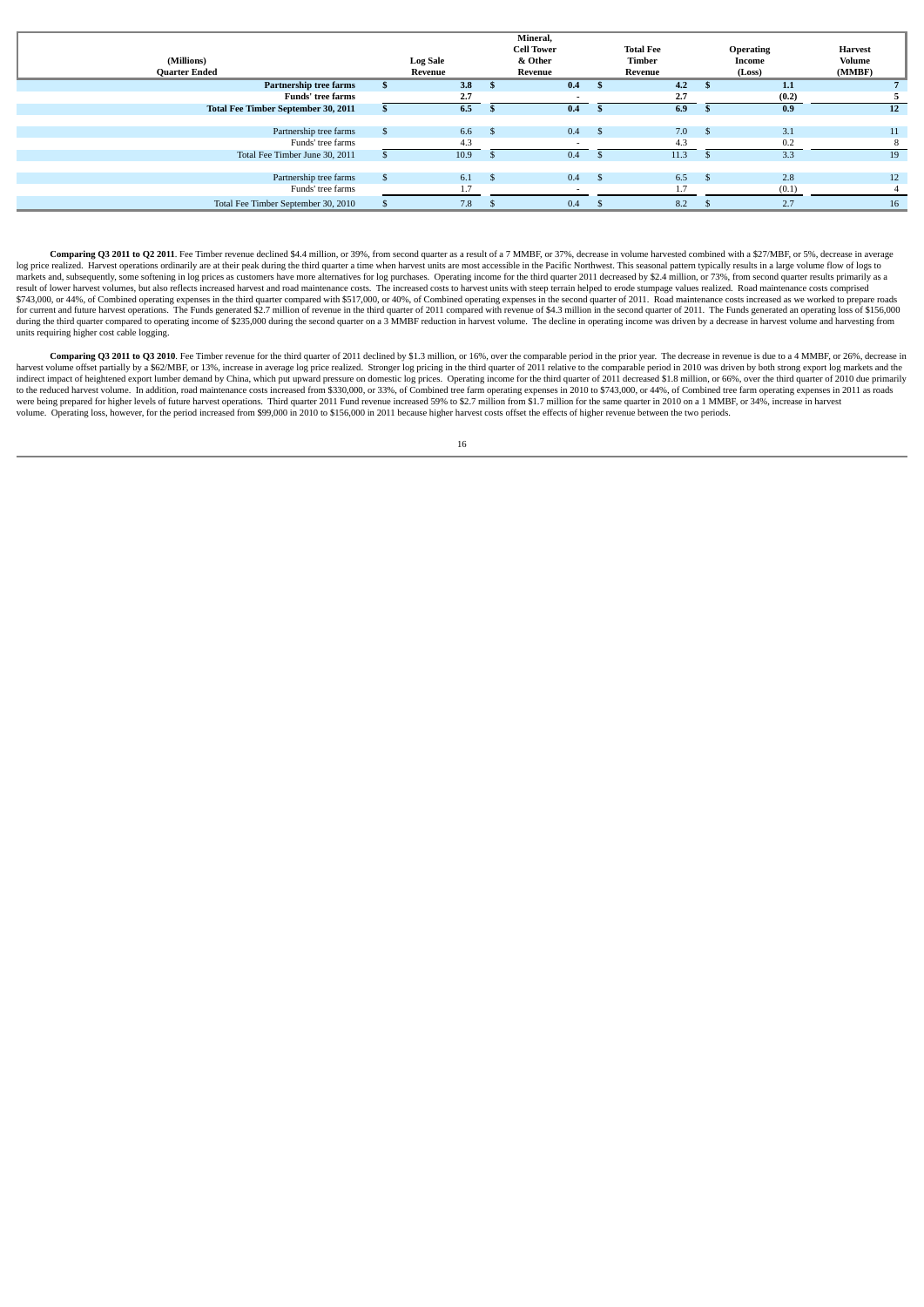| (Millions) Quarter Ended | Log Sale Revenue | Mineral, Cell Tower & Other Revenue | Total Fee Timber Revenue | Operating Income (Loss) | Harvest Volume (MMBF) |
|---|---|---|---|---|---|
| **Partnership tree farms** | **$ 3.8** | **$ 0.4** | **$ 4.2** | **$ 1.1** | **7** |
| **Funds' tree farms** | **2.7** | **-** | **2.7** | **(0.2)** | **5** |
| **Total Fee Timber September 30, 2011** | **$ 6.5** | **$ 0.4** | **$ 6.9** | **$ 0.9** | **12** |
| Partnership tree farms | $ 6.6 | $ 0.4 | $ 7.0 | $ 3.1 | 11 |
| Funds' tree farms | 4.3 | - | 4.3 | 0.2 | 8 |
| Total Fee Timber June 30, 2011 | $ 10.9 | $ 0.4 | $ 11.3 | $ 3.3 | 19 |
| Partnership tree farms | $ 6.1 | $ 0.4 | $ 6.5 | $ 2.8 | 12 |
| Funds' tree farms | 1.7 | - | 1.7 | (0.1) | 4 |
| Total Fee Timber September 30, 2010 | $ 7.8 | $ 0.4 | $ 8.2 | $ 2.7 | 16 |

**Comparing Q3 2011 to Q2 2011**. Fee Timber revenue declined $4.4 million, or 39%, from second quarter as a result of a 7 MMBF, or 37%, decrease in volume harvested combined with a $27/MBF, or 5%, decrease in average log price realized. Harvest operations ordinarily are at their peak during the third quarter a time when harvest units are most accessible in the Pacific Northwest. This seasonal pattern typically results in a large volume flow of logs to markets and, subsequently, some softening in log prices as customers have more alternatives for log purchases. Operating income for the third quarter 2011 decreased by $2.4 million, or 73%, from second quarter results primarily as a result of lower harvest volumes, but also reflects increased harvest and road maintenance costs. The increased costs to harvest units with steep terrain helped to erode stumpage values realized. Road maintenance costs comprised $743,000, or 44%, of Combined operating expenses in the third quarter compared with $517,000, or 40%, of Combined operating expenses in the second quarter of 2011. Road maintenance costs increased as we worked to prepare roads for current and future harvest operations. The Funds generated $2.7 million of revenue in the third quarter of 2011 compared with revenue of $4.3 million in the second quarter of 2011. The Funds generated an operating loss of $156,000 during the third quarter compared to operating income of $235,000 during the second quarter on a 3 MMBF reduction in harvest volume. The decline in operating income was driven by a decrease in harvest volume and harvesting from units requiring higher cost cable logging.

**Comparing Q3 2011 to Q3 2010**. Fee Timber revenue for the third quarter of 2011 declined by $1.3 million, or 16%, over the comparable period in the prior year. The decrease in revenue is due to a 4 MMBF, or 26%, decrease in harvest volume offset partially by a $62/MBF, or 13%, increase in average log price realized. Stronger log pricing in the third quarter of 2011 relative to the comparable period in 2010 was driven by both strong export log markets and the indirect impact of heightened export lumber demand by China, which put upward pressure on domestic log prices. Operating income for the third quarter of 2011 decreased $1.8 million, or 66%, over the third quarter of 2010 due primarily to the reduced harvest volume. In addition, road maintenance costs increased from $330,000, or 33%, of Combined tree farm operating expenses in 2010 to $743,000, or 44%, of Combined tree farm operating expenses in 2011 as roads were being prepared for higher levels of future harvest operations. Third quarter 2011 Fund revenue increased 59% to $2.7 million from $1.7 million for the same quarter in 2010 on a 1 MMBF, or 34%, increase in harvest volume. Operating loss, however, for the period increased from $99,000 in 2010 to $156,000 in 2011 because higher harvest costs offset the effects of higher revenue between the two periods.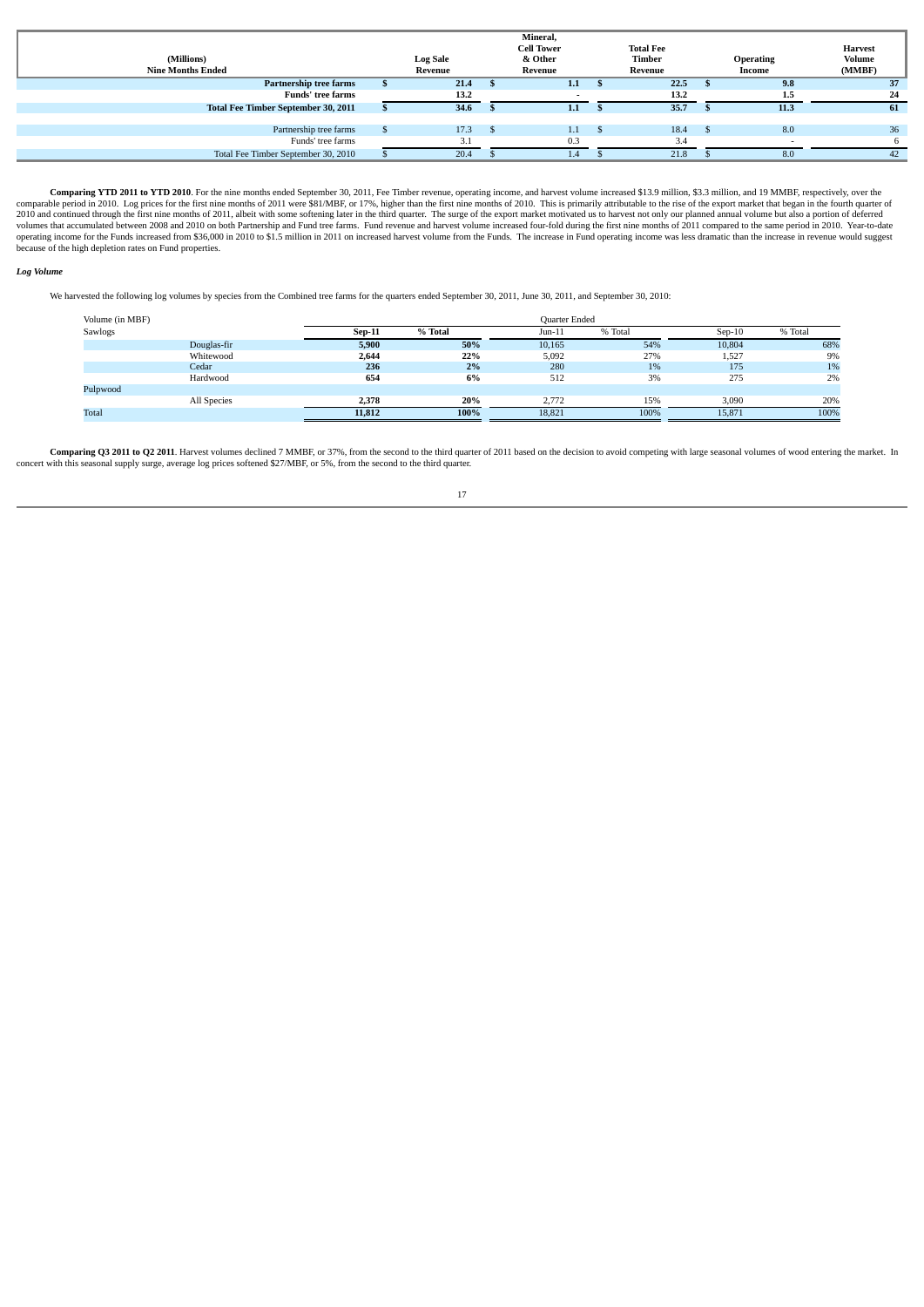| (Millions) Nine Months Ended | Log Sale Revenue | Mineral, Cell Tower & Other Revenue | Total Fee Timber Revenue | Operating Income | Harvest Volume (MMBF) |
|---|---|---|---|---|---|
| **Partnership tree farms** | **$ 21.4** | **$ 1.1** | **$ 22.5** | **$ 9.8** | **37** |
| **Funds' tree farms** | **13.2** | **-** | **13.2** | **1.5** | **24** |
| **Total Fee Timber September 30, 2011** | **$ 34.6** | **$ 1.1** | **$ 35.7** | **$ 11.3** | **61** |
| | | | | | |
| Partnership tree farms | $ 17.3 | $ 1.1 | $ 18.4 | $ 8.0 | 36 |
| Funds' tree farms | 3.1 | 0.3 | 3.4 | - | 6 |
| Total Fee Timber September 30, 2010 | $ 20.4 | $ 1.4 | $ 21.8 | $ 8.0 | 42 |

**Comparing YTD 2011 to YTD 2010**. For the nine months ended September 30, 2011, Fee Timber revenue, operating income, and harvest volume increased $13.9 million, $3.3 million, and 19 MMBF, respectively, over the comparable period in 2010. Log prices for the first nine months of 2011 were $81/MBF, or 17%, higher than the first nine months of 2010. This is primarily attributable to the rise of the export market that began in the fourth quarter of 2010 and continued through the first nine months of 2011, albeit with some softening later in the third quarter. The surge of the export market motivated us to harvest not only our planned annual volume but also a portion of deferred volumes that accumulated between 2008 and 2010 on both Partnership and Fund tree farms. Fund revenue and harvest volume increased four-fold during the first nine months of 2011 compared to the same period in 2010. Year-to-date operating income for the Funds increased from $36,000 in 2010 to $1.5 million in 2011 on increased harvest volume from the Funds. The increase in Fund operating income was less dramatic than the increase in revenue would suggest because of the high depletion rates on Fund properties.

*Log Volume*

We harvested the following log volumes by species from the Combined tree farms for the quarters ended September 30, 2011, June 30, 2011, and September 30, 2010:

| Volume (in MBF) | | Quarter Ended | | | | | |
|---|---|---|---|---|---|---|---|
| Sawlogs | | **Sep-11** | **% Total** | Jun-11 | % Total | Sep-10 | % Total |
| | Douglas-fir | **5,900** | **50%** | 10,165 | 54% | 10,804 | 68% |
| | Whitewood | **2,644** | **22%** | 5,092 | 27% | 1,527 | 9% |
| | Cedar | **236** | **2%** | 280 | 1% | 175 | 1% |
| | Hardwood | **654** | **6%** | 512 | 3% | 275 | 2% |
| Pulpwood | | | | | | | |
| | All Species | **2,378** | **20%** | 2,772 | 15% | 3,090 | 20% |
| Total | | **11,812** | **100%** | 18,821 | 100% | 15,871 | 100% |

**Comparing Q3 2011 to Q2 2011**. Harvest volumes declined 7 MMBF, or 37%, from the second to the third quarter of 2011 based on the decision to avoid competing with large seasonal volumes of wood entering the market. In concert with this seasonal supply surge, average log prices softened $27/MBF, or 5%, from the second to the third quarter.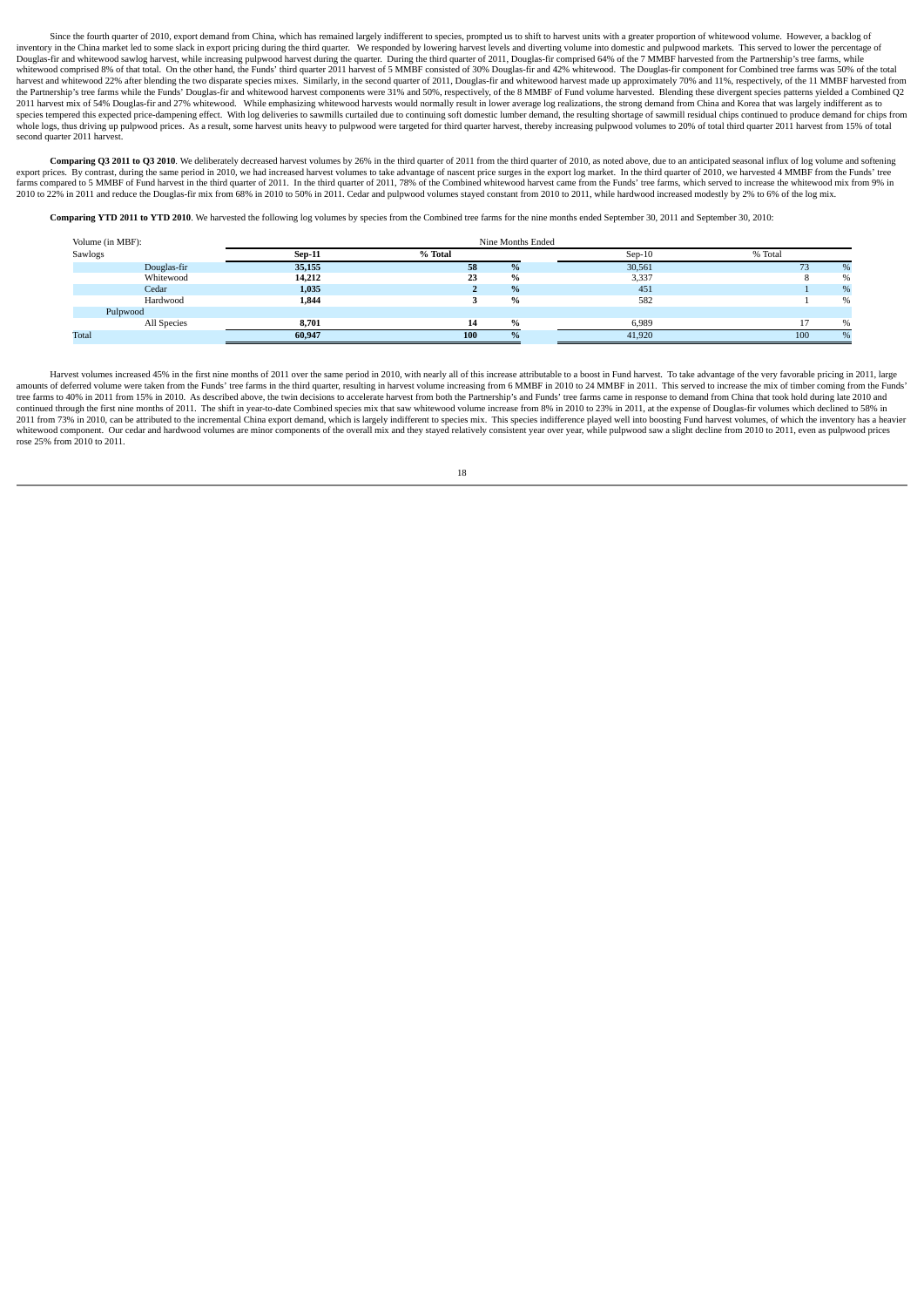Since the fourth quarter of 2010, export demand from China, which has remained largely indifferent to species, prompted us to shift to harvest units with a greater proportion of whitewood volume. However, a backlog of inventory in the China market led to some slack in export pricing during the third quarter. We responded by lowering harvest levels and diverting volume into domestic and pulpwood markets. This served to lower the percentage of Douglas-fir and whitewood sawlog harvest, while increasing pulpwood harvest during the quarter. During the third quarter of 2011, Douglas-fir comprised 64% of the 7 MMBF harvested from the Partnership's tree farms, while whitewood comprised 8% of that total. On the other hand, the Funds' third quarter 2011 harvest of 5 MMBF consisted of 30% Douglas-fir and 42% whitewood. The Douglas-fir component for Combined tree farms was 50% of the total harvest and whitewood 22% after blending the two disparate species mixes. Similarly, in the second quarter of 2011, Douglas-fir and whitewood harvest made up approximately 70% and 11%, respectively, of the 11 MMBF harvested from the Partnership's tree farms while the Funds' Douglas-fir and whitewood harvest components were 31% and 50%, respectively, of the 8 MMBF of Fund volume harvested. Blending these divergent species patterns yielded a Combined Q2 2011 harvest mix of 54% Douglas-fir and 27% whitewood. While emphasizing whitewood harvests would normally result in lower average log realizations, the strong demand from China and Korea that was largely indifferent as to species tempered this expected price-dampening effect. With log deliveries to sawmills curtailed due to continuing soft domestic lumber demand, the resulting shortage of sawmill residual chips continued to produce demand for chips from whole logs, thus driving up pulpwood prices. As a result, some harvest units heavy to pulpwood were targeted for third quarter harvest, thereby increasing pulpwood volumes to 20% of total third quarter 2011 harvest from 15% of total second quarter 2011 harvest.

**Comparing Q3 2011 to Q3 2010**. We deliberately decreased harvest volumes by 26% in the third quarter of 2011 from the third quarter of 2010, as noted above, due to an anticipated seasonal influx of log volume and softening export prices. By contrast, during the same period in 2010, we had increased harvest volumes to take advantage of nascent price surges in the export log market. In the third quarter of 2010, we harvested 4 MMBF from the Funds' tree farms compared to 5 MMBF of Fund harvest in the third quarter of 2011. In the third quarter of 2011, 78% of the Combined whitewood harvest came from the Funds' tree farms, which served to increase the whitewood mix from 9% in 2010 to 22% in 2011 and reduce the Douglas-fir mix from 68% in 2010 to 50% in 2011. Cedar and pulpwood volumes stayed constant from 2010 to 2011, while hardwood increased modestly by 2% to 6% of the log mix.

**Comparing YTD 2011 to YTD 2010**. We harvested the following log volumes by species from the Combined tree farms for the nine months ended September 30, 2011 and September 30, 2010:

| Volume (in MBF): | Nine Months Ended | | | |
|---|---|---|---|---|
| Sawlogs | **Sep-11** | % Total | Sep-10 | % Total |
| Douglas-fir | **35,155** | **58 %** | 30,561 | 73 % |
| Whitewood | **14,212** | **23 %** | 3,337 | 8 % |
| Cedar | **1,035** | **2 %** | 451 | 1 % |
| Hardwood | **1,844** | **3 %** | 582 | 1 % |
| Pulpwood | | | | |
| All Species | **8,701** | **14 %** | 6,989 | 17 % |
| Total | **60,947** | **100 %** | 41,920 | 100 % |

Harvest volumes increased 45% in the first nine months of 2011 over the same period in 2010, with nearly all of this increase attributable to a boost in Fund harvest. To take advantage of the very favorable pricing in 2011, large amounts of deferred volume were taken from the Funds' tree farms in the third quarter, resulting in harvest volume increasing from 6 MMBF in 2010 to 24 MMBF in 2011. This served to increase the mix of timber coming from the Funds' tree farms to 40% in 2011 from 15% in 2010. As described above, the twin decisions to accelerate harvest from both the Partnership's and Funds' tree farms came in response to demand from China that took hold during late 2010 and continued through the first nine months of 2011. The shift in year-to-date Combined species mix that saw whitewood volume increase from 8% in 2010 to 23% in 2011, at the expense of Douglas-fir volumes which declined to 58% in 2011 from 73% in 2010, can be attributed to the incremental China export demand, which is largely indifferent to species mix. This species indifference played well into boosting Fund harvest volumes, of which the inventory has a heavier whitewood component. Our cedar and hardwood volumes are minor components of the overall mix and they stayed relatively consistent year over year, while pulpwood saw a slight decline from 2010 to 2011, even as pulpwood prices rose 25% from 2010 to 2011.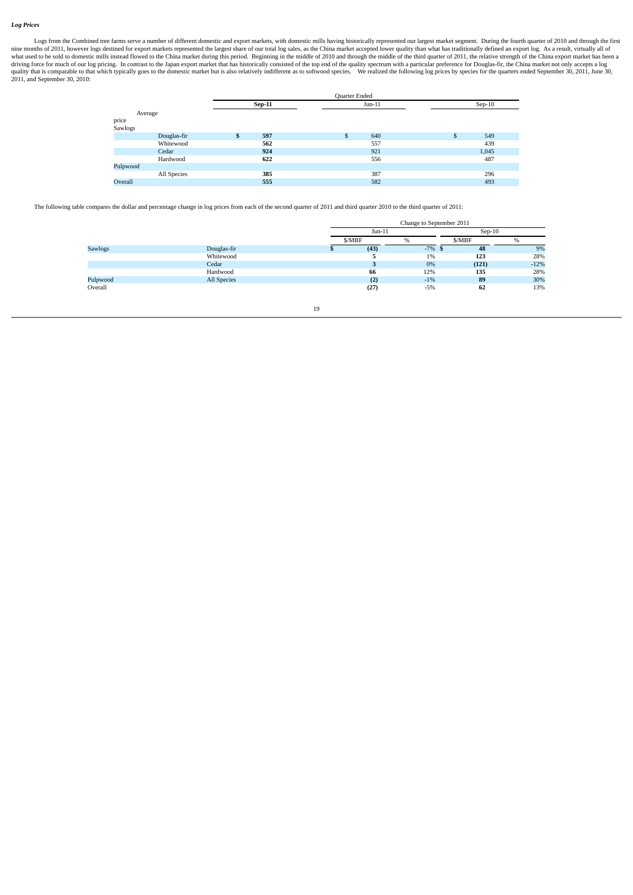*Log Prices*

Logs from the Combined tree farms serve a number of different domestic and export markets, with domestic mills having historically represented our largest market segment. During the fourth quarter of 2010 and through the first nine months of 2011, however logs destined for export markets represented the largest share of our total log sales, as the China market accepted lower quality than what has traditionally defined an export log. As a result, virtually all of what used to be sold to domestic mills instead flowed to the China market during this period. Beginning in the middle of 2010 and through the middle of the third quarter of 2011, the relative strength of the China export market has been a driving force for much of our log pricing. In contrast to the Japan export market that has historically consisted of the top end of the quality spectrum with a particular preference for Douglas-fir, the China market not only accepts a log quality that is comparable to that which typically goes to the domestic market but is also relatively indifferent as to softwood species. We realized the following log prices by species for the quarters ended September 30, 2011, June 30, 2011, and September 30, 2010:

| | | Quarter Ended | | |
|---|---|---|---|---|
| | | **Sep-11** | Jun-11 | Sep-10 |
| Average price | | | | |
| Sawlogs | | | | |
| | Douglas-fir | **$ 597** | $ 640 | $ 549 |
| | Whitewood | **562** | 557 | 439 |
| | Cedar | **924** | 921 | 1,045 |
| | Hardwood | **622** | 556 | 487 |
| Pulpwood | | | | |
| | All Species | **385** | 387 | 296 |
| Overall | | **555** | 582 | 493 |

The following table compares the dollar and percentage change in log prices from each of the second quarter of 2011 and third quarter 2010 to the third quarter of 2011:

| | | Change to September 2011 | | | |
|---|---|---|---|---|---|
| | | Jun-11 | | Sep-10 | |
| | | $/MBF | % | $/MBF | % |
| Sawlogs | Douglas-fir | **$ (43)** | -7% | **$ 48** | 9% |
| | Whitewood | **5** | 1% | **123** | 28% |
| | Cedar | **3** | 0% | **(121)** | -12% |
| | Hardwood | **66** | 12% | **135** | 28% |
| Pulpwood | All Species | **(2)** | -1% | **89** | 30% |
| Overall | | **(27)** | -5% | **62** | 13% |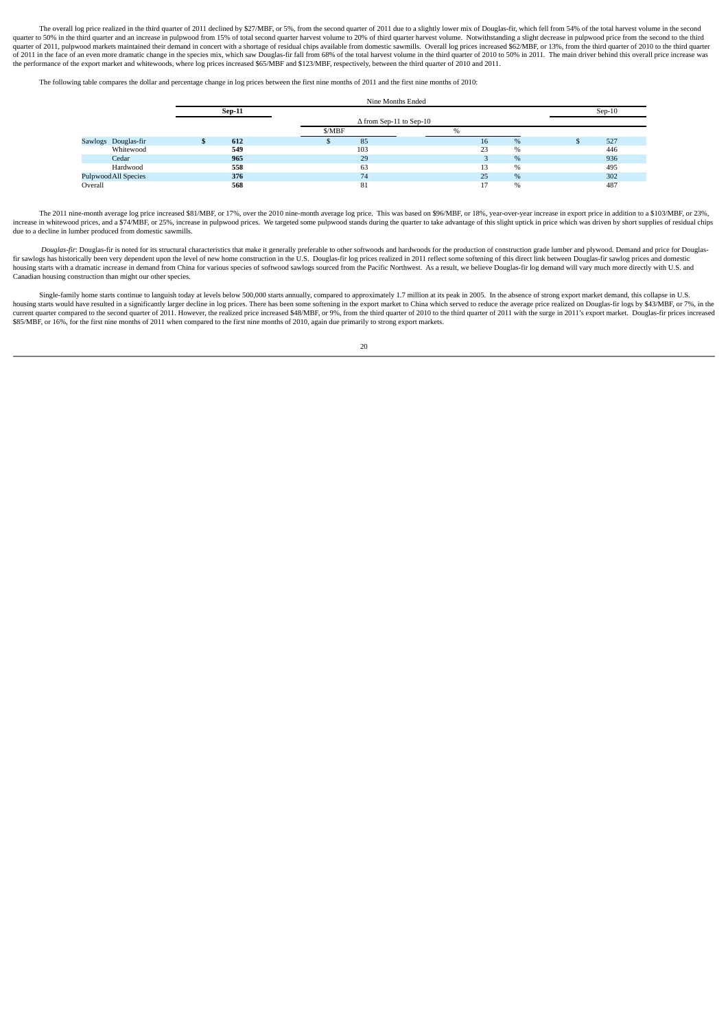The overall log price realized in the third quarter of 2011 declined by $27/MBF, or 5%, from the second quarter of 2011 due to a slightly lower mix of Douglas-fir, which fell from 54% of the total harvest volume in the second quarter to 50% in the third quarter and an increase in pulpwood from 15% of total second quarter harvest volume to 20% of third quarter harvest volume. Notwithstanding a slight decrease in pulpwood price from the second to the third quarter of 2011, pulpwood markets maintained their demand in concert with a shortage of residual chips available from domestic sawmills. Overall log prices increased $62/MBF, or 13%, from the third quarter of 2010 to the third quarter of 2011 in the face of an even more dramatic change in the species mix, which saw Douglas-fir fall from 68% of the total harvest volume in the third quarter of 2010 to 50% in 2011. The main driver behind this overall price increase was the performance of the export market and whitewoods, where log prices increased $65/MBF and $123/MBF, respectively, between the third quarter of 2010 and 2011.

The following table compares the dollar and percentage change in log prices between the first nine months of 2011 and the first nine months of 2010:

| | | Nine Months Ended | | | |
|---|---|---|---|---|---|
| | | **Sep-11** | Δ from Sep-11 to Sep-10 | | Sep-10 |
| | | | $/MBF | % | |
| Sawlogs | Douglas-fir | **$ 612** | $ 85 | 16 % | $ 527 |
| | Whitewood | **549** | 103 | 23 % | 446 |
| | Cedar | **965** | 29 | 3 % | 936 |
| | Hardwood | **558** | 63 | 13 % | 495 |
| Pulpwood | All Species | **376** | 74 | 25 % | 302 |
| Overall | | **568** | 81 | 17 % | 487 |

The 2011 nine-month average log price increased $81/MBF, or 17%, over the 2010 nine-month average log price. This was based on $96/MBF, or 18%, year-over-year increase in export price in addition to a $103/MBF, or 23%, increase in whitewood prices, and a $74/MBF, or 25%, increase in pulpwood prices. We targeted some pulpwood stands during the quarter to take advantage of this slight uptick in price which was driven by short supplies of residual chips due to a decline in lumber produced from domestic sawmills.

*Douglas-fir*: Douglas-fir is noted for its structural characteristics that make it generally preferable to other softwoods and hardwoods for the production of construction grade lumber and plywood. Demand and price for Douglas-fir sawlogs has historically been very dependent upon the level of new home construction in the U.S. Douglas-fir log prices realized in 2011 reflect some softening of this direct link between Douglas-fir sawlog prices and domestic housing starts with a dramatic increase in demand from China for various species of softwood sawlogs sourced from the Pacific Northwest. As a result, we believe Douglas-fir log demand will vary much more directly with U.S. and Canadian housing construction than might our other species.

Single-family home starts continue to languish today at levels below 500,000 starts annually, compared to approximately 1.7 million at its peak in 2005. In the absence of strong export market demand, this collapse in U.S. housing starts would have resulted in a significantly larger decline in log prices. There has been some softening in the export market to China which served to reduce the average price realized on Douglas-fir logs by $43/MBF, or 7%, in the current quarter compared to the second quarter of 2011. However, the realized price increased $48/MBF, or 9%, from the third quarter of 2010 to the third quarter of 2011 with the surge in 2011's export market. Douglas-fir prices increased $85/MBF, or 16%, for the first nine months of 2011 when compared to the first nine months of 2010, again due primarily to strong export markets.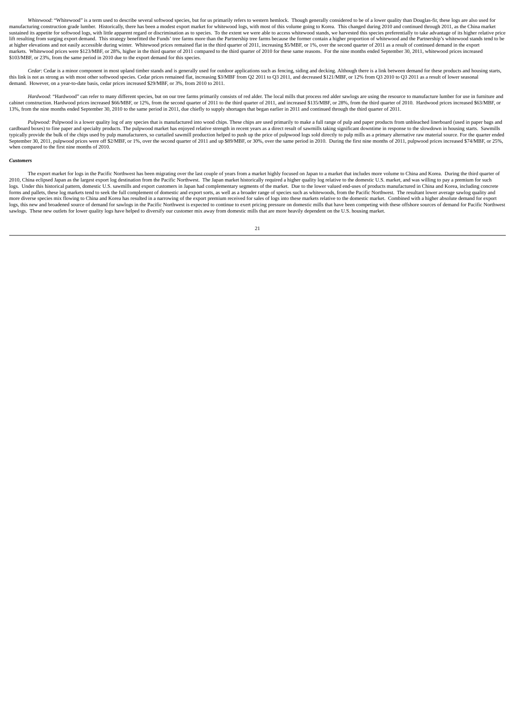*Whitewood*: "Whitewood" is a term used to describe several softwood species, but for us primarily refers to western hemlock. Though generally considered to be of a lower quality than Douglas-fir, these logs are also used for manufacturing construction grade lumber. Historically, there has been a modest export market for whitewood logs, with most of this volume going to Korea. This changed during 2010 and continued through 2011, as the China market sustained its appetite for softwood logs, with little apparent regard or discrimination as to species. To the extent we were able to access whitewood stands, we harvested this species preferentially to take advantage of its higher relative price lift resulting from surging export demand. This strategy benefitted the Funds' tree farms more than the Partnership tree farms because the former contain a higher proportion of whitewood and the Partnership's whitewood stands tend to be at higher elevations and not easily accessible during winter. Whitewood prices remained flat in the third quarter of 2011, increasing $5/MBF, or 1%, over the second quarter of 2011 as a result of continued demand in the export markets. Whitewood prices were $123/MBF, or 28%, higher in the third quarter of 2011 compared to the third quarter of 2010 for these same reasons. For the nine months ended September 30, 2011, whitewood prices increased $103/MBF, or 23%, from the same period in 2010 due to the export demand for this species.

*Cedar*: Cedar is a minor component in most upland timber stands and is generally used for outdoor applications such as fencing, siding and decking. Although there is a link between demand for these products and housing starts, this link is not as strong as with most other softwood species. Cedar prices remained flat, increasing $3/MBF from Q2 2011 to Q3 2011, and decreased $121/MBF, or 12% from Q3 2010 to Q3 2011 as a result of lower seasonal demand. However, on a year-to-date basis, cedar prices increased $29/MBF, or 3%, from 2010 to 2011.

*Hardwood*: "Hardwood" can refer to many different species, but on our tree farms primarily consists of red alder. The local mills that process red alder sawlogs are using the resource to manufacture lumber for use in furniture and cabinet construction. Hardwood prices increased $66/MBF, or 12%, from the second quarter of 2011 to the third quarter of 2011, and increased $135/MBF, or 28%, from the third quarter of 2010. Hardwood prices increased $63/MBF, or 13%, from the nine months ended September 30, 2010 to the same period in 2011, due chiefly to supply shortages that began earlier in 2011 and continued through the third quarter of 2011.

*Pulpwood:* Pulpwood is a lower quality log of any species that is manufactured into wood chips. These chips are used primarily to make a full range of pulp and paper products from unbleached linerboard (used in paper bags and cardboard boxes) to fine paper and specialty products. The pulpwood market has enjoyed relative strength in recent years as a direct result of sawmills taking significant downtime in response to the slowdown in housing starts. Sawmills typically provide the bulk of the chips used by pulp manufacturers, so curtailed sawmill production helped to push up the price of pulpwood logs sold directly to pulp mills as a primary alternative raw material source. For the quarter ended September 30, 2011, pulpwood prices were off $2/MBF, or 1%, over the second quarter of 2011 and up $89/MBF, or 30%, over the same period in 2010. During the first nine months of 2011, pulpwood prices increased $74/MBF, or 25%, when compared to the first nine months of 2010.

***Customers***

The export market for logs in the Pacific Northwest has been migrating over the last couple of years from a market highly focused on Japan to a market that includes more volume to China and Korea. During the third quarter of 2010, China eclipsed Japan as the largest export log destination from the Pacific Northwest. The Japan market historically required a higher quality log relative to the domestic U.S. market, and was willing to pay a premium for such logs. Under this historical pattern, domestic U.S. sawmills and export customers in Japan had complementary segments of the market. Due to the lower valued end-uses of products manufactured in China and Korea, including concrete forms and pallets, these log markets tend to seek the full complement of domestic and export sorts, as well as a broader range of species such as whitewoods, from the Pacific Northwest. The resultant lower average sawlog quality and more diverse species mix flowing to China and Korea has resulted in a narrowing of the export premium received for sales of logs into these markets relative to the domestic market. Combined with a higher absolute demand for export logs, this new and broadened source of demand for sawlogs in the Pacific Northwest is expected to continue to exert pricing pressure on domestic mills that have been competing with these offshore sources of demand for Pacific Northwest sawlogs. These new outlets for lower quality logs have helped to diversify our customer mix away from domestic mills that are more heavily dependent on the U.S. housing market.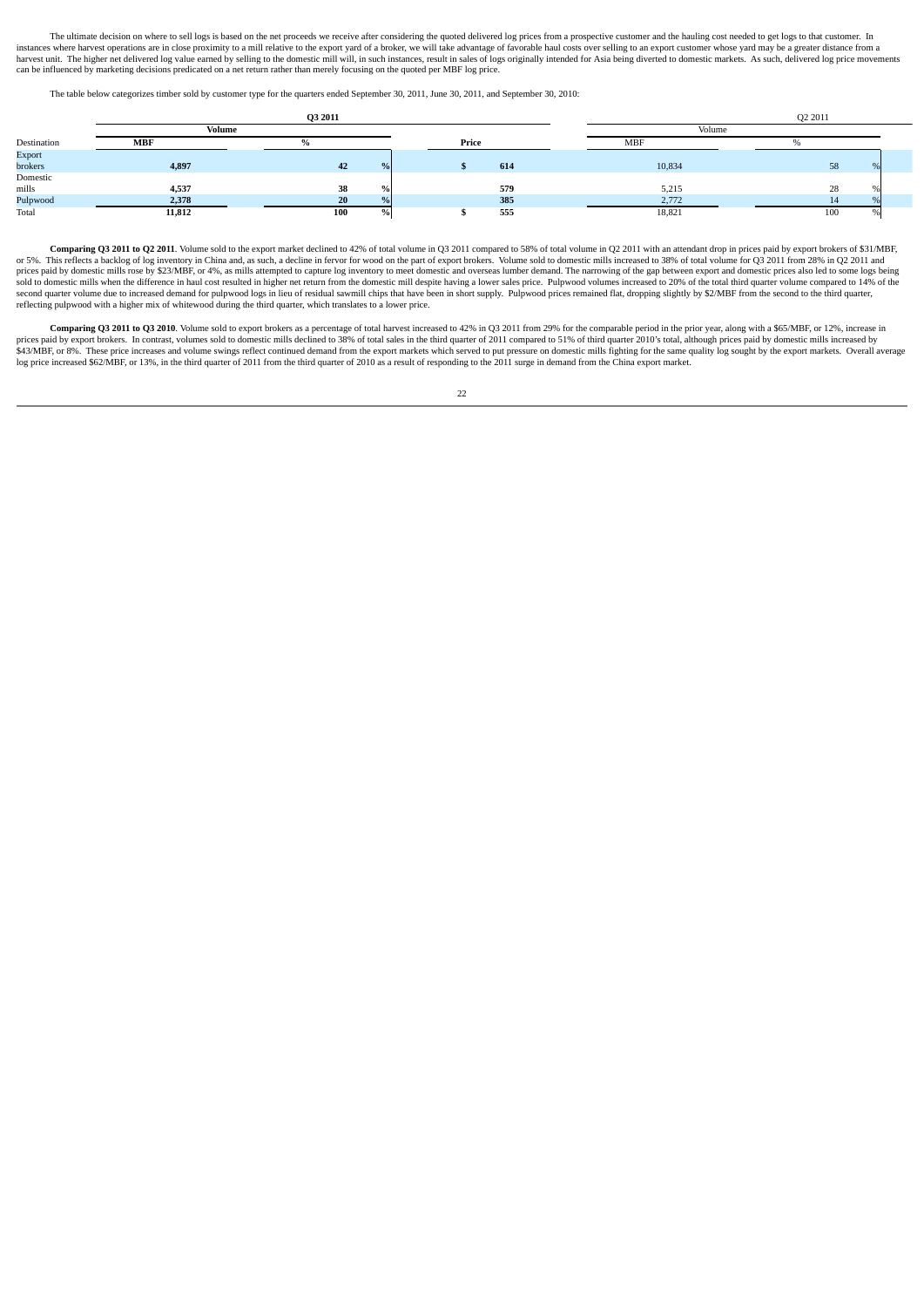The ultimate decision on where to sell logs is based on the net proceeds we receive after considering the quoted delivered log prices from a prospective customer and the hauling cost needed to get logs to that customer. In instances where harvest operations are in close proximity to a mill relative to the export yard of a broker, we will take advantage of favorable haul costs over selling to an export customer whose yard may be a greater distance from a harvest unit. The higher net delivered log value earned by selling to the domestic mill will, in such instances, result in sales of logs originally intended for Asia being diverted to domestic markets. As such, delivered log price movements can be influenced by marketing decisions predicated on a net return rather than merely focusing on the quoted per MBF log price.

The table below categorizes timber sold by customer type for the quarters ended September 30, 2011, June 30, 2011, and September 30, 2010:

| | Q3 2011 | | | Q2 2011 | |
|---|---|---|---|---|---|
| | Volume | | | Volume | |
| Destination | MBF | % | Price | MBF | % |
| Export brokers | 4,897 | 42 % | $ 614 | 10,834 | 58 % |
| Domestic mills | 4,537 | 38 % | 579 | 5,215 | 28 % |
| Pulpwood | 2,378 | 20 % | 385 | 2,772 | 14 % |
| Total | 11,812 | 100 % | $ 555 | 18,821 | 100 % |

**Comparing Q3 2011 to Q2 2011**. Volume sold to the export market declined to 42% of total volume in Q3 2011 compared to 58% of total volume in Q2 2011 with an attendant drop in prices paid by export brokers of $31/MBF, or 5%. This reflects a backlog of log inventory in China and, as such, a decline in fervor for wood on the part of export brokers. Volume sold to domestic mills increased to 38% of total volume for Q3 2011 from 28% in Q2 2011 and prices paid by domestic mills rose by $23/MBF, or 4%, as mills attempted to capture log inventory to meet domestic and overseas lumber demand. The narrowing of the gap between export and domestic prices also led to some logs being sold to domestic mills when the difference in haul cost resulted in higher net return from the domestic mill despite having a lower sales price. Pulpwood volumes increased to 20% of the total third quarter volume compared to 14% of the second quarter volume due to increased demand for pulpwood logs in lieu of residual sawmill chips that have been in short supply. Pulpwood prices remained flat, dropping slightly by $2/MBF from the second to the third quarter, reflecting pulpwood with a higher mix of whitewood during the third quarter, which translates to a lower price.

**Comparing Q3 2011 to Q3 2010**. Volume sold to export brokers as a percentage of total harvest increased to 42% in Q3 2011 from 29% for the comparable period in the prior year, along with a $65/MBF, or 12%, increase in prices paid by export brokers. In contrast, volumes sold to domestic mills declined to 38% of total sales in the third quarter of 2011 compared to 51% of third quarter 2010's total, although prices paid by domestic mills increased by $43/MBF, or 8%. These price increases and volume swings reflect continued demand from the export markets which served to put pressure on domestic mills fighting for the same quality log sought by the export markets. Overall average log price increased $62/MBF, or 13%, in the third quarter of 2011 from the third quarter of 2010 as a result of responding to the 2011 surge in demand from the China export market.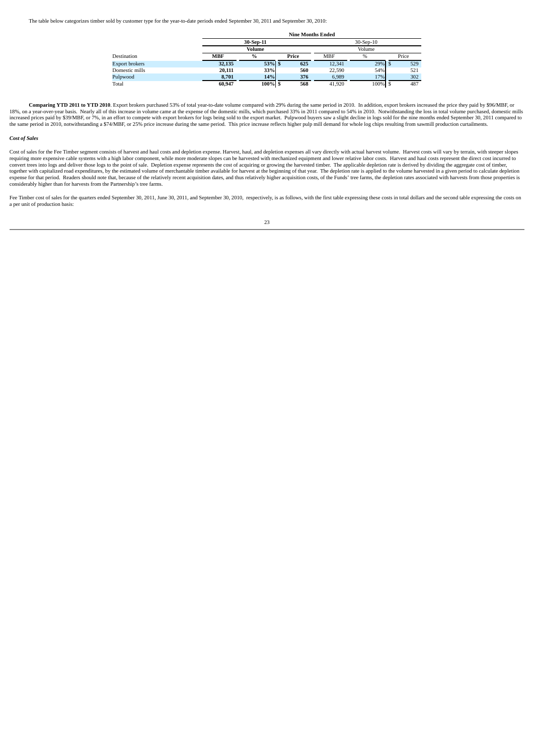The table below categorizes timber sold by customer type for the year-to-date periods ended September 30, 2011 and September 30, 2010:

| | Nine Months Ended | | | | | |
|---|---|---|---|---|---|---|
| | **30-Sep-11** | | | 30-Sep-10 | | |
| | **Volume** | | | Volume | | |
| Destination | **MBF** | **%** | **Price** | MBF | % | Price |
| Export brokers | **32,135** | **53%** | **$ 625** | 12,341 | 29% | $ 529 |
| Domestic mills | **20,111** | **33%** | **560** | 22,590 | 54% | 521 |
| Pulpwood | **8,701** | **14%** | **376** | 6,989 | 17% | 302 |
| Total | **60,947** | **100%** | **$ 568** | 41,920 | 100% | $ 487 |

**Comparing YTD 2011 to YTD 2010**. Export brokers purchased 53% of total year-to-date volume compared with 29% during the same period in 2010. In addition, export brokers increased the price they paid by $96/MBF, or 18%, on a year-over-year basis. Nearly all of this increase in volume came at the expense of the domestic mills, which purchased 33% in 2011 compared to 54% in 2010. Notwithstanding the loss in total volume purchased, domestic mills increased prices paid by $39/MBF, or 7%, in an effort to compete with export brokers for logs being sold to the export market. Pulpwood buyers saw a slight decline in logs sold for the nine months ended September 30, 2011 compared to the same period in 2010, notwithstanding a $74/MBF, or 25% price increase during the same period. This price increase reflects higher pulp mill demand for whole log chips resulting from sawmill production curtailments.

***Cost of Sales***

Cost of sales for the Fee Timber segment consists of harvest and haul costs and depletion expense. Harvest, haul, and depletion expenses all vary directly with actual harvest volume. Harvest costs will vary by terrain, with steeper slopes requiring more expensive cable systems with a high labor component, while more moderate slopes can be harvested with mechanized equipment and lower relative labor costs. Harvest and haul costs represent the direct cost incurred to convert trees into logs and deliver those logs to the point of sale. Depletion expense represents the cost of acquiring or growing the harvested timber. The applicable depletion rate is derived by dividing the aggregate cost of timber, together with capitalized road expenditures, by the estimated volume of merchantable timber available for harvest at the beginning of that year. The depletion rate is applied to the volume harvested in a given period to calculate depletion expense for that period. Readers should note that, because of the relatively recent acquisition dates, and thus relatively higher acquisition costs, of the Funds' tree farms, the depletion rates associated with harvests from those properties is considerably higher than for harvests from the Partnership's tree farms.

Fee Timber cost of sales for the quarters ended September 30, 2011, June 30, 2011, and September 30, 2010, respectively, is as follows, with the first table expressing these costs in total dollars and the second table expressing the costs on a per unit of production basis: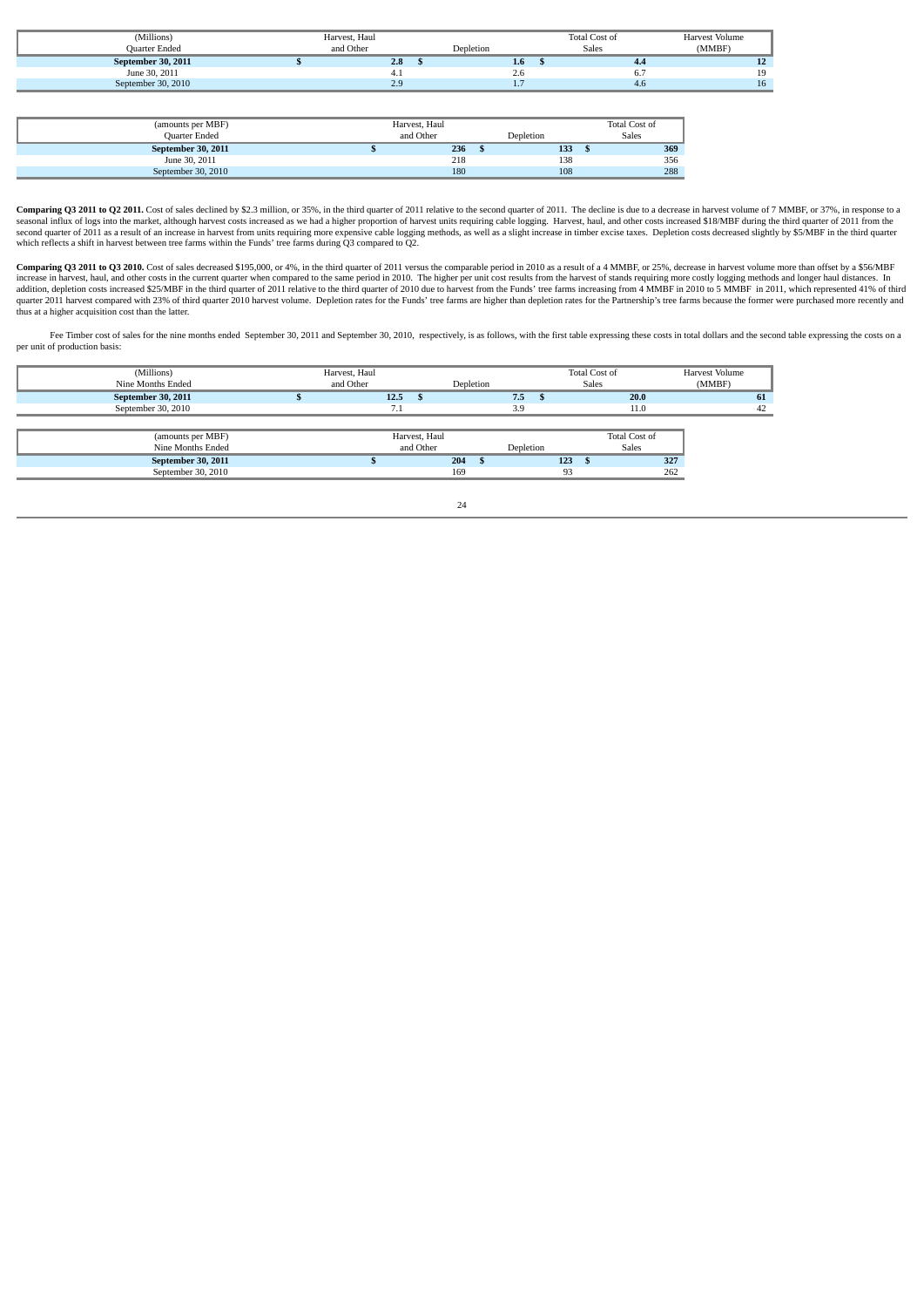| (Millions) Quarter Ended | Harvest, Haul and Other | Depletion | Total Cost of Sales | Harvest Volume (MMBF) |
|---|---|---|---|---|
| **September 30, 2011** | **$ 2.8** | **$ 1.6** | **$ 4.4** | **12** |
| June 30, 2011 | 4.1 | 2.6 | 6.7 | 19 |
| September 30, 2010 | 2.9 | 1.7 | 4.6 | 16 |

| (amounts per MBF) Quarter Ended | Harvest, Haul and Other | Depletion | Total Cost of Sales |
|---|---|---|---|
| **September 30, 2011** | **$ 236** | **$ 133** | **$ 369** |
| June 30, 2011 | 218 | 138 | 356 |
| September 30, 2010 | 180 | 108 | 288 |

**Comparing Q3 2011 to Q2 2011.** Cost of sales declined by $2.3 million, or 35%, in the third quarter of 2011 relative to the second quarter of 2011. The decline is due to a decrease in harvest volume of 7 MMBF, or 37%, in response to a seasonal influx of logs into the market, although harvest costs increased as we had a higher proportion of harvest units requiring cable logging. Harvest, haul, and other costs increased $18/MBF during the third quarter of 2011 from the second quarter of 2011 as a result of an increase in harvest from units requiring more expensive cable logging methods, as well as a slight increase in timber excise taxes. Depletion costs decreased slightly by $5/MBF in the third quarter which reflects a shift in harvest between tree farms within the Funds' tree farms during Q3 compared to Q2.

**Comparing Q3 2011 to Q3 2010.** Cost of sales decreased $195,000, or 4%, in the third quarter of 2011 versus the comparable period in 2010 as a result of a 4 MMBF, or 25%, decrease in harvest volume more than offset by a $56/MBF increase in harvest, haul, and other costs in the current quarter when compared to the same period in 2010. The higher per unit cost results from the harvest of stands requiring more costly logging methods and longer haul distances. In addition, depletion costs increased $25/MBF in the third quarter of 2011 relative to the third quarter of 2010 due to harvest from the Funds' tree farms increasing from 4 MMBF in 2010 to 5 MMBF in 2011, which represented 41% of third quarter 2011 harvest compared with 23% of third quarter 2010 harvest volume. Depletion rates for the Funds' tree farms are higher than depletion rates for the Partnership's tree farms because the former were purchased more recently and thus at a higher acquisition cost than the latter.

Fee Timber cost of sales for the nine months ended September 30, 2011 and September 30, 2010, respectively, is as follows, with the first table expressing these costs in total dollars and the second table expressing the costs on a per unit of production basis:

| (Millions) Nine Months Ended | Harvest, Haul and Other | Depletion | Total Cost of Sales | Harvest Volume (MMBF) |
|---|---|---|---|---|
| **September 30, 2011** | **$ 12.5** | **$ 7.5** | **$ 20.0** | **61** |
| September 30, 2010 | 7.1 | 3.9 | 11.0 | 42 |

| (amounts per MBF) Nine Months Ended | Harvest, Haul and Other | Depletion | Total Cost of Sales |
|---|---|---|---|
| **September 30, 2011** | **$ 204** | **$ 123** | **$ 327** |
| September 30, 2010 | 169 | 93 | 262 |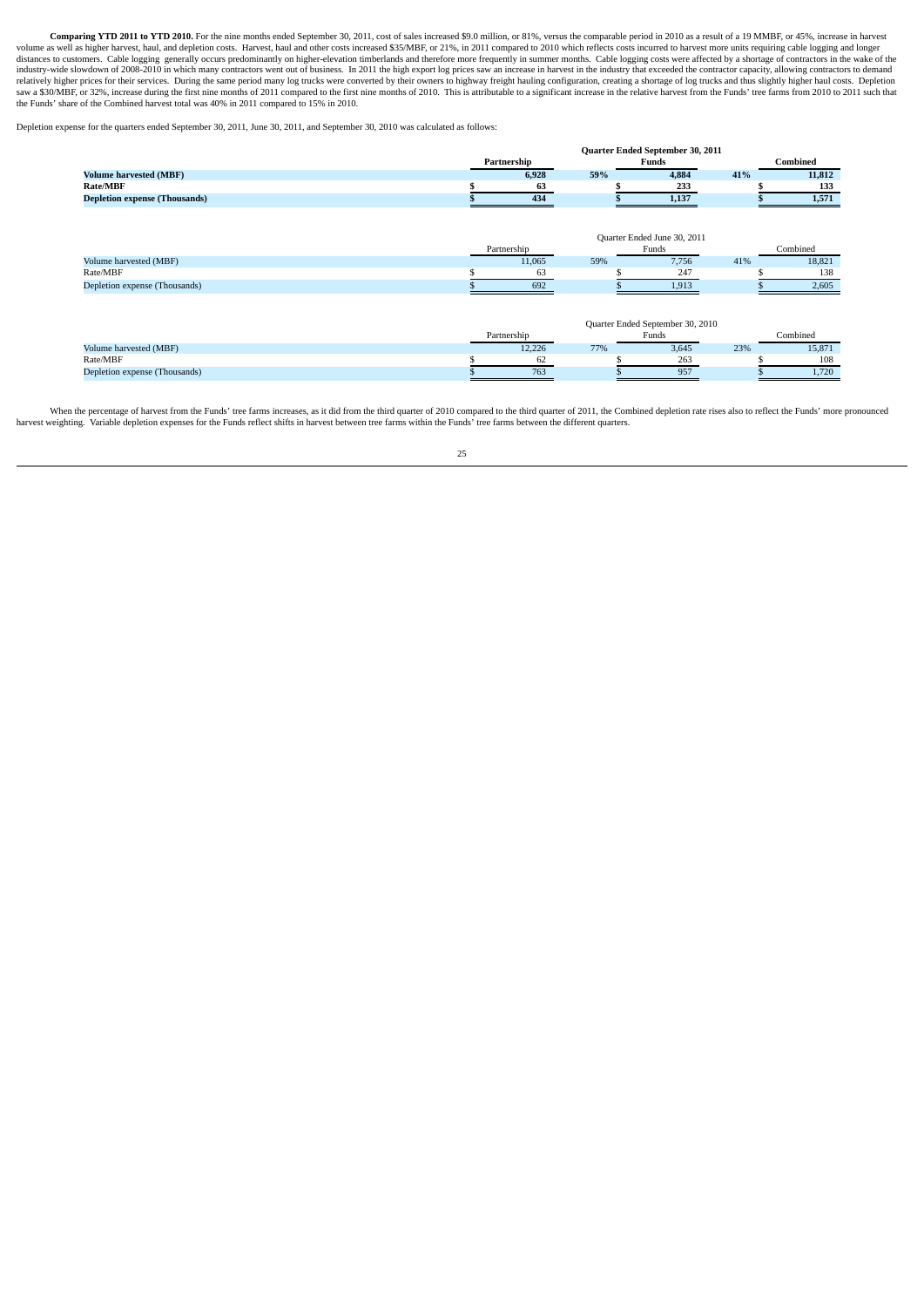**Comparing YTD 2011 to YTD 2010.** For the nine months ended September 30, 2011, cost of sales increased $9.0 million, or 81%, versus the comparable period in 2010 as a result of a 19 MMBF, or 45%, increase in harvest volume as well as higher harvest, haul, and depletion costs. Harvest, haul and other costs increased $35/MBF, or 21%, in 2011 compared to 2010 which reflects costs incurred to harvest more units requiring cable logging and longer distances to customers. Cable logging generally occurs predominantly on higher-elevation timberlands and therefore more frequently in summer months. Cable logging costs were affected by a shortage of contractors in the wake of the industry-wide slowdown of 2008-2010 in which many contractors went out of business. In 2011 the high export log prices saw an increase in harvest in the industry that exceeded the contractor capacity, allowing contractors to demand relatively higher prices for their services. During the same period many log trucks were converted by their owners to highway freight hauling configuration, creating a shortage of log trucks and thus slightly higher haul costs. Depletion saw a $30/MBF, or 32%, increase during the first nine months of 2011 compared to the first nine months of 2010. This is attributable to a significant increase in the relative harvest from the Funds' tree farms from 2010 to 2011 such that the Funds' share of the Combined harvest total was 40% in 2011 compared to 15% in 2010.

Depletion expense for the quarters ended September 30, 2011, June 30, 2011, and September 30, 2010 was calculated as follows:

| Quarter Ended September 30, 2011 | Partnership | | Funds | | Combined |
|---|---|---|---|---|---|
| **Volume harvested (MBF)** | **6,928** | **59%** | **4,884** | **41%** | **11,812** |
| **Rate/MBF** | **$ 63** | | **$ 233** | | **$ 133** |
| **Depletion expense (Thousands)** | **$ 434** | | **$ 1,137** | | **$ 1,571** |

| Quarter Ended June 30, 2011 | Partnership | | Funds | | Combined |
|---|---|---|---|---|---|
| Volume harvested (MBF) | 11,065 | 59% | 7,756 | 41% | 18,821 |
| Rate/MBF | $ 63 | | $ 247 | | $ 138 |
| Depletion expense (Thousands) | $ 692 | | $ 1,913 | | $ 2,605 |

| Quarter Ended September 30, 2010 | Partnership | | Funds | | Combined |
|---|---|---|---|---|---|
| Volume harvested (MBF) | 12,226 | 77% | 3,645 | 23% | 15,871 |
| Rate/MBF | $ 62 | | $ 263 | | $ 108 |
| Depletion expense (Thousands) | $ 763 | | $ 957 | | $ 1,720 |

When the percentage of harvest from the Funds' tree farms increases, as it did from the third quarter of 2010 compared to the third quarter of 2011, the Combined depletion rate rises also to reflect the Funds' more pronounced harvest weighting. Variable depletion expenses for the Funds reflect shifts in harvest between tree farms within the Funds' tree farms between the different quarters.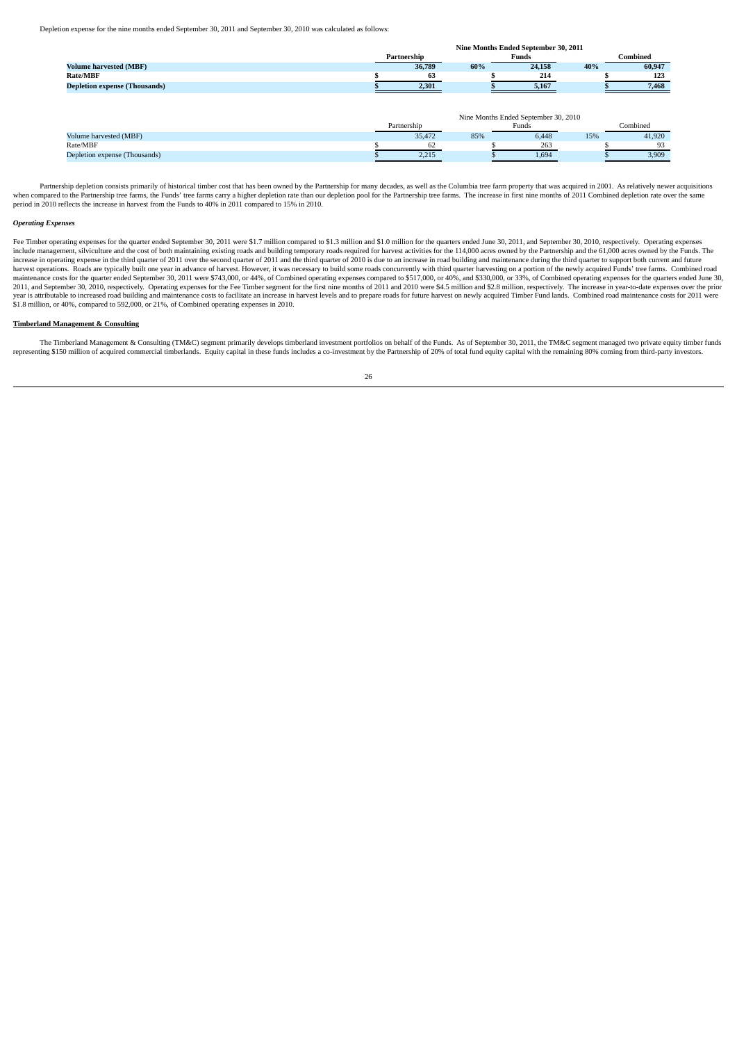Depletion expense for the nine months ended September 30, 2011 and September 30, 2010 was calculated as follows:

| | Nine Months Ended September 30, 2011 | | | | |
|---|---|---|---|---|---|
| | Partnership | | Funds | | Combined |
| **Volume harvested (MBF)** | **36,789** | **60%** | **24,158** | **40%** | **60,947** |
| **Rate/MBF** | **$ 63** | | **$ 214** | | **$ 123** |
| **Depletion expense (Thousands)** | **$ 2,301** | | **$ 5,167** | | **$ 7,468** |

| | Nine Months Ended September 30, 2010 | | | | |
|---|---|---|---|---|---|
| | Partnership | | Funds | | Combined |
| Volume harvested (MBF) | 35,472 | 85% | 6,448 | 15% | 41,920 |
| Rate/MBF | $ 62 | | $ 263 | | $ 93 |
| Depletion expense (Thousands) | $ 2,215 | | $ 1,694 | | $ 3,909 |

Partnership depletion consists primarily of historical timber cost that has been owned by the Partnership for many decades, as well as the Columbia tree farm property that was acquired in 2001. As relatively newer acquisitions when compared to the Partnership tree farms, the Funds' tree farms carry a higher depletion rate than our depletion pool for the Partnership tree farms. The increase in first nine months of 2011 Combined depletion rate over the same period in 2010 reflects the increase in harvest from the Funds to 40% in 2011 compared to 15% in 2010.

***Operating Expenses***

Fee Timber operating expenses for the quarter ended September 30, 2011 were $1.7 million compared to $1.3 million and $1.0 million for the quarters ended June 30, 2011, and September 30, 2010, respectively. Operating expenses include management, silviculture and the cost of both maintaining existing roads and building temporary roads required for harvest activities for the 114,000 acres owned by the Partnership and the 61,000 acres owned by the Funds. The increase in operating expense in the third quarter of 2011 over the second quarter of 2011 and the third quarter of 2010 is due to an increase in road building and maintenance during the third quarter to support both current and future harvest operations. Roads are typically built one year in advance of harvest. However, it was necessary to build some roads concurrently with third quarter harvesting on a portion of the newly acquired Funds' tree farms. Combined road maintenance costs for the quarter ended September 30, 2011 were $743,000, or 44%, of Combined operating expenses compared to $517,000, or 40%, and $330,000, or 33%, of Combined operating expenses for the quarters ended June 30, 2011, and September 30, 2010, respectively. Operating expenses for the Fee Timber segment for the first nine months of 2011 and 2010 were $4.5 million and $2.8 million, respectively. The increase in year-to-date expenses over the prior year is attributable to increased road building and maintenance costs to facilitate an increase in harvest levels and to prepare roads for future harvest on newly acquired Timber Fund lands. Combined road maintenance costs for 2011 were $1.8 million, or 40%, compared to 592,000, or 21%, of Combined operating expenses in 2010.

**Timberland Management & Consulting**

The Timberland Management & Consulting (TM&C) segment primarily develops timberland investment portfolios on behalf of the Funds. As of September 30, 2011, the TM&C segment managed two private equity timber funds representing $150 million of acquired commercial timberlands. Equity capital in these funds includes a co-investment by the Partnership of 20% of total fund equity capital with the remaining 80% coming from third-party investors.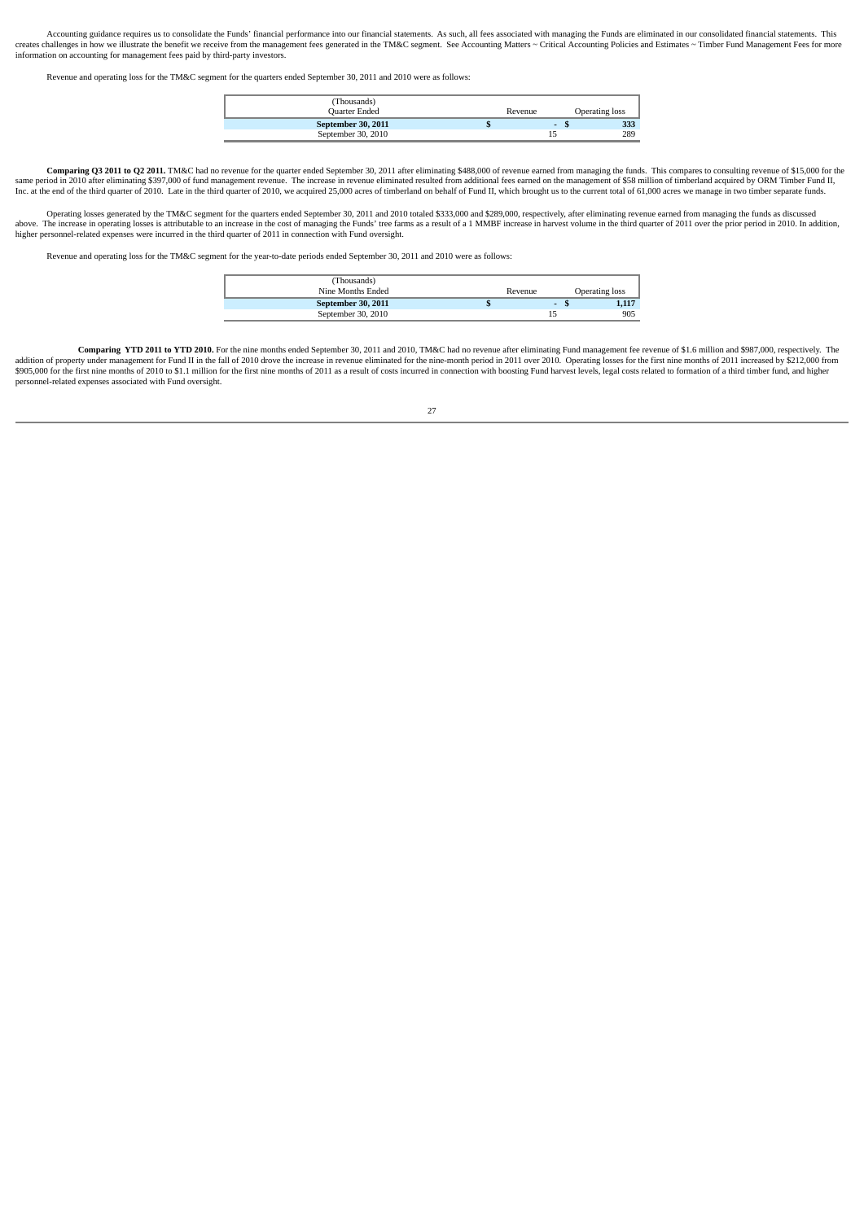Accounting guidance requires us to consolidate the Funds' financial performance into our financial statements. As such, all fees associated with managing the Funds are eliminated in our consolidated financial statements. This creates challenges in how we illustrate the benefit we receive from the management fees generated in the TM&C segment. See Accounting Matters ~ Critical Accounting Policies and Estimates ~ Timber Fund Management Fees for more information on accounting for management fees paid by third-party investors.

Revenue and operating loss for the TM&C segment for the quarters ended September 30, 2011 and 2010 were as follows:

| (Thousands) Quarter Ended | Revenue | Operating loss |
|---|---|---|
| **September 30, 2011** | **$ -** | **$ 333** |
| September 30, 2010 | 15 | 289 |

**Comparing Q3 2011 to Q2 2011.** TM&C had no revenue for the quarter ended September 30, 2011 after eliminating $488,000 of revenue earned from managing the funds. This compares to consulting revenue of $15,000 for the same period in 2010 after eliminating $397,000 of fund management revenue. The increase in revenue eliminated resulted from additional fees earned on the management of $58 million of timberland acquired by ORM Timber Fund II, Inc. at the end of the third quarter of 2010. Late in the third quarter of 2010, we acquired 25,000 acres of timberland on behalf of Fund II, which brought us to the current total of 61,000 acres we manage in two timber separate funds.

Operating losses generated by the TM&C segment for the quarters ended September 30, 2011 and 2010 totaled $333,000 and $289,000, respectively, after eliminating revenue earned from managing the funds as discussed above. The increase in operating losses is attributable to an increase in the cost of managing the Funds' tree farms as a result of a 1 MMBF increase in harvest volume in the third quarter of 2011 over the prior period in 2010. In addition, higher personnel-related expenses were incurred in the third quarter of 2011 in connection with Fund oversight.

Revenue and operating loss for the TM&C segment for the year-to-date periods ended September 30, 2011 and 2010 were as follows:

| (Thousands) Nine Months Ended | Revenue | Operating loss |
|---|---|---|
| **September 30, 2011** | **$ -** | **$ 1,117** |
| September 30, 2010 | 15 | 905 |

**Comparing YTD 2011 to YTD 2010.** For the nine months ended September 30, 2011 and 2010, TM&C had no revenue after eliminating Fund management fee revenue of $1.6 million and $987,000, respectively. The addition of property under management for Fund II in the fall of 2010 drove the increase in revenue eliminated for the nine-month period in 2011 over 2010. Operating losses for the first nine months of 2011 increased by $212,000 from $905,000 for the first nine months of 2010 to $1.1 million for the first nine months of 2011 as a result of costs incurred in connection with boosting Fund harvest levels, legal costs related to formation of a third timber fund, and higher personnel-related expenses associated with Fund oversight.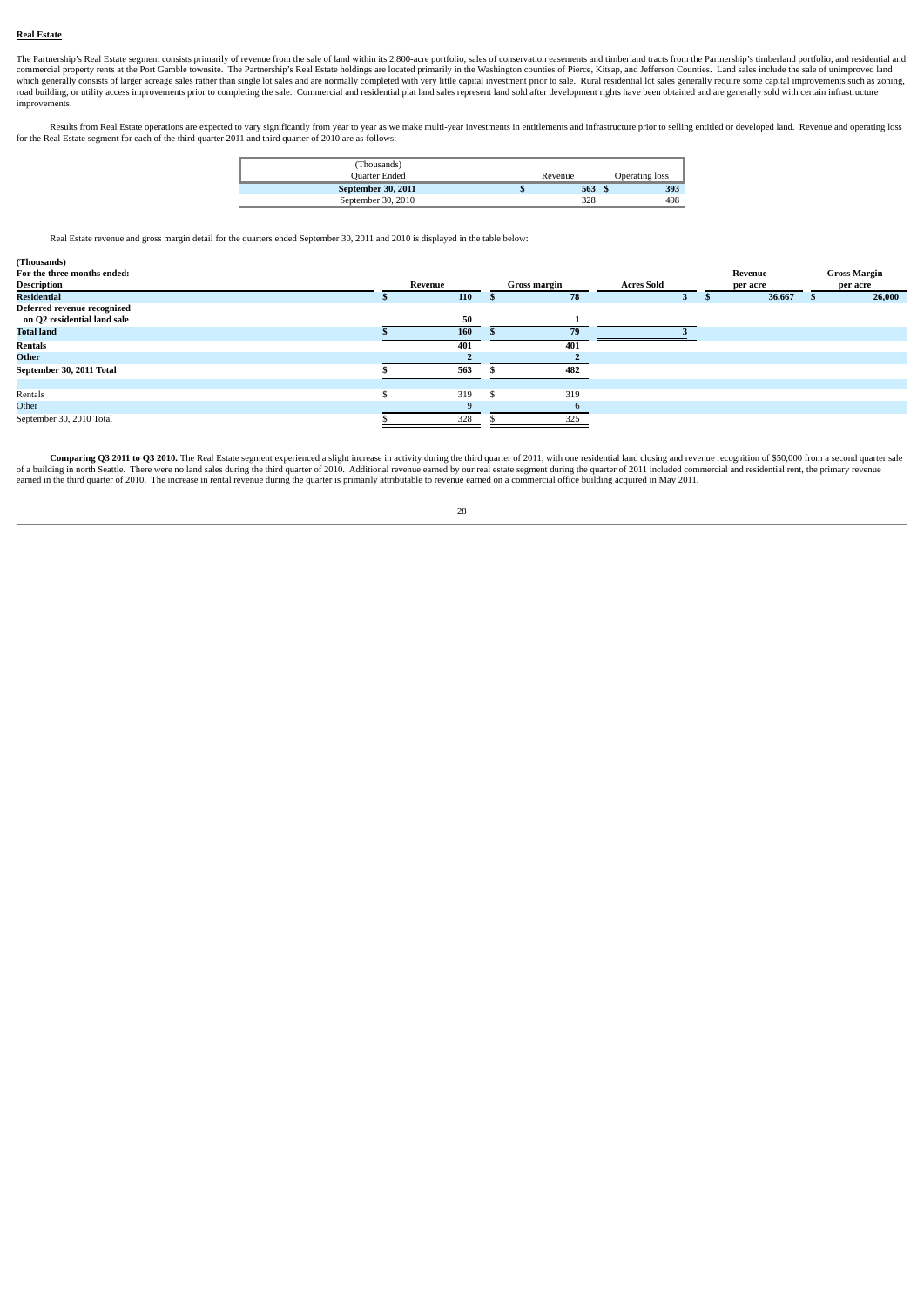**Real Estate**

The Partnership's Real Estate segment consists primarily of revenue from the sale of land within its 2,800-acre portfolio, sales of conservation easements and timberland tracts from the Partnership's timberland portfolio, and residential and commercial property rents at the Port Gamble townsite. The Partnership's Real Estate holdings are located primarily in the Washington counties of Pierce, Kitsap, and Jefferson Counties. Land sales include the sale of unimproved land which generally consists of larger acreage sales rather than single lot sales and are normally completed with very little capital investment prior to sale. Rural residential lot sales generally require some capital improvements such as zoning, road building, or utility access improvements prior to completing the sale. Commercial and residential plat land sales represent land sold after development rights have been obtained and are generally sold with certain infrastructure improvements.

Results from Real Estate operations are expected to vary significantly from year to year as we make multi-year investments in entitlements and infrastructure prior to selling entitled or developed land. Revenue and operating loss for the Real Estate segment for each of the third quarter 2011 and third quarter of 2010 are as follows:

| (Thousands) Quarter Ended | Revenue | Operating loss |
|---|---|---|
| **September 30, 2011** | **$ 563** | **$ 393** |
| September 30, 2010 | 328 | 498 |

Real Estate revenue and gross margin detail for the quarters ended September 30, 2011 and 2010 is displayed in the table below:

| (Thousands) For the three months ended: Description | Revenue | Gross margin | Acres Sold | Revenue per acre | Gross Margin per acre |
|---|---|---|---|---|---|
| **Residential** | **$ 110** | **$ 78** | **3** | **$ 36,667** | **$ 26,000** |
| **Deferred revenue recognized on Q2 residential land sale** | **50** | **1** | | | |
| **Total land** | **$ 160** | **$ 79** | **3** | | |
| **Rentals** | **401** | **401** | | | |
| **Other** | **2** | **2** | | | |
| **September 30, 2011 Total** | **$ 563** | **$ 482** | | | |
| | | | | | |
| Rentals | $ 319 | $ 319 | | | |
| Other | 9 | 6 | | | |
| September 30, 2010 Total | $ 328 | $ 325 | | | |

**Comparing Q3 2011 to Q3 2010.** The Real Estate segment experienced a slight increase in activity during the third quarter of 2011, with one residential land closing and revenue recognition of $50,000 from a second quarter sale of a building in north Seattle. There were no land sales during the third quarter of 2010. Additional revenue earned by our real estate segment during the quarter of 2011 included commercial and residential rent, the primary revenue earned in the third quarter of 2010. The increase in rental revenue during the quarter is primarily attributable to revenue earned on a commercial office building acquired in May 2011.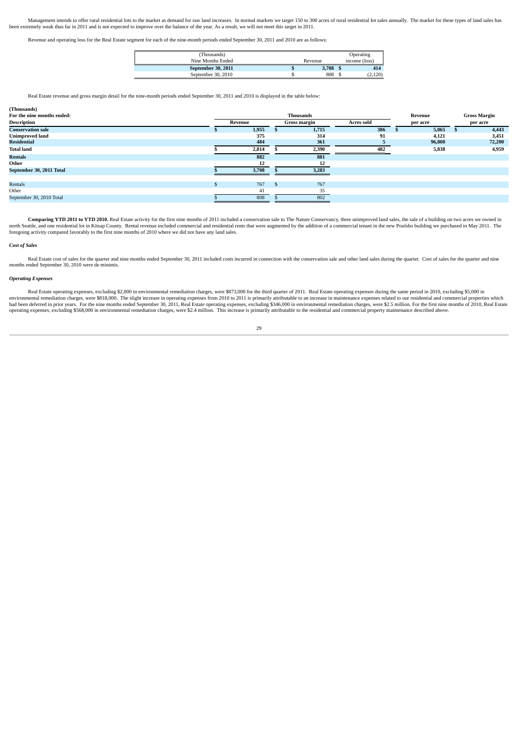Management intends to offer rural residential lots to the market as demand for raw land increases. In normal markets we target 150 to 300 acres of rural residential lot sales annually. The market for these types of land sales has been extremely weak thus far in 2011 and is not expected to improve over the balance of the year. As a result, we will not meet this target in 2011.

Revenue and operating loss for the Real Estate segment for each of the nine-month periods ended September 30, 2011 and 2010 are as follows:

| (Thousands) Nine Months Ended | Revenue | Operating income (loss) |
|---|---|---|
| **September 30, 2011** | **$ 3,708** | **$ 414** |
| September 30, 2010 | $ 808 | $ (2,120) |

Real Estate revenue and gross margin detail for the nine-month periods ended September 30, 2011 and 2010 is displayed in the table below:

| (Thousands) For the nine months ended: | Thousands | | | Revenue | Gross Margin |
|---|---|---|---|---|---|
| **Description** | **Revenue** | **Gross margin** | **Acres sold** | **per acre** | **per acre** |
| **Conservation sale** | **$ 1,955** | **$ 1,715** | **386** | **$ 5,065** | **$ 4,443** |
| **Unimproved land** | **375** | **314** | **91** | **4,121** | **3,451** |
| **Residential** | **484** | **361** | **5** | **96,800** | **72,200** |
| **Total land** | **$ 2,814** | **$ 2,390** | **482** | **5,838** | **4,959** |
| **Rentals** | **882** | **881** | | | |
| **Other** | **12** | **12** | | | |
| **September 30, 2011 Total** | **$ 3,708** | **$ 3,283** | | | |
| | | | | | |
| Rentals | $ 767 | $ 767 | | | |
| Other | 41 | 35 | | | |
| September 30, 2010 Total | $ 808 | $ 802 | | | |

**Comparing YTD 2011 to YTD 2010.** Real Estate activity for the first nine months of 2011 included a conservation sale to The Nature Conservancy, three unimproved land sales, the sale of a building on two acres we owned in north Seattle, and one residential lot in Kitsap County. Rental revenue included commercial and residential rents that were augmented by the addition of a commercial tenant in the new Poulsbo building we purchased in May 2011. The foregoing activity compared favorably to the first nine months of 2010 where we did not have any land sales.

***Cost of Sales***

Real Estate cost of sales for the quarter and nine months ended September 30, 2011 included costs incurred in connection with the conservation sale and other land sales during the quarter. Cost of sales for the quarter and nine months ended September 30, 2010 were de minimis.

***Operating Expenses***

Real Estate operating expenses, excluding $2,000 in environmental remediation charges, were $873,000 for the third quarter of 2011. Real Estate operating expenses during the same period in 2010, excluding $5,000 in environmental remediation charges, were $818,000. The slight increase in operating expenses from 2010 to 2011 is primarily attributable to an increase in maintenance expenses related to our residential and commercial properties which had been deferred in prior years. For the nine months ended September 30, 2011, Real Estate operating expenses, excluding $346,000 in environmental remediation charges, were $2.5 million. For the first nine months of 2010, Real Estate operating expenses, excluding $568,000 in environmental remediation charges, were $2.4 million. This increase is primarily attributable to the residential and commercial property maintenance described above.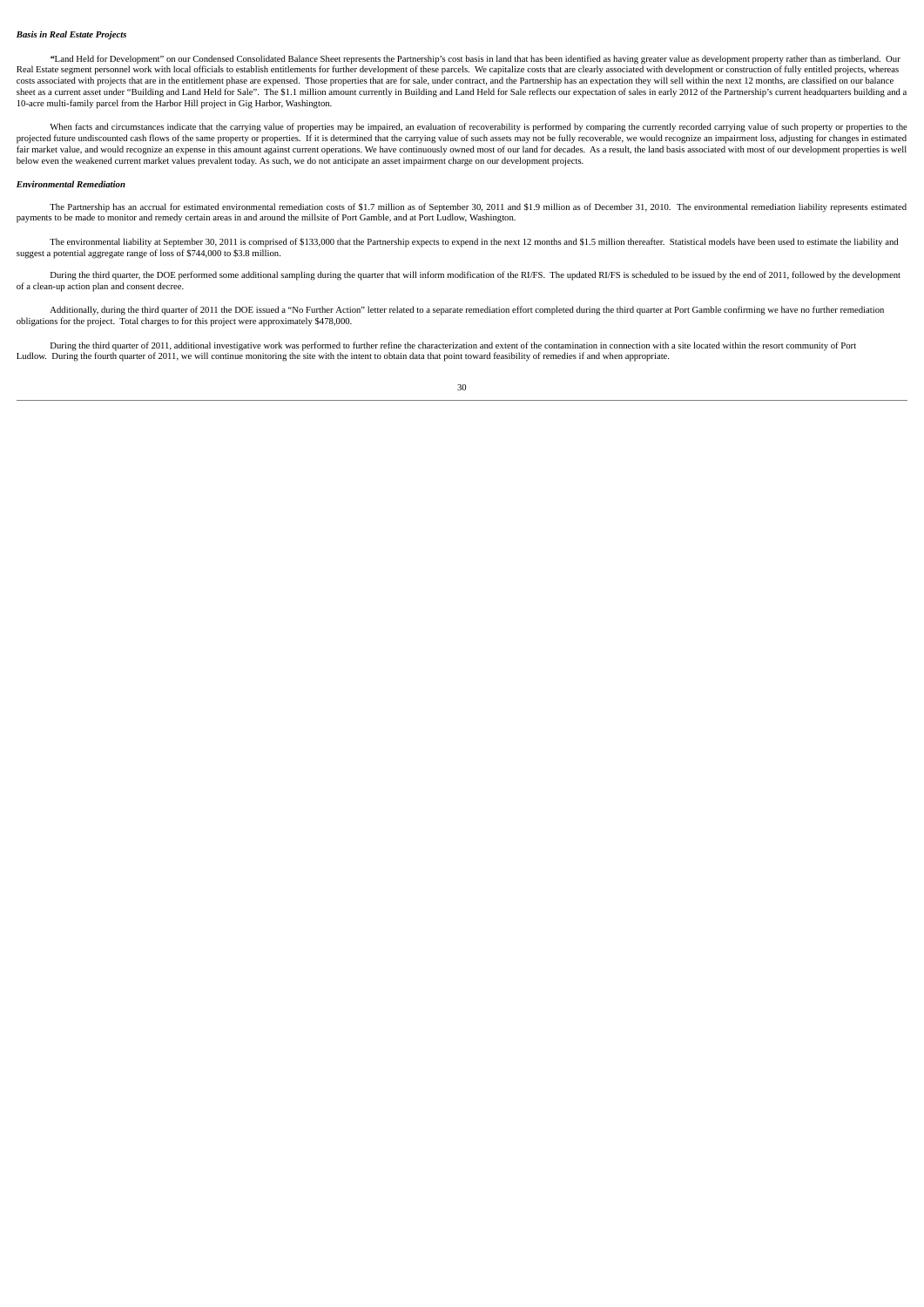***Basis in Real Estate Projects***

"Land Held for Development" on our Condensed Consolidated Balance Sheet represents the Partnership's cost basis in land that has been identified as having greater value as development property rather than as timberland. Our Real Estate segment personnel work with local officials to establish entitlements for further development of these parcels. We capitalize costs that are clearly associated with development or construction of fully entitled projects, whereas costs associated with projects that are in the entitlement phase are expensed. Those properties that are for sale, under contract, and the Partnership has an expectation they will sell within the next 12 months, are classified on our balance sheet as a current asset under "Building and Land Held for Sale". The $1.1 million amount currently in Building and Land Held for Sale reflects our expectation of sales in early 2012 of the Partnership's current headquarters building and a 10-acre multi-family parcel from the Harbor Hill project in Gig Harbor, Washington.

When facts and circumstances indicate that the carrying value of properties may be impaired, an evaluation of recoverability is performed by comparing the currently recorded carrying value of such property or properties to the projected future undiscounted cash flows of the same property or properties. If it is determined that the carrying value of such assets may not be fully recoverable, we would recognize an impairment loss, adjusting for changes in estimated fair market value, and would recognize an expense in this amount against current operations. We have continuously owned most of our land for decades. As a result, the land basis associated with most of our development properties is well below even the weakened current market values prevalent today. As such, we do not anticipate an asset impairment charge on our development projects.

***Environmental Remediation***

The Partnership has an accrual for estimated environmental remediation costs of $1.7 million as of September 30, 2011 and $1.9 million as of December 31, 2010. The environmental remediation liability represents estimated payments to be made to monitor and remedy certain areas in and around the millsite of Port Gamble, and at Port Ludlow, Washington.

The environmental liability at September 30, 2011 is comprised of $133,000 that the Partnership expects to expend in the next 12 months and $1.5 million thereafter. Statistical models have been used to estimate the liability and suggest a potential aggregate range of loss of $744,000 to $3.8 million.

During the third quarter, the DOE performed some additional sampling during the quarter that will inform modification of the RI/FS. The updated RI/FS is scheduled to be issued by the end of 2011, followed by the development of a clean-up action plan and consent decree.

Additionally, during the third quarter of 2011 the DOE issued a "No Further Action" letter related to a separate remediation effort completed during the third quarter at Port Gamble confirming we have no further remediation obligations for the project. Total charges to for this project were approximately $478,000.

During the third quarter of 2011, additional investigative work was performed to further refine the characterization and extent of the contamination in connection with a site located within the resort community of Port Ludlow. During the fourth quarter of 2011, we will continue monitoring the site with the intent to obtain data that point toward feasibility of remedies if and when appropriate.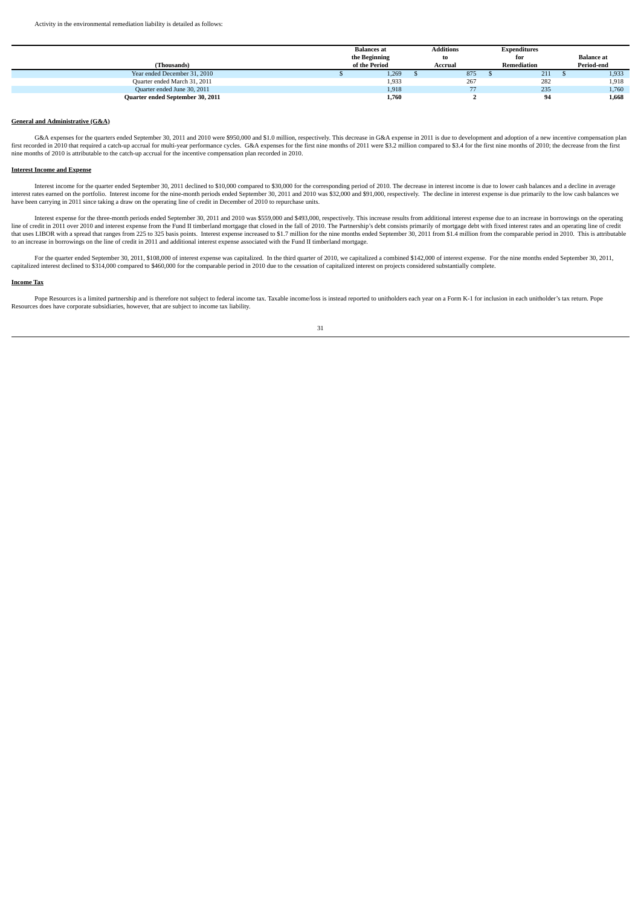Activity in the environmental remediation liability is detailed as follows:

| (Thousands) | Balances at the Beginning of the Period | Additions to Accrual | Expenditures for Remediation | Balance at Period-end |
|---|---|---|---|---|
| Year ended December 31, 2010 | $ 1,269 | $ 875 | $ 211 | $ 1,933 |
| Quarter ended March 31, 2011 | 1,933 | 267 | 282 | 1,918 |
| Quarter ended June 30, 2011 | 1,918 | 77 | 235 | 1,760 |
| **Quarter ended September 30, 2011** | **1,760** | **2** | **94** | **1,668** |

**General and Administrative (G&A)**

G&A expenses for the quarters ended September 30, 2011 and 2010 were $950,000 and $1.0 million, respectively. This decrease in G&A expense in 2011 is due to development and adoption of a new incentive compensation plan first recorded in 2010 that required a catch-up accrual for multi-year performance cycles. G&A expenses for the first nine months of 2011 were $3.2 million compared to $3.4 for the first nine months of 2010; the decrease from the first nine months of 2010 is attributable to the catch-up accrual for the incentive compensation plan recorded in 2010.

**Interest Income and Expense**

Interest income for the quarter ended September 30, 2011 declined to $10,000 compared to $30,000 for the corresponding period of 2010. The decrease in interest income is due to lower cash balances and a decline in average interest rates earned on the portfolio. Interest income for the nine-month periods ended September 30, 2011 and 2010 was $32,000 and $91,000, respectively. The decline in interest expense is due primarily to the low cash balances we have been carrying in 2011 since taking a draw on the operating line of credit in December of 2010 to repurchase units.

Interest expense for the three-month periods ended September 30, 2011 and 2010 was $559,000 and $493,000, respectively. This increase results from additional interest expense due to an increase in borrowings on the operating line of credit in 2011 over 2010 and interest expense from the Fund II timberland mortgage that closed in the fall of 2010. The Partnership's debt consists primarily of mortgage debt with fixed interest rates and an operating line of credit that uses LIBOR with a spread that ranges from 225 to 325 basis points. Interest expense increased to $1.7 million for the nine months ended September 30, 2011 from $1.4 million from the comparable period in 2010. This is attributable to an increase in borrowings on the line of credit in 2011 and additional interest expense associated with the Fund II timberland mortgage.

For the quarter ended September 30, 2011, $108,000 of interest expense was capitalized. In the third quarter of 2010, we capitalized a combined $142,000 of interest expense. For the nine months ended September 30, 2011, capitalized interest declined to $314,000 compared to $460,000 for the comparable period in 2010 due to the cessation of capitalized interest on projects considered substantially complete.

**Income Tax**

Pope Resources is a limited partnership and is therefore not subject to federal income tax. Taxable income/loss is instead reported to unitholders each year on a Form K-1 for inclusion in each unitholder's tax return. Pope Resources does have corporate subsidiaries, however, that are subject to income tax liability.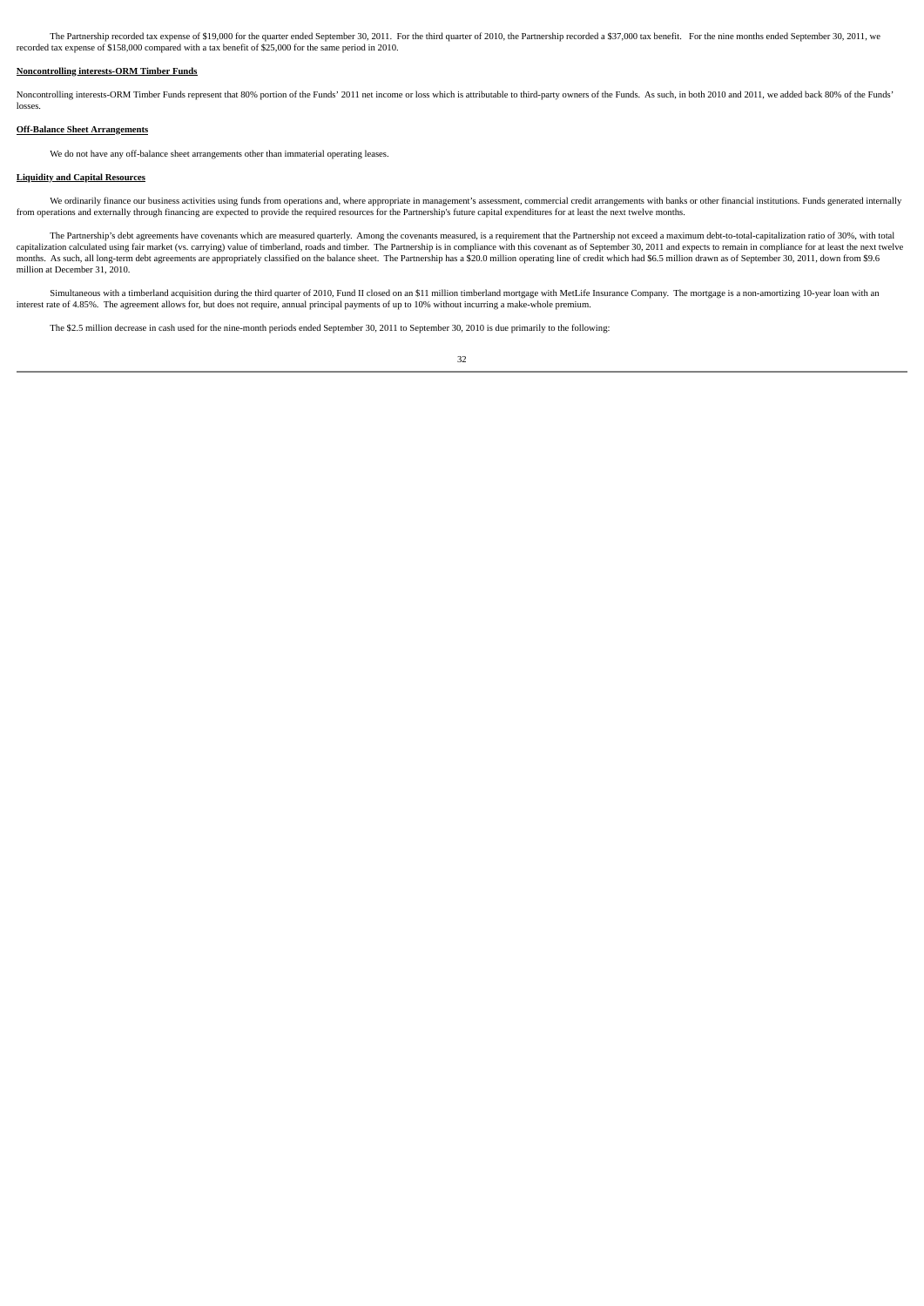The Partnership recorded tax expense of $19,000 for the quarter ended September 30, 2011. For the third quarter of 2010, the Partnership recorded a $37,000 tax benefit. For the nine months ended September 30, 2011, we recorded tax expense of $158,000 compared with a tax benefit of $25,000 for the same period in 2010.

**Noncontrolling interests-ORM Timber Funds**

Noncontrolling interests-ORM Timber Funds represent that 80% portion of the Funds' 2011 net income or loss which is attributable to third-party owners of the Funds. As such, in both 2010 and 2011, we added back 80% of the Funds' losses.

**Off-Balance Sheet Arrangements**

We do not have any off-balance sheet arrangements other than immaterial operating leases.

**Liquidity and Capital Resources**

We ordinarily finance our business activities using funds from operations and, where appropriate in management's assessment, commercial credit arrangements with banks or other financial institutions. Funds generated internally from operations and externally through financing are expected to provide the required resources for the Partnership's future capital expenditures for at least the next twelve months.

The Partnership's debt agreements have covenants which are measured quarterly. Among the covenants measured, is a requirement that the Partnership not exceed a maximum debt-to-total-capitalization ratio of 30%, with total capitalization calculated using fair market (vs. carrying) value of timberland, roads and timber. The Partnership is in compliance with this covenant as of September 30, 2011 and expects to remain in compliance for at least the next twelve months. As such, all long-term debt agreements are appropriately classified on the balance sheet. The Partnership has a $20.0 million operating line of credit which had $6.5 million drawn as of September 30, 2011, down from $9.6 million at December 31, 2010.

Simultaneous with a timberland acquisition during the third quarter of 2010, Fund II closed on an $11 million timberland mortgage with MetLife Insurance Company. The mortgage is a non-amortizing 10-year loan with an interest rate of 4.85%. The agreement allows for, but does not require, annual principal payments of up to 10% without incurring a make-whole premium.

The $2.5 million decrease in cash used for the nine-month periods ended September 30, 2011 to September 30, 2010 is due primarily to the following: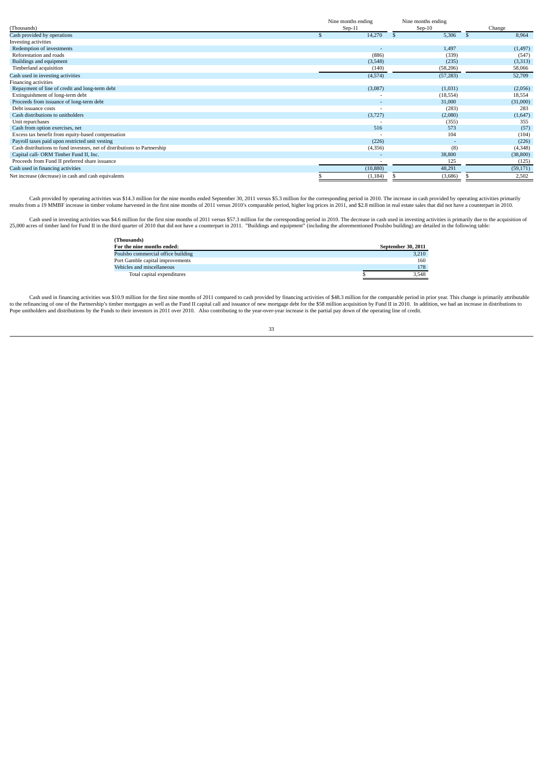| (Thousands) | Nine months ending Sep-11 | Nine months ending Sep-10 | Change |
|---|---|---|---|
| Cash provided by operations | $ 14,270 | $ 5,306 | $ 8,964 |
| Investing activities | | | |
| Redemption of investments | - | 1,497 | (1,497) |
| Reforestation and roads | (886) | (339) | (547) |
| Buildings and equipment | (3,548) | (235) | (3,313) |
| Timberland acquisition | (140) | (58,206) | 58,066 |
| Cash used in investing activities | (4,574) | (57,283) | 52,709 |
| Financing activities | | | |
| Repayment of line of credit and long-term debt | (3,087) | (1,031) | (2,056) |
| Extinguishment of long-term debt | - | (18,554) | 18,554 |
| Proceeds from issuance of long-term debt | - | 31,000 | (31,000) |
| Debt issuance costs | - | (283) | 283 |
| Cash distributions to unitholders | (3,727) | (2,080) | (1,647) |
| Unit repurchases | - | (355) | 355 |
| Cash from option exercises, net | 516 | 573 | (57) |
| Excess tax benefit from equity-based compensation | - | 104 | (104) |
| Payroll taxes paid upon restricted unit vesting | (226) | - | (226) |
| Cash distributions to fund investors, net of distributions to Partnership | (4,356) | (8) | (4,348) |
| Capital call- ORM Timber Fund II, Inc. | - | 38,800 | (38,800) |
| Proceeds from Fund II preferred share issuance | - | 125 | (125) |
| Cash used in financing activities | (10,880) | 48,291 | (59,171) |
| Net increase (decrease) in cash and cash equivalents | $ (1,184) | $ (3,686) | $ 2,502 |

Cash provided by operating activities was $14.3 million for the nine months ended September 30, 2011 versus $5.3 million for the corresponding period in 2010. The increase in cash provided by operating activities primarily results from a 19 MMBF increase in timber volume harvested in the first nine months of 2011 versus 2010's comparable period, higher log prices in 2011, and $2.8 million in real estate sales that did not have a counterpart in 2010.

Cash used in investing activities was $4.6 million for the first nine months of 2011 versus $57.3 million for the corresponding period in 2010. The decrease in cash used in investing activities is primarily due to the acquisition of 25,000 acres of timber land for Fund II in the third quarter of 2010 that did not have a counterpart in 2011. "Buildings and equipment" (including the aforementioned Poulsbo building) are detailed in the following table:

| (Thousands)<br>For the nine months ended: | September 30, 2011 |
|---|---|
| Poulsbo commercial office building | 3,210 |
| Port Gamble capital improvements | 160 |
| Vehicles and miscellaneous | 178 |
| Total capital expenditures | $ 3,548 |

Cash used in financing activities was $10.9 million for the first nine months of 2011 compared to cash provided by financing activities of $48.3 million for the comparable period in prior year. This change is primarily attributable to the refinancing of one of the Partnership's timber mortgages as well as the Fund II capital call and issuance of new mortgage debt for the $58 million acquisition by Fund II in 2010. In addition, we had an increase in distributions to Pope unitholders and distributions by the Funds to their investors in 2011 over 2010. Also contributing to the year-over-year increase is the partial pay down of the operating line of credit.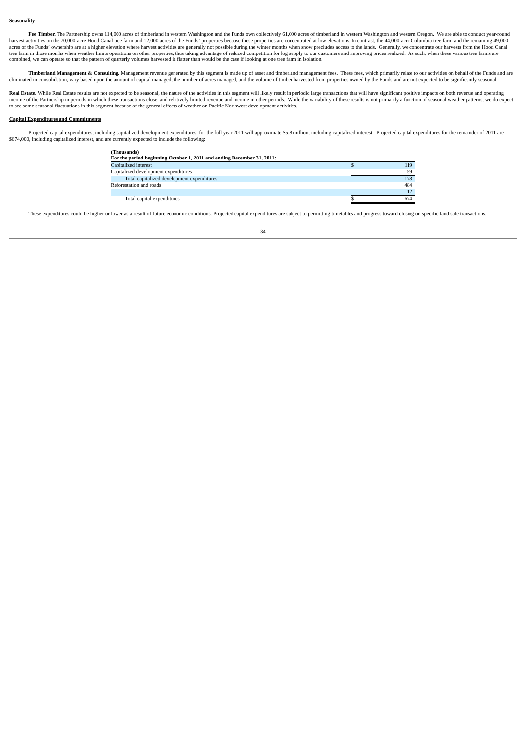**Seasonality**

**Fee Timber.** The Partnership owns 114,000 acres of timberland in western Washington and the Funds own collectively 61,000 acres of timberland in western Washington and western Oregon. We are able to conduct year-round harvest activities on the 70,000-acre Hood Canal tree farm and 12,000 acres of the Funds' properties because these properties are concentrated at low elevations. In contrast, the 44,000-acre Columbia tree farm and the remaining 49,000 acres of the Funds' ownership are at a higher elevation where harvest activities are generally not possible during the winter months when snow precludes access to the lands. Generally, we concentrate our harvests from the Hood Canal tree farm in those months when weather limits operations on other properties, thus taking advantage of reduced competition for log supply to our customers and improving prices realized. As such, when these various tree farms are combined, we can operate so that the pattern of quarterly volumes harvested is flatter than would be the case if looking at one tree farm in isolation.

**Timberland Management & Consulting.** Management revenue generated by this segment is made up of asset and timberland management fees. These fees, which primarily relate to our activities on behalf of the Funds and are eliminated in consolidation, vary based upon the amount of capital managed, the number of acres managed, and the volume of timber harvested from properties owned by the Funds and are not expected to be significantly seasonal.

**Real Estate.** While Real Estate results are not expected to be seasonal, the nature of the activities in this segment will likely result in periodic large transactions that will have significant positive impacts on both revenue and operating income of the Partnership in periods in which these transactions close, and relatively limited revenue and income in other periods. While the variability of these results is not primarily a function of seasonal weather patterns, we do expect to see some seasonal fluctuations in this segment because of the general effects of weather on Pacific Northwest development activities.

**Capital Expenditures and Commitments**

Projected capital expenditures, including capitalized development expenditures, for the full year 2011 will approximate $5.8 million, including capitalized interest. Projected capital expenditures for the remainder of 2011 are $674,000, including capitalized interest, and are currently expected to include the following:

| (Thousands)<br>For the period beginning October 1, 2011 and ending December 31, 2011: | |
|---|---|
| Capitalized interest | $ 119 |
| Capitalized development expenditures | 59 |
| Total capitalized development expenditures | 178 |
| Reforestation and roads | 484 |
| | 12 |
| Total capital expenditures | $ 674 |

These expenditures could be higher or lower as a result of future economic conditions. Projected capital expenditures are subject to permitting timetables and progress toward closing on specific land sale transactions.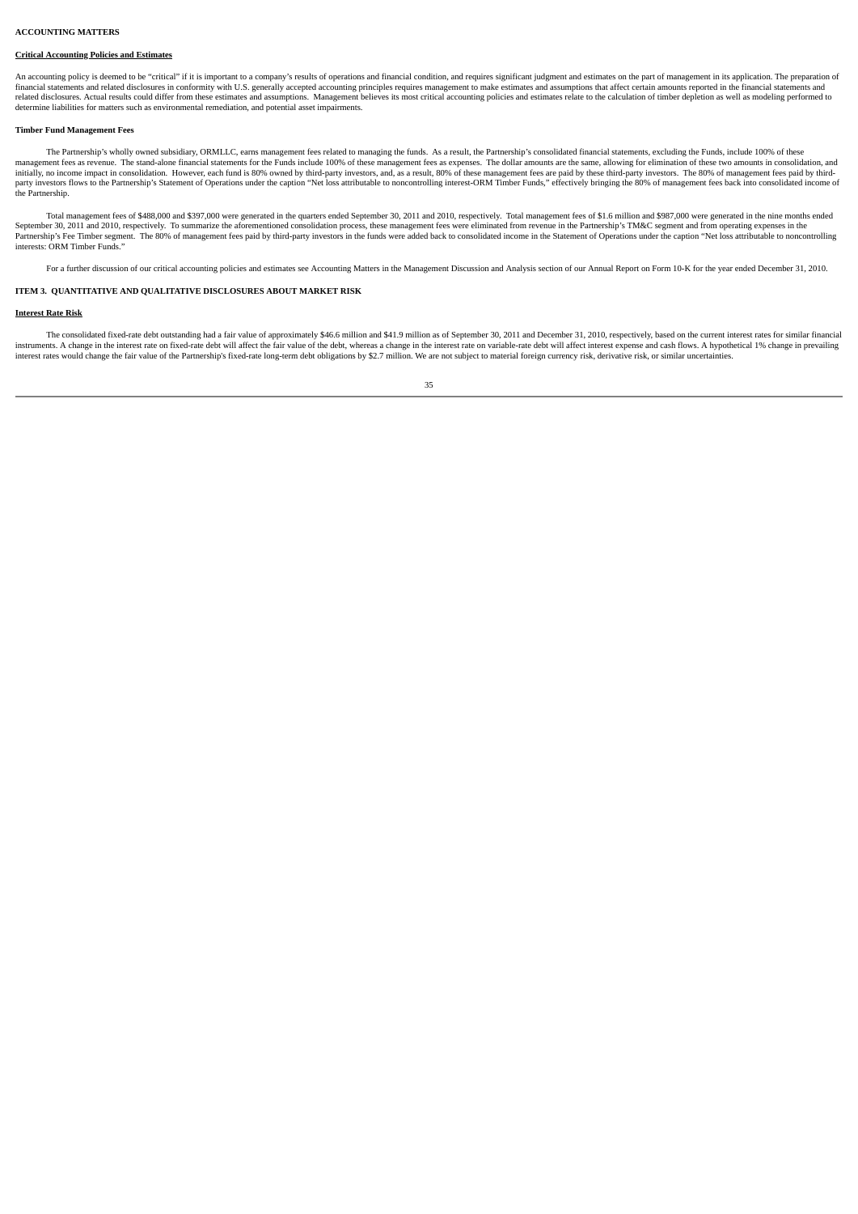**ACCOUNTING MATTERS**

**Critical Accounting Policies and Estimates**

An accounting policy is deemed to be "critical" if it is important to a company's results of operations and financial condition, and requires significant judgment and estimates on the part of management in its application. The preparation of financial statements and related disclosures in conformity with U.S. generally accepted accounting principles requires management to make estimates and assumptions that affect certain amounts reported in the financial statements and related disclosures. Actual results could differ from these estimates and assumptions. Management believes its most critical accounting policies and estimates relate to the calculation of timber depletion as well as modeling performed to determine liabilities for matters such as environmental remediation, and potential asset impairments.

**Timber Fund Management Fees**

The Partnership's wholly owned subsidiary, ORMLLC, earns management fees related to managing the funds. As a result, the Partnership's consolidated financial statements, excluding the Funds, include 100% of these management fees as revenue. The stand-alone financial statements for the Funds include 100% of these management fees as expenses. The dollar amounts are the same, allowing for elimination of these two amounts in consolidation, and initially, no income impact in consolidation. However, each fund is 80% owned by third-party investors, and, as a result, 80% of these management fees are paid by these third-party investors. The 80% of management fees paid by third-party investors flows to the Partnership's Statement of Operations under the caption "Net loss attributable to noncontrolling interest-ORM Timber Funds," effectively bringing the 80% of management fees back into consolidated income of the Partnership.

Total management fees of $488,000 and $397,000 were generated in the quarters ended September 30, 2011 and 2010, respectively. Total management fees of $1.6 million and $987,000 were generated in the nine months ended September 30, 2011 and 2010, respectively. To summarize the aforementioned consolidation process, these management fees were eliminated from revenue in the Partnership's TM&C segment and from operating expenses in the Partnership's Fee Timber segment. The 80% of management fees paid by third-party investors in the funds were added back to consolidated income in the Statement of Operations under the caption "Net loss attributable to noncontrolling interests: ORM Timber Funds."

For a further discussion of our critical accounting policies and estimates see Accounting Matters in the Management Discussion and Analysis section of our Annual Report on Form 10-K for the year ended December 31, 2010.

**ITEM 3. QUANTITATIVE AND QUALITATIVE DISCLOSURES ABOUT MARKET RISK**

**Interest Rate Risk**

The consolidated fixed-rate debt outstanding had a fair value of approximately $46.6 million and $41.9 million as of September 30, 2011 and December 31, 2010, respectively, based on the current interest rates for similar financial instruments. A change in the interest rate on fixed-rate debt will affect the fair value of the debt, whereas a change in the interest rate on variable-rate debt will affect interest expense and cash flows. A hypothetical 1% change in prevailing interest rates would change the fair value of the Partnership's fixed-rate long-term debt obligations by $2.7 million. We are not subject to material foreign currency risk, derivative risk, or similar uncertainties.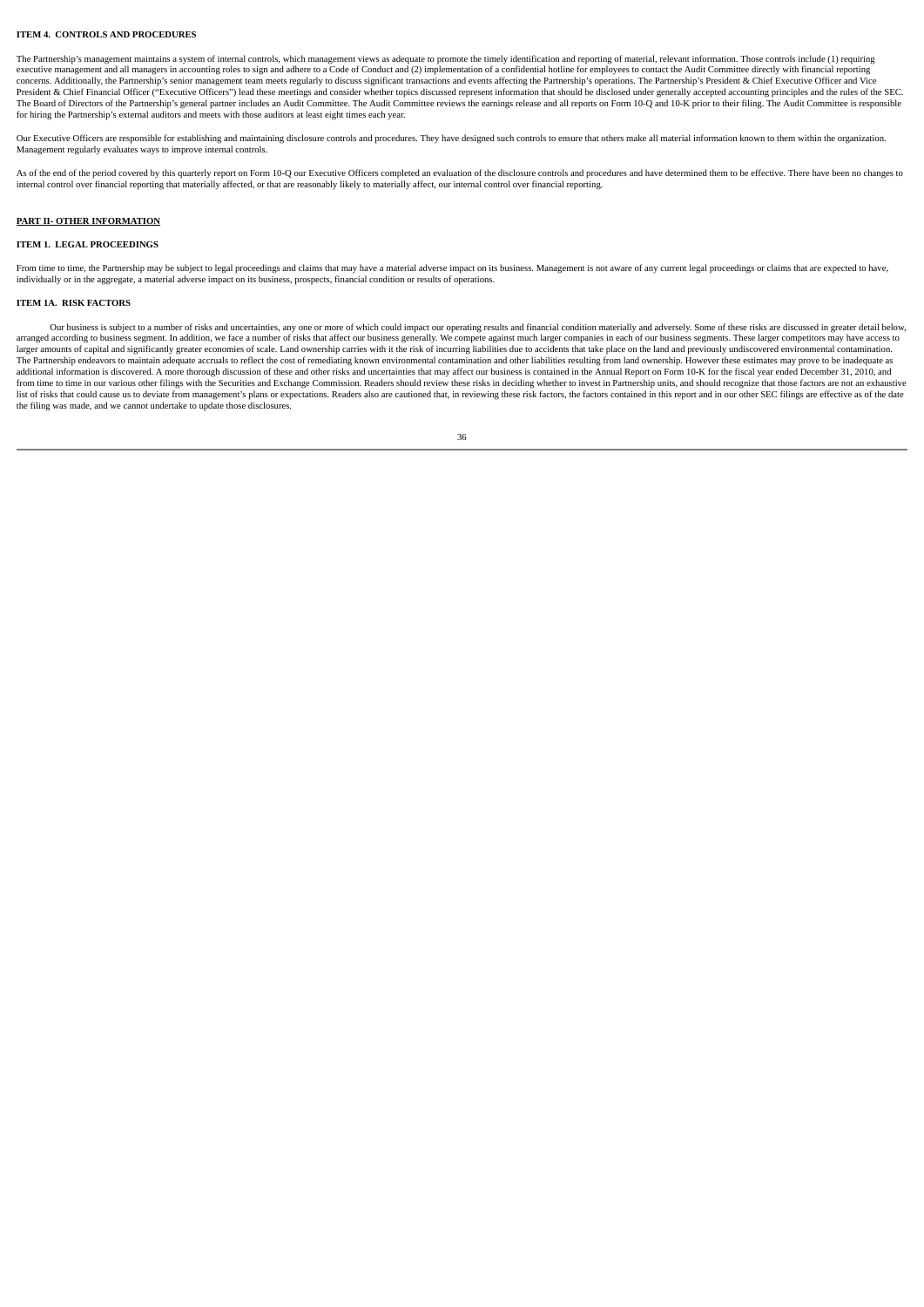**ITEM 4. CONTROLS AND PROCEDURES**

The Partnership's management maintains a system of internal controls, which management views as adequate to promote the timely identification and reporting of material, relevant information. Those controls include (1) requiring executive management and all managers in accounting roles to sign and adhere to a Code of Conduct and (2) implementation of a confidential hotline for employees to contact the Audit Committee directly with financial reporting concerns. Additionally, the Partnership's senior management team meets regularly to discuss significant transactions and events affecting the Partnership's operations. The Partnership's President & Chief Executive Officer and Vice President & Chief Financial Officer ("Executive Officers") lead these meetings and consider whether topics discussed represent information that should be disclosed under generally accepted accounting principles and the rules of the SEC. The Board of Directors of the Partnership's general partner includes an Audit Committee. The Audit Committee reviews the earnings release and all reports on Form 10-Q and 10-K prior to their filing. The Audit Committee is responsible for hiring the Partnership's external auditors and meets with those auditors at least eight times each year.

Our Executive Officers are responsible for establishing and maintaining disclosure controls and procedures. They have designed such controls to ensure that others make all material information known to them within the organization. Management regularly evaluates ways to improve internal controls.

As of the end of the period covered by this quarterly report on Form 10-Q our Executive Officers completed an evaluation of the disclosure controls and procedures and have determined them to be effective. There have been no changes to internal control over financial reporting that materially affected, or that are reasonably likely to materially affect, our internal control over financial reporting.

**PART II- OTHER INFORMATION**

**ITEM 1. LEGAL PROCEEDINGS**

From time to time, the Partnership may be subject to legal proceedings and claims that may have a material adverse impact on its business. Management is not aware of any current legal proceedings or claims that are expected to have, individually or in the aggregate, a material adverse impact on its business, prospects, financial condition or results of operations.

**ITEM 1A. RISK FACTORS**

Our business is subject to a number of risks and uncertainties, any one or more of which could impact our operating results and financial condition materially and adversely. Some of these risks are discussed in greater detail below, arranged according to business segment. In addition, we face a number of risks that affect our business generally. We compete against much larger companies in each of our business segments. These larger competitors may have access to larger amounts of capital and significantly greater economies of scale. Land ownership carries with it the risk of incurring liabilities due to accidents that take place on the land and previously undiscovered environmental contamination. The Partnership endeavors to maintain adequate accruals to reflect the cost of remediating known environmental contamination and other liabilities resulting from land ownership. However these estimates may prove to be inadequate as additional information is discovered. A more thorough discussion of these and other risks and uncertainties that may affect our business is contained in the Annual Report on Form 10-K for the fiscal year ended December 31, 2010, and from time to time in our various other filings with the Securities and Exchange Commission. Readers should review these risks in deciding whether to invest in Partnership units, and should recognize that those factors are not an exhaustive list of risks that could cause us to deviate from management's plans or expectations. Readers also are cautioned that, in reviewing these risk factors, the factors contained in this report and in our other SEC filings are effective as of the date the filing was made, and we cannot undertake to update those disclosures.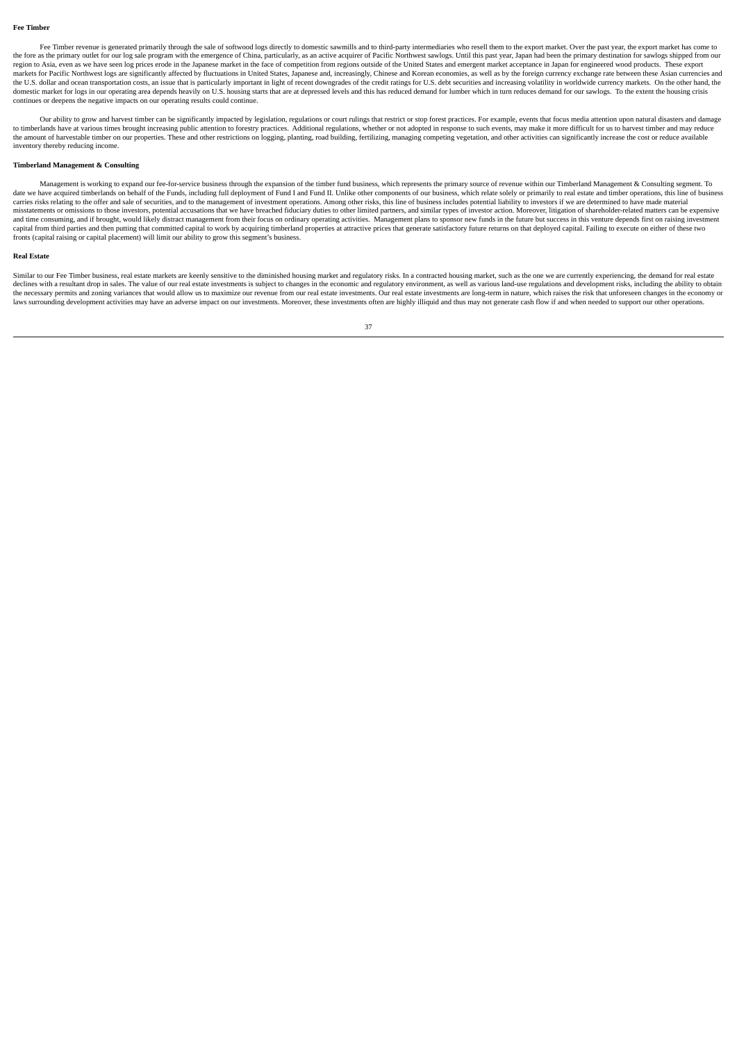**Fee Timber**

Fee Timber revenue is generated primarily through the sale of softwood logs directly to domestic sawmills and to third-party intermediaries who resell them to the export market. Over the past year, the export market has come to the fore as the primary outlet for our log sale program with the emergence of China, particularly, as an active acquirer of Pacific Northwest sawlogs. Until this past year, Japan had been the primary destination for sawlogs shipped from our region to Asia, even as we have seen log prices erode in the Japanese market in the face of competition from regions outside of the United States and emergent market acceptance in Japan for engineered wood products. These export markets for Pacific Northwest logs are significantly affected by fluctuations in United States, Japanese and, increasingly, Chinese and Korean economies, as well as by the foreign currency exchange rate between these Asian currencies and the U.S. dollar and ocean transportation costs, an issue that is particularly important in light of recent downgrades of the credit ratings for U.S. debt securities and increasing volatility in worldwide currency markets. On the other hand, the domestic market for logs in our operating area depends heavily on U.S. housing starts that are at depressed levels and this has reduced demand for lumber which in turn reduces demand for our sawlogs. To the extent the housing crisis continues or deepens the negative impacts on our operating results could continue.

Our ability to grow and harvest timber can be significantly impacted by legislation, regulations or court rulings that restrict or stop forest practices. For example, events that focus media attention upon natural disasters and damage to timberlands have at various times brought increasing public attention to forestry practices. Additional regulations, whether or not adopted in response to such events, may make it more difficult for us to harvest timber and may reduce the amount of harvestable timber on our properties. These and other restrictions on logging, planting, road building, fertilizing, managing competing vegetation, and other activities can significantly increase the cost or reduce available inventory thereby reducing income.

**Timberland Management & Consulting**

Management is working to expand our fee-for-service business through the expansion of the timber fund business, which represents the primary source of revenue within our Timberland Management & Consulting segment. To date we have acquired timberlands on behalf of the Funds, including full deployment of Fund I and Fund II. Unlike other components of our business, which relate solely or primarily to real estate and timber operations, this line of business carries risks relating to the offer and sale of securities, and to the management of investment operations. Among other risks, this line of business includes potential liability to investors if we are determined to have made material misstatements or omissions to those investors, potential accusations that we have breached fiduciary duties to other limited partners, and similar types of investor action. Moreover, litigation of shareholder-related matters can be expensive and time consuming, and if brought, would likely distract management from their focus on ordinary operating activities. Management plans to sponsor new funds in the future but success in this venture depends first on raising investment capital from third parties and then putting that committed capital to work by acquiring timberland properties at attractive prices that generate satisfactory future returns on that deployed capital. Failing to execute on either of these two fronts (capital raising or capital placement) will limit our ability to grow this segment's business.

**Real Estate**

Similar to our Fee Timber business, real estate markets are keenly sensitive to the diminished housing market and regulatory risks. In a contracted housing market, such as the one we are currently experiencing, the demand for real estate declines with a resultant drop in sales. The value of our real estate investments is subject to changes in the economic and regulatory environment, as well as various land-use regulations and development risks, including the ability to obtain the necessary permits and zoning variances that would allow us to maximize our revenue from our real estate investments. Our real estate investments are long-term in nature, which raises the risk that unforeseen changes in the economy or laws surrounding development activities may have an adverse impact on our investments. Moreover, these investments often are highly illiquid and thus may not generate cash flow if and when needed to support our other operations.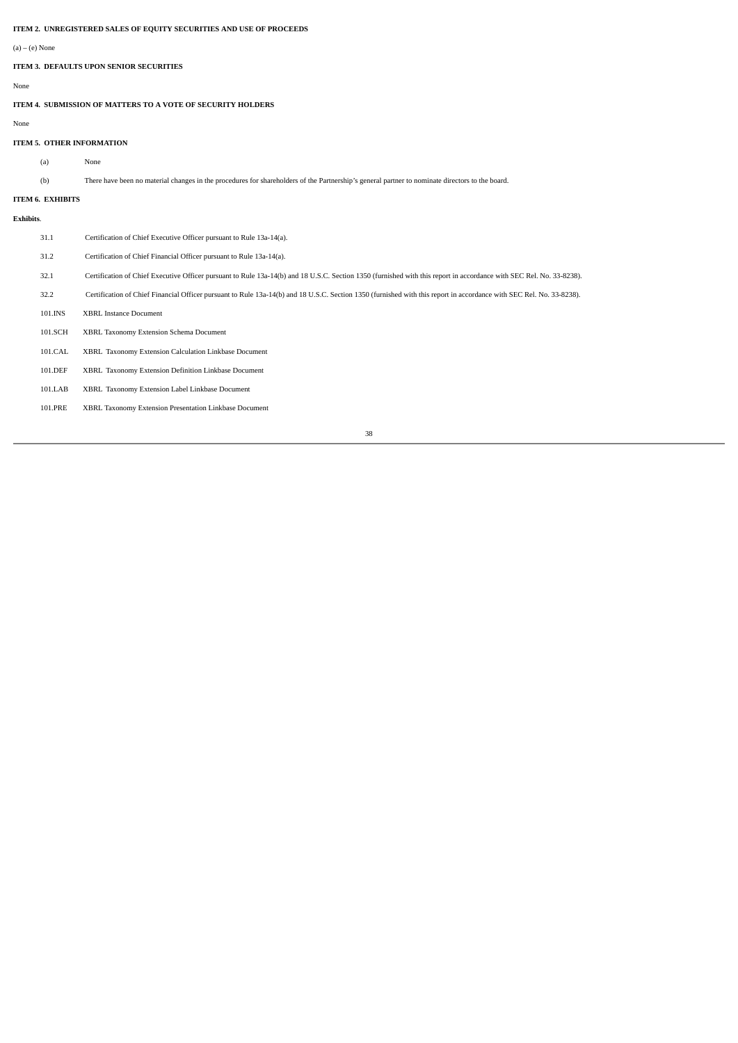**ITEM 2. UNREGISTERED SALES OF EQUITY SECURITIES AND USE OF PROCEEDS**

(a) – (e) None

**ITEM 3. DEFAULTS UPON SENIOR SECURITIES**

None

**ITEM 4. SUBMISSION OF MATTERS TO A VOTE OF SECURITY HOLDERS**

None

**ITEM 5. OTHER INFORMATION**

(a) None

(b) There have been no material changes in the procedures for shareholders of the Partnership's general partner to nominate directors to the board.

**ITEM 6. EXHIBITS**

**Exhibits**.

| | |
|---|---|
| 31.1 | Certification of Chief Executive Officer pursuant to Rule 13a-14(a). |
| 31.2 | Certification of Chief Financial Officer pursuant to Rule 13a-14(a). |
| 32.1 | Certification of Chief Executive Officer pursuant to Rule 13a-14(b) and 18 U.S.C. Section 1350 (furnished with this report in accordance with SEC Rel. No. 33-8238). |
| 32.2 | Certification of Chief Financial Officer pursuant to Rule 13a-14(b) and 18 U.S.C. Section 1350 (furnished with this report in accordance with SEC Rel. No. 33-8238). |
| 101.INS | XBRL Instance Document |
| 101.SCH | XBRL Taxonomy Extension Schema Document |
| 101.CAL | XBRL Taxonomy Extension Calculation Linkbase Document |
| 101.DEF | XBRL Taxonomy Extension Definition Linkbase Document |
| 101.LAB | XBRL Taxonomy Extension Label Linkbase Document |
| 101.PRE | XBRL Taxonomy Extension Presentation Linkbase Document |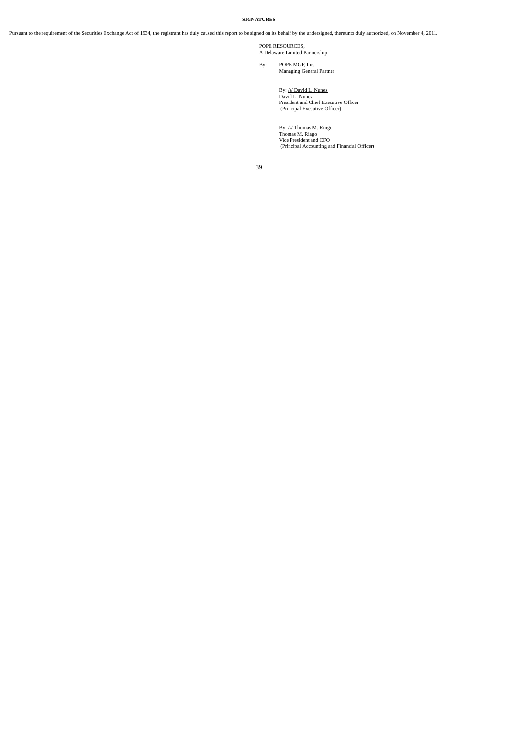**SIGNATURES**

Pursuant to the requirement of the Securities Exchange Act of 1934, the registrant has duly caused this report to be signed on its behalf by the undersigned, thereunto duly authorized, on November 4, 2011.

POPE RESOURCES,
A Delaware Limited Partnership

By: POPE MGP, Inc.
Managing General Partner

By: /s/ David L. Nunes
David L. Nunes
President and Chief Executive Officer
(Principal Executive Officer)

By: /s/ Thomas M. Ringo
Thomas M. Ringo
Vice President and CFO
(Principal Accounting and Financial Officer)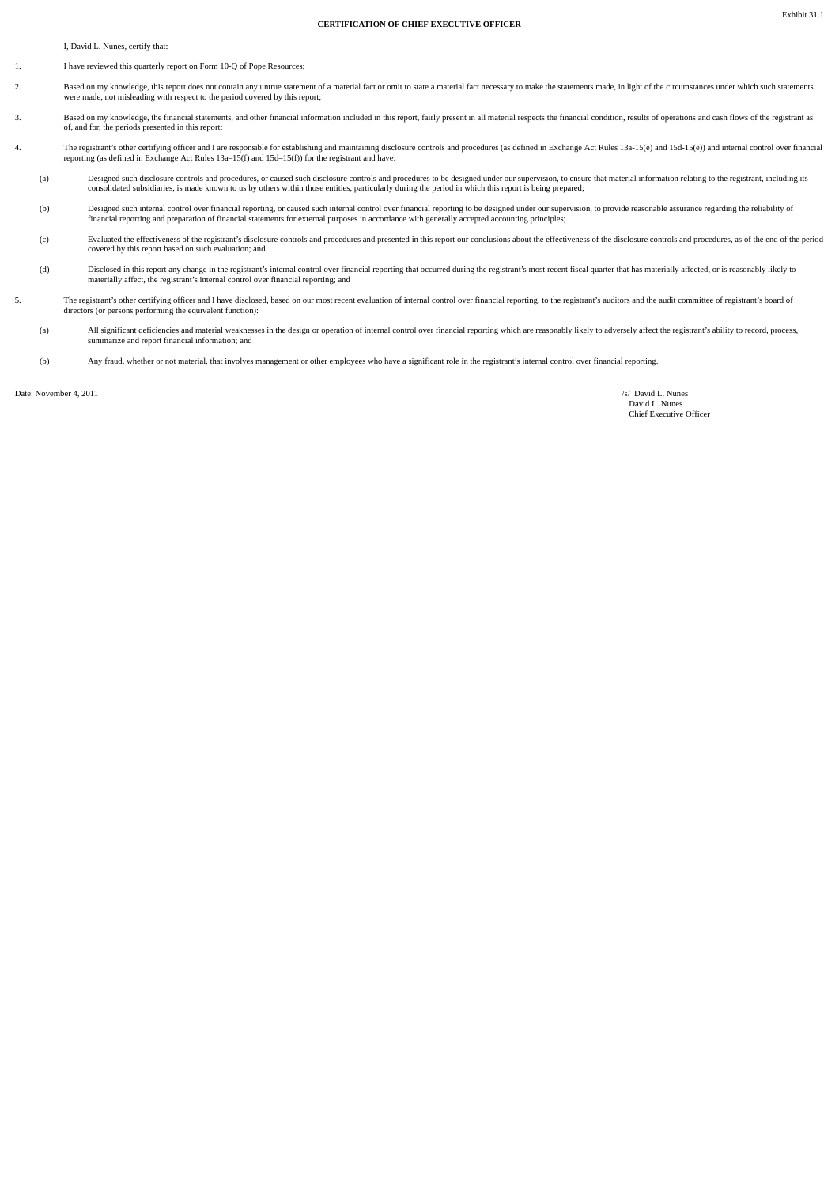Exhibit 31.1

**CERTIFICATION OF CHIEF EXECUTIVE OFFICER**

I, David L. Nunes, certify that:

1. I have reviewed this quarterly report on Form 10-Q of Pope Resources;

2. Based on my knowledge, this report does not contain any untrue statement of a material fact or omit to state a material fact necessary to make the statements made, in light of the circumstances under which such statements were made, not misleading with respect to the period covered by this report;

3. Based on my knowledge, the financial statements, and other financial information included in this report, fairly present in all material respects the financial condition, results of operations and cash flows of the registrant as of, and for, the periods presented in this report;

4. The registrant's other certifying officer and I are responsible for establishing and maintaining disclosure controls and procedures (as defined in Exchange Act Rules 13a-15(e) and 15d-15(e)) and internal control over financial reporting (as defined in Exchange Act Rules 13a–15(f) and 15d–15(f)) for the registrant and have:

   (a) Designed such disclosure controls and procedures, or caused such disclosure controls and procedures to be designed under our supervision, to ensure that material information relating to the registrant, including its consolidated subsidiaries, is made known to us by others within those entities, particularly during the period in which this report is being prepared;

   (b) Designed such internal control over financial reporting, or caused such internal control over financial reporting to be designed under our supervision, to provide reasonable assurance regarding the reliability of financial reporting and preparation of financial statements for external purposes in accordance with generally accepted accounting principles;

   (c) Evaluated the effectiveness of the registrant's disclosure controls and procedures and presented in this report our conclusions about the effectiveness of the disclosure controls and procedures, as of the end of the period covered by this report based on such evaluation; and

   (d) Disclosed in this report any change in the registrant's internal control over financial reporting that occurred during the registrant's most recent fiscal quarter that has materially affected, or is reasonably likely to materially affect, the registrant's internal control over financial reporting; and

5. The registrant's other certifying officer and I have disclosed, based on our most recent evaluation of internal control over financial reporting, to the registrant's auditors and the audit committee of registrant's board of directors (or persons performing the equivalent function):

   (a) All significant deficiencies and material weaknesses in the design or operation of internal control over financial reporting which are reasonably likely to adversely affect the registrant's ability to record, process, summarize and report financial information; and

   (b) Any fraud, whether or not material, that involves management or other employees who have a significant role in the registrant's internal control over financial reporting.

Date: November 4, 2011

/s/ David L. Nunes
David L. Nunes
Chief Executive Officer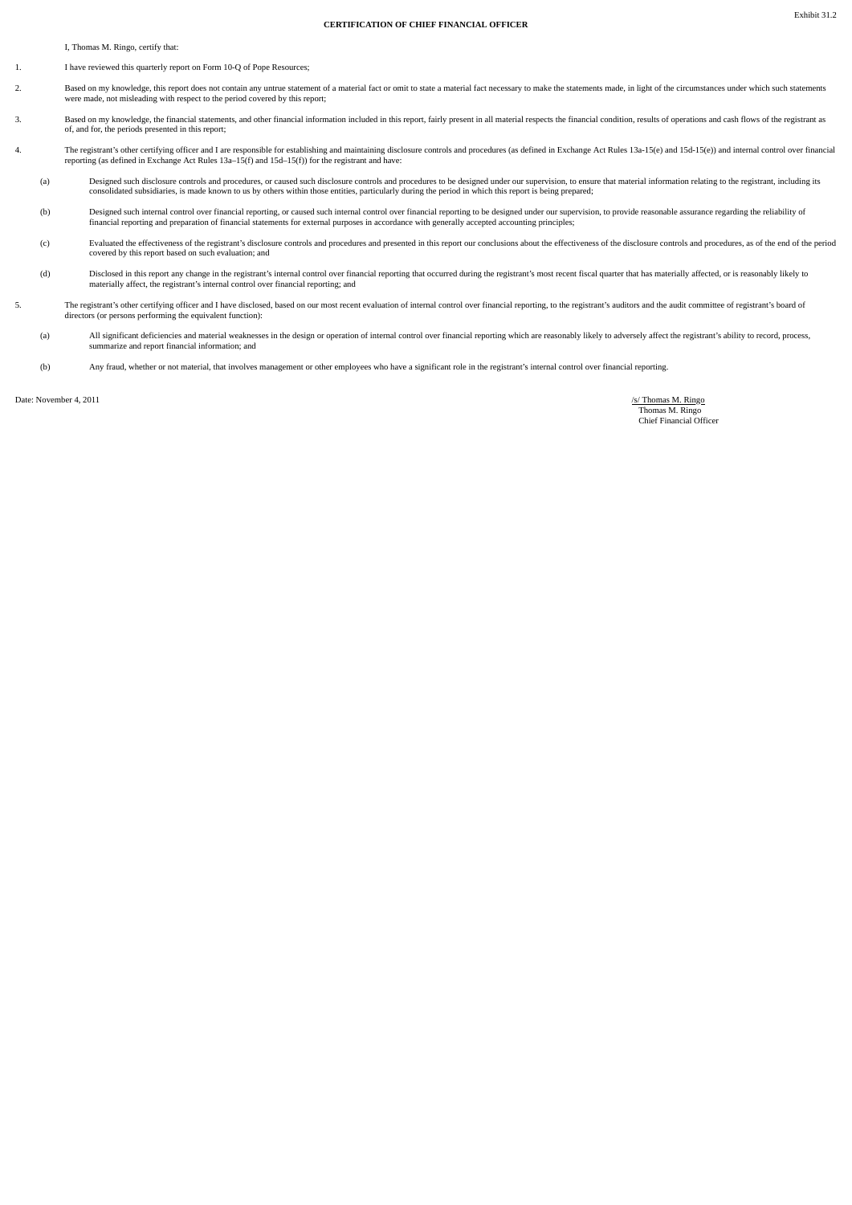Exhibit 31.2

**CERTIFICATION OF CHIEF FINANCIAL OFFICER**

I, Thomas M. Ringo, certify that:

1. I have reviewed this quarterly report on Form 10-Q of Pope Resources;

2. Based on my knowledge, this report does not contain any untrue statement of a material fact or omit to state a material fact necessary to make the statements made, in light of the circumstances under which such statements were made, not misleading with respect to the period covered by this report;

3. Based on my knowledge, the financial statements, and other financial information included in this report, fairly present in all material respects the financial condition, results of operations and cash flows of the registrant as of, and for, the periods presented in this report;

4. The registrant's other certifying officer and I are responsible for establishing and maintaining disclosure controls and procedures (as defined in Exchange Act Rules 13a-15(e) and 15d-15(e)) and internal control over financial reporting (as defined in Exchange Act Rules 13a–15(f) and 15d–15(f)) for the registrant and have:

   (a) Designed such disclosure controls and procedures, or caused such disclosure controls and procedures to be designed under our supervision, to ensure that material information relating to the registrant, including its consolidated subsidiaries, is made known to us by others within those entities, particularly during the period in which this report is being prepared;

   (b) Designed such internal control over financial reporting, or caused such internal control over financial reporting to be designed under our supervision, to provide reasonable assurance regarding the reliability of financial reporting and preparation of financial statements for external purposes in accordance with generally accepted accounting principles;

   (c) Evaluated the effectiveness of the registrant's disclosure controls and procedures and presented in this report our conclusions about the effectiveness of the disclosure controls and procedures, as of the end of the period covered by this report based on such evaluation; and

   (d) Disclosed in this report any change in the registrant's internal control over financial reporting that occurred during the registrant's most recent fiscal quarter that has materially affected, or is reasonably likely to materially affect, the registrant's internal control over financial reporting; and

5. The registrant's other certifying officer and I have disclosed, based on our most recent evaluation of internal control over financial reporting, to the registrant's auditors and the audit committee of registrant's board of directors (or persons performing the equivalent function):

   (a) All significant deficiencies and material weaknesses in the design or operation of internal control over financial reporting which are reasonably likely to adversely affect the registrant's ability to record, process, summarize and report financial information; and

   (b) Any fraud, whether or not material, that involves management or other employees who have a significant role in the registrant's internal control over financial reporting.

Date: November 4, 2011

/s/ Thomas M. Ringo
Thomas M. Ringo
Chief Financial Officer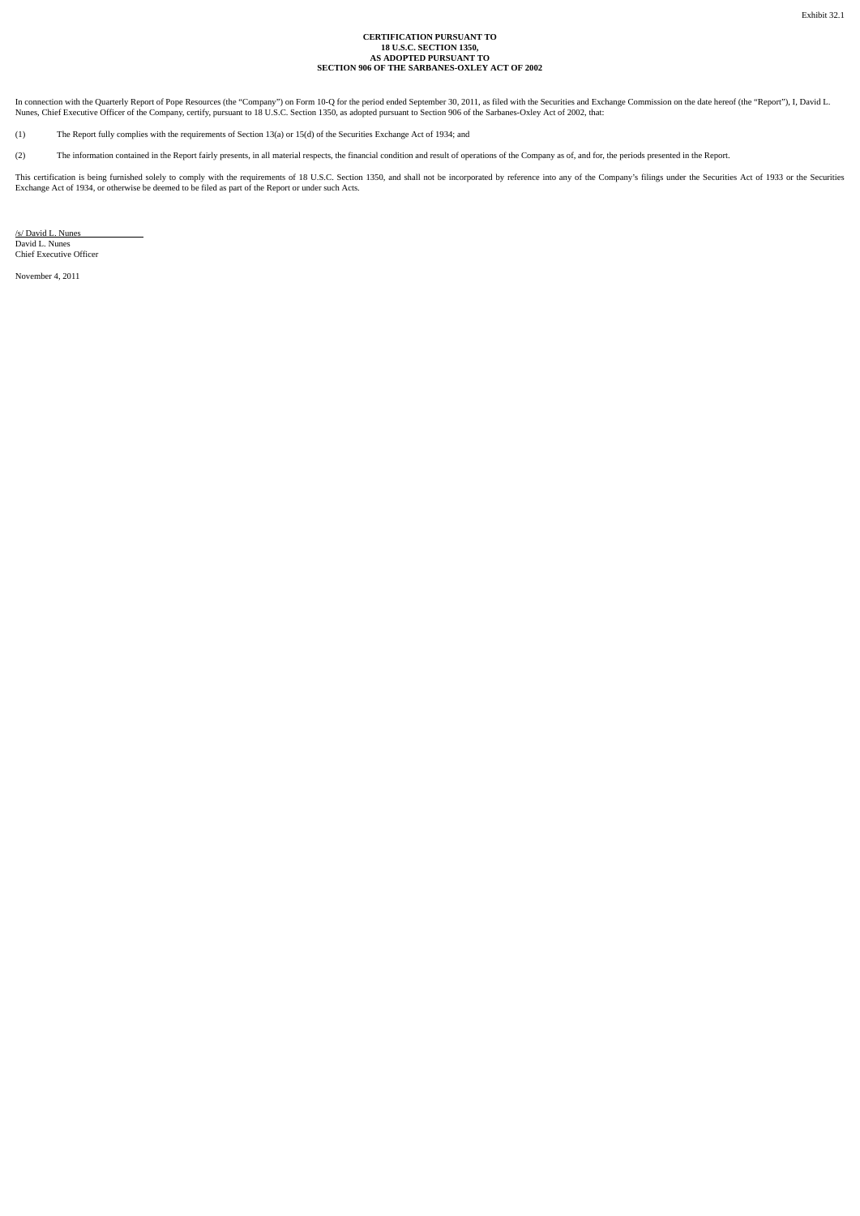Exhibit 32.1

**CERTIFICATION PURSUANT TO**
**18 U.S.C. SECTION 1350,**
**AS ADOPTED PURSUANT TO**
**SECTION 906 OF THE SARBANES-OXLEY ACT OF 2002**

In connection with the Quarterly Report of Pope Resources (the "Company") on Form 10-Q for the period ended September 30, 2011, as filed with the Securities and Exchange Commission on the date hereof (the "Report"), I, David L. Nunes, Chief Executive Officer of the Company, certify, pursuant to 18 U.S.C. Section 1350, as adopted pursuant to Section 906 of the Sarbanes-Oxley Act of 2002, that:

(1) The Report fully complies with the requirements of Section 13(a) or 15(d) of the Securities Exchange Act of 1934; and

(2) The information contained in the Report fairly presents, in all material respects, the financial condition and result of operations of the Company as of, and for, the periods presented in the Report.

This certification is being furnished solely to comply with the requirements of 18 U.S.C. Section 1350, and shall not be incorporated by reference into any of the Company's filings under the Securities Act of 1933 or the Securities Exchange Act of 1934, or otherwise be deemed to be filed as part of the Report or under such Acts.

/s/ David L. Nunes
David L. Nunes
Chief Executive Officer

November 4, 2011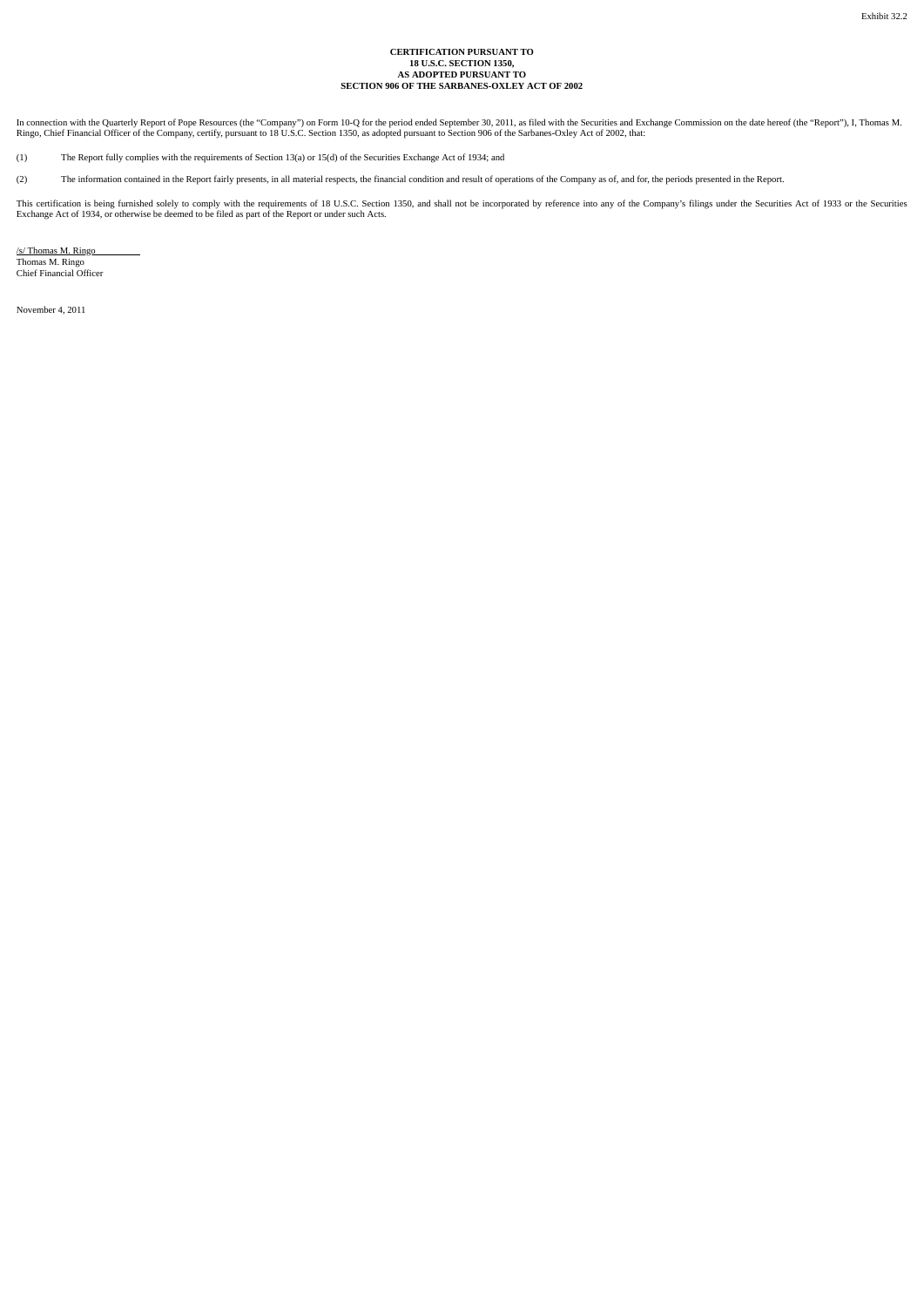Exhibit 32.2

**CERTIFICATION PURSUANT TO**
**18 U.S.C. SECTION 1350,**
**AS ADOPTED PURSUANT TO**
**SECTION 906 OF THE SARBANES-OXLEY ACT OF 2002**

In connection with the Quarterly Report of Pope Resources (the "Company") on Form 10-Q for the period ended September 30, 2011, as filed with the Securities and Exchange Commission on the date hereof (the "Report"), I, Thomas M. Ringo, Chief Financial Officer of the Company, certify, pursuant to 18 U.S.C. Section 1350, as adopted pursuant to Section 906 of the Sarbanes-Oxley Act of 2002, that:

(1) The Report fully complies with the requirements of Section 13(a) or 15(d) of the Securities Exchange Act of 1934; and

(2) The information contained in the Report fairly presents, in all material respects, the financial condition and result of operations of the Company as of, and for, the periods presented in the Report.

This certification is being furnished solely to comply with the requirements of 18 U.S.C. Section 1350, and shall not be incorporated by reference into any of the Company's filings under the Securities Act of 1933 or the Securities Exchange Act of 1934, or otherwise be deemed to be filed as part of the Report or under such Acts.

/s/ Thomas M. Ringo
Thomas M. Ringo
Chief Financial Officer

November 4, 2011